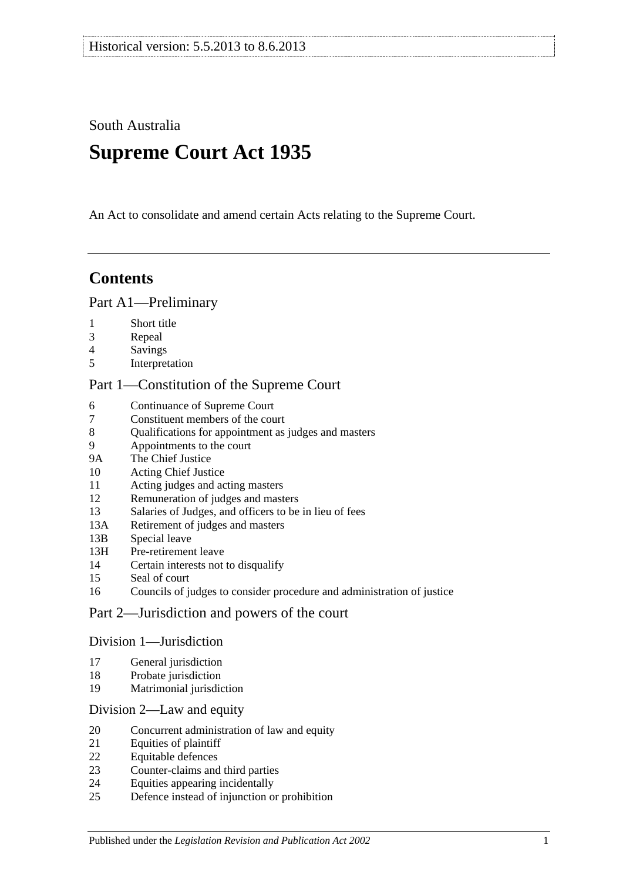Historical version: 5.5.2013 to 8.6.2013

South Australia

# Supreme Court Act 1935

An Act to consolidate and amend certain Acts relating to the Supreme Court.

## Contents

### Part A1—Preliminary

1 Short title
3 Repeal
4 Savings
5 Interpretation

### Part 1—Constitution of the Supreme Court

6 Continuance of Supreme Court
7 Constituent members of the court
8 Qualifications for appointment as judges and masters
9 Appointments to the court
9A The Chief Justice
10 Acting Chief Justice
11 Acting judges and acting masters
12 Remuneration of judges and masters
13 Salaries of Judges, and officers to be in lieu of fees
13A Retirement of judges and masters
13B Special leave
13H Pre-retirement leave
14 Certain interests not to disqualify
15 Seal of court
16 Councils of judges to consider procedure and administration of justice

### Part 2—Jurisdiction and powers of the court

#### Division 1—Jurisdiction

17 General jurisdiction
18 Probate jurisdiction
19 Matrimonial jurisdiction

#### Division 2—Law and equity

20 Concurrent administration of law and equity
21 Equities of plaintiff
22 Equitable defences
23 Counter-claims and third parties
24 Equities appearing incidentally
25 Defence instead of injunction or prohibition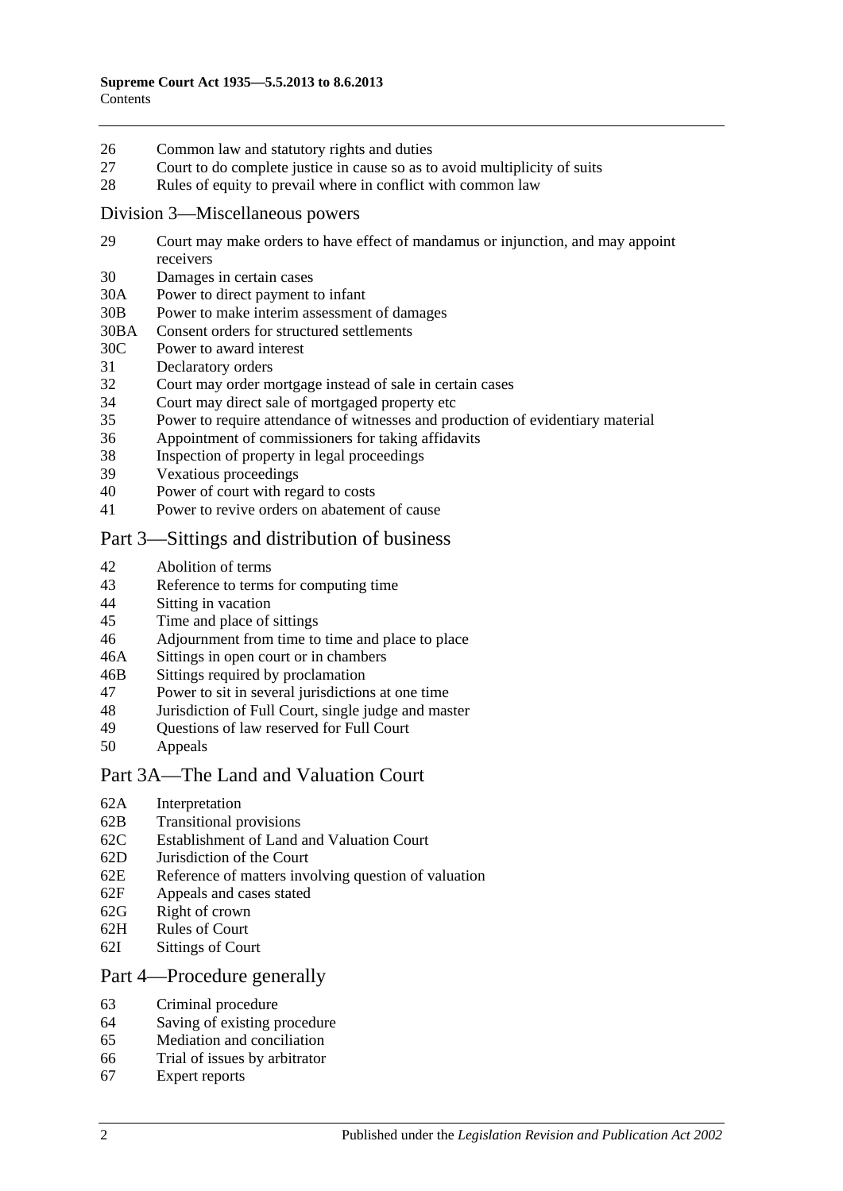26 Common law and statutory rights and duties
27 Court to do complete justice in cause so as to avoid multiplicity of suits
28 Rules of equity to prevail where in conflict with common law

## Division 3—Miscellaneous powers

29 Court may make orders to have effect of mandamus or injunction, and may appoint receivers
30 Damages in certain cases
30A Power to direct payment to infant
30B Power to make interim assessment of damages
30BA Consent orders for structured settlements
30C Power to award interest
31 Declaratory orders
32 Court may order mortgage instead of sale in certain cases
34 Court may direct sale of mortgaged property etc
35 Power to require attendance of witnesses and production of evidentiary material
36 Appointment of commissioners for taking affidavits
38 Inspection of property in legal proceedings
39 Vexatious proceedings
40 Power of court with regard to costs
41 Power to revive orders on abatement of cause

## Part 3—Sittings and distribution of business

42 Abolition of terms
43 Reference to terms for computing time
44 Sitting in vacation
45 Time and place of sittings
46 Adjournment from time to time and place to place
46A Sittings in open court or in chambers
46B Sittings required by proclamation
47 Power to sit in several jurisdictions at one time
48 Jurisdiction of Full Court, single judge and master
49 Questions of law reserved for Full Court
50 Appeals

## Part 3A—The Land and Valuation Court

62A Interpretation
62B Transitional provisions
62C Establishment of Land and Valuation Court
62D Jurisdiction of the Court
62E Reference of matters involving question of valuation
62F Appeals and cases stated
62G Right of crown
62H Rules of Court
62I Sittings of Court

## Part 4—Procedure generally

63 Criminal procedure
64 Saving of existing procedure
65 Mediation and conciliation
66 Trial of issues by arbitrator
67 Expert reports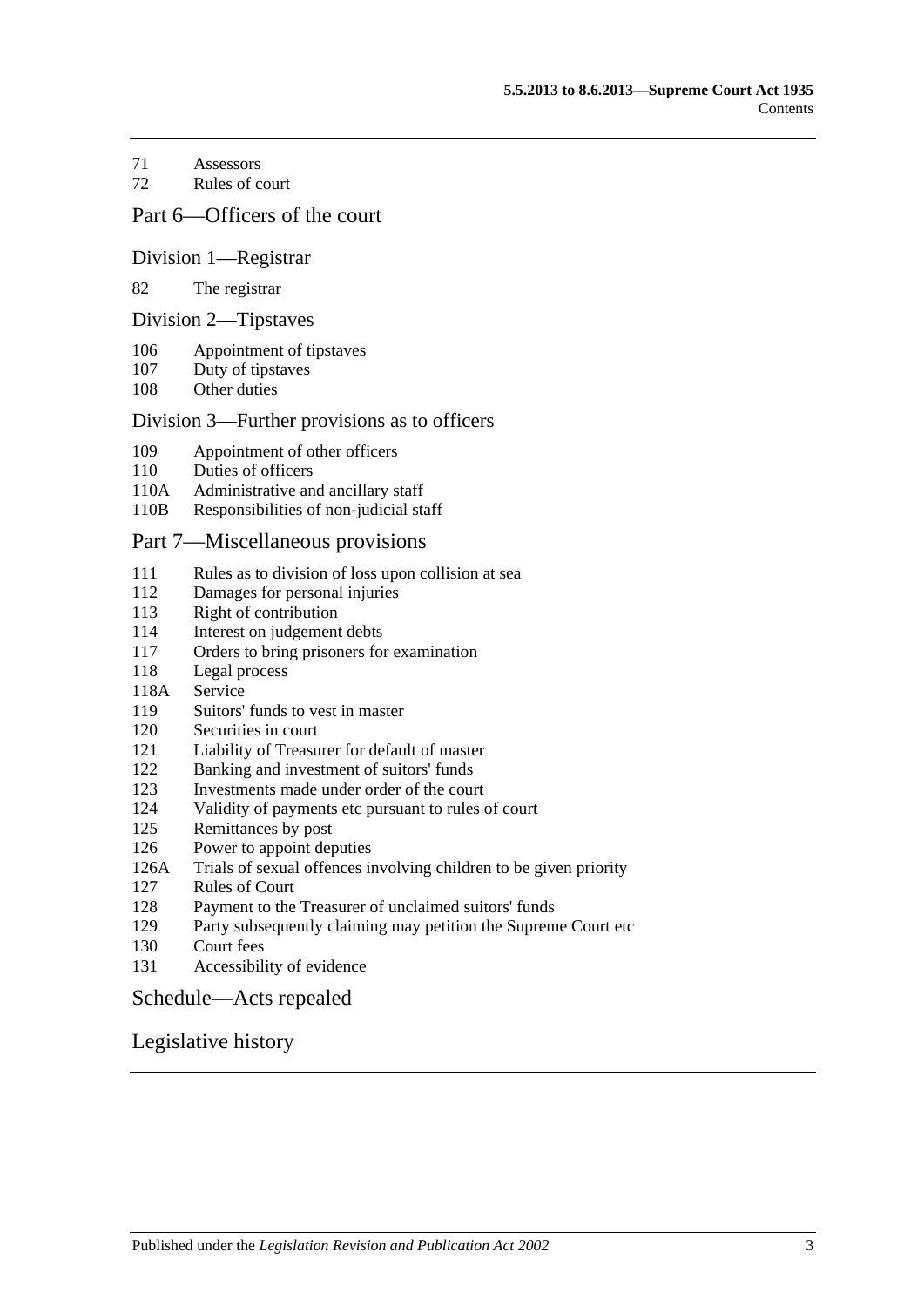71 Assessors
72 Rules of court

## Part 6—Officers of the court

### Division 1—Registrar

82 The registrar

### Division 2—Tipstaves

106 Appointment of tipstaves
107 Duty of tipstaves
108 Other duties

### Division 3—Further provisions as to officers

109 Appointment of other officers
110 Duties of officers
110A Administrative and ancillary staff
110B Responsibilities of non-judicial staff

## Part 7—Miscellaneous provisions

111 Rules as to division of loss upon collision at sea
112 Damages for personal injuries
113 Right of contribution
114 Interest on judgement debts
117 Orders to bring prisoners for examination
118 Legal process
118A Service
119 Suitors' funds to vest in master
120 Securities in court
121 Liability of Treasurer for default of master
122 Banking and investment of suitors' funds
123 Investments made under order of the court
124 Validity of payments etc pursuant to rules of court
125 Remittances by post
126 Power to appoint deputies
126A Trials of sexual offences involving children to be given priority
127 Rules of Court
128 Payment to the Treasurer of unclaimed suitors' funds
129 Party subsequently claiming may petition the Supreme Court etc
130 Court fees
131 Accessibility of evidence

## Schedule—Acts repealed

## Legislative history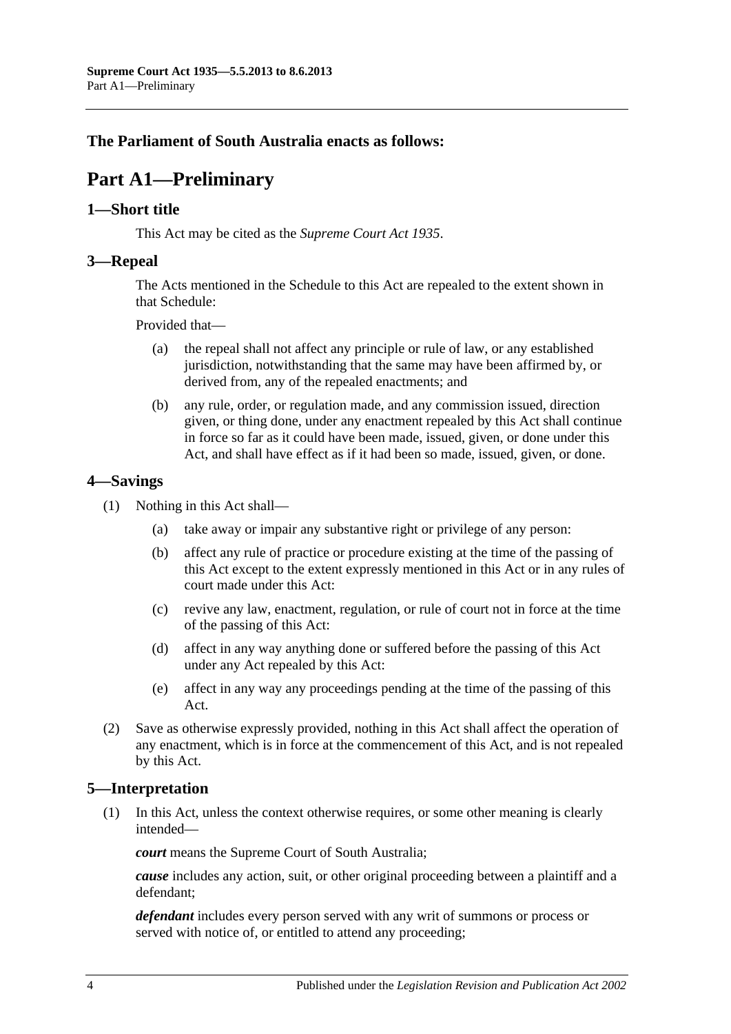**The Parliament of South Australia enacts as follows:**

# Part A1—Preliminary

## 1—Short title

This Act may be cited as the *Supreme Court Act 1935*.

## 3—Repeal

The Acts mentioned in the Schedule to this Act are repealed to the extent shown in that Schedule:

Provided that—

(a) the repeal shall not affect any principle or rule of law, or any established jurisdiction, notwithstanding that the same may have been affirmed by, or derived from, any of the repealed enactments; and

(b) any rule, order, or regulation made, and any commission issued, direction given, or thing done, under any enactment repealed by this Act shall continue in force so far as it could have been made, issued, given, or done under this Act, and shall have effect as if it had been so made, issued, given, or done.

## 4—Savings

(1) Nothing in this Act shall—

(a) take away or impair any substantive right or privilege of any person:

(b) affect any rule of practice or procedure existing at the time of the passing of this Act except to the extent expressly mentioned in this Act or in any rules of court made under this Act:

(c) revive any law, enactment, regulation, or rule of court not in force at the time of the passing of this Act:

(d) affect in any way anything done or suffered before the passing of this Act under any Act repealed by this Act:

(e) affect in any way any proceedings pending at the time of the passing of this Act.

(2) Save as otherwise expressly provided, nothing in this Act shall affect the operation of any enactment, which is in force at the commencement of this Act, and is not repealed by this Act.

## 5—Interpretation

(1) In this Act, unless the context otherwise requires, or some other meaning is clearly intended—

***court*** means the Supreme Court of South Australia;

***cause*** includes any action, suit, or other original proceeding between a plaintiff and a defendant;

***defendant*** includes every person served with any writ of summons or process or served with notice of, or entitled to attend any proceeding;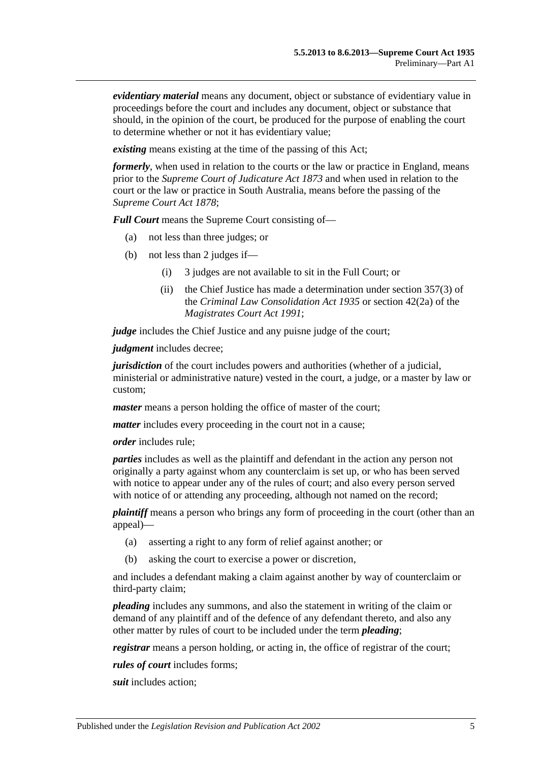***evidentiary material*** means any document, object or substance of evidentiary value in proceedings before the court and includes any document, object or substance that should, in the opinion of the court, be produced for the purpose of enabling the court to determine whether or not it has evidentiary value;

***existing*** means existing at the time of the passing of this Act;

***formerly***, when used in relation to the courts or the law or practice in England, means prior to the *Supreme Court of Judicature Act 1873* and when used in relation to the court or the law or practice in South Australia, means before the passing of the *Supreme Court Act 1878*;

***Full Court*** means the Supreme Court consisting of—

- (a) not less than three judges; or
- (b) not less than 2 judges if—
  - (i) 3 judges are not available to sit in the Full Court; or
  - (ii) the Chief Justice has made a determination under section 357(3) of the *Criminal Law Consolidation Act 1935* or section 42(2a) of the *Magistrates Court Act 1991*;

***judge*** includes the Chief Justice and any puisne judge of the court;

***judgment*** includes decree;

***jurisdiction*** of the court includes powers and authorities (whether of a judicial, ministerial or administrative nature) vested in the court, a judge, or a master by law or custom;

***master*** means a person holding the office of master of the court;

***matter*** includes every proceeding in the court not in a cause;

***order*** includes rule;

***parties*** includes as well as the plaintiff and defendant in the action any person not originally a party against whom any counterclaim is set up, or who has been served with notice to appear under any of the rules of court; and also every person served with notice of or attending any proceeding, although not named on the record;

***plaintiff*** means a person who brings any form of proceeding in the court (other than an appeal)—

- (a) asserting a right to any form of relief against another; or
- (b) asking the court to exercise a power or discretion,

and includes a defendant making a claim against another by way of counterclaim or third-party claim;

***pleading*** includes any summons, and also the statement in writing of the claim or demand of any plaintiff and of the defence of any defendant thereto, and also any other matter by rules of court to be included under the term ***pleading***;

***registrar*** means a person holding, or acting in, the office of registrar of the court;

***rules of court*** includes forms;

***suit*** includes action;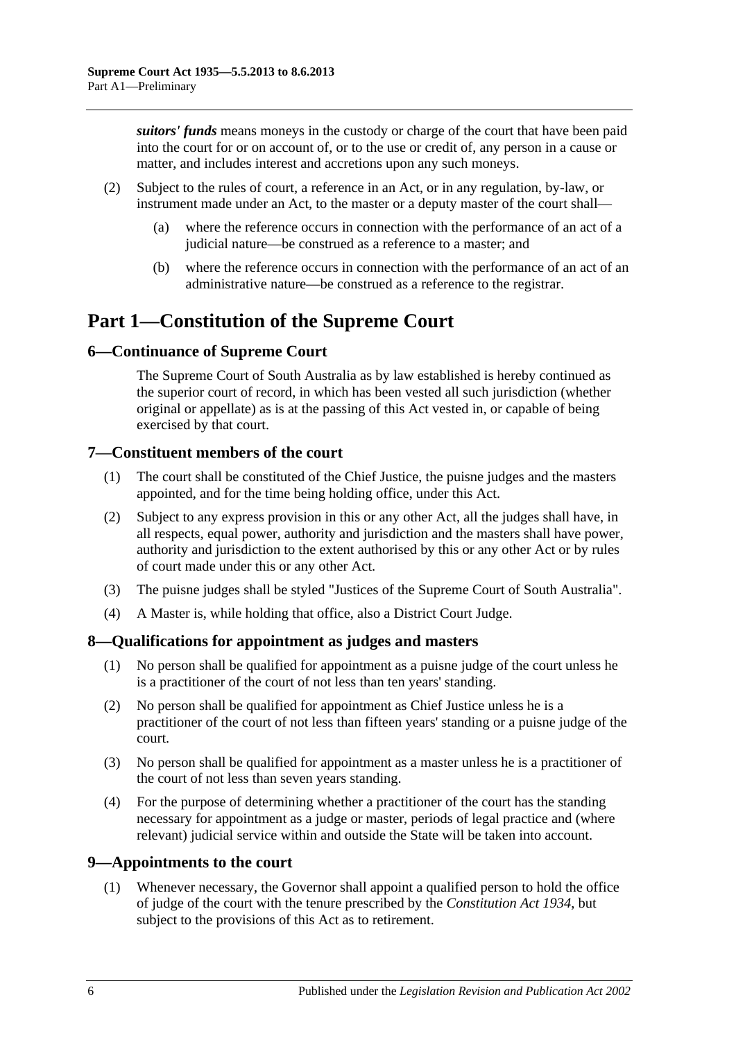***suitors' funds*** means moneys in the custody or charge of the court that have been paid into the court for or on account of, or to the use or credit of, any person in a cause or matter, and includes interest and accretions upon any such moneys.

(2) Subject to the rules of court, a reference in an Act, or in any regulation, by-law, or instrument made under an Act, to the master or a deputy master of the court shall—

(a) where the reference occurs in connection with the performance of an act of a judicial nature—be construed as a reference to a master; and

(b) where the reference occurs in connection with the performance of an act of an administrative nature—be construed as a reference to the registrar.

# Part 1—Constitution of the Supreme Court

## 6—Continuance of Supreme Court

The Supreme Court of South Australia as by law established is hereby continued as the superior court of record, in which has been vested all such jurisdiction (whether original or appellate) as is at the passing of this Act vested in, or capable of being exercised by that court.

## 7—Constituent members of the court

(1) The court shall be constituted of the Chief Justice, the puisne judges and the masters appointed, and for the time being holding office, under this Act.

(2) Subject to any express provision in this or any other Act, all the judges shall have, in all respects, equal power, authority and jurisdiction and the masters shall have power, authority and jurisdiction to the extent authorised by this or any other Act or by rules of court made under this or any other Act.

(3) The puisne judges shall be styled "Justices of the Supreme Court of South Australia".

(4) A Master is, while holding that office, also a District Court Judge.

## 8—Qualifications for appointment as judges and masters

(1) No person shall be qualified for appointment as a puisne judge of the court unless he is a practitioner of the court of not less than ten years' standing.

(2) No person shall be qualified for appointment as Chief Justice unless he is a practitioner of the court of not less than fifteen years' standing or a puisne judge of the court.

(3) No person shall be qualified for appointment as a master unless he is a practitioner of the court of not less than seven years standing.

(4) For the purpose of determining whether a practitioner of the court has the standing necessary for appointment as a judge or master, periods of legal practice and (where relevant) judicial service within and outside the State will be taken into account.

## 9—Appointments to the court

(1) Whenever necessary, the Governor shall appoint a qualified person to hold the office of judge of the court with the tenure prescribed by the *Constitution Act 1934*, but subject to the provisions of this Act as to retirement.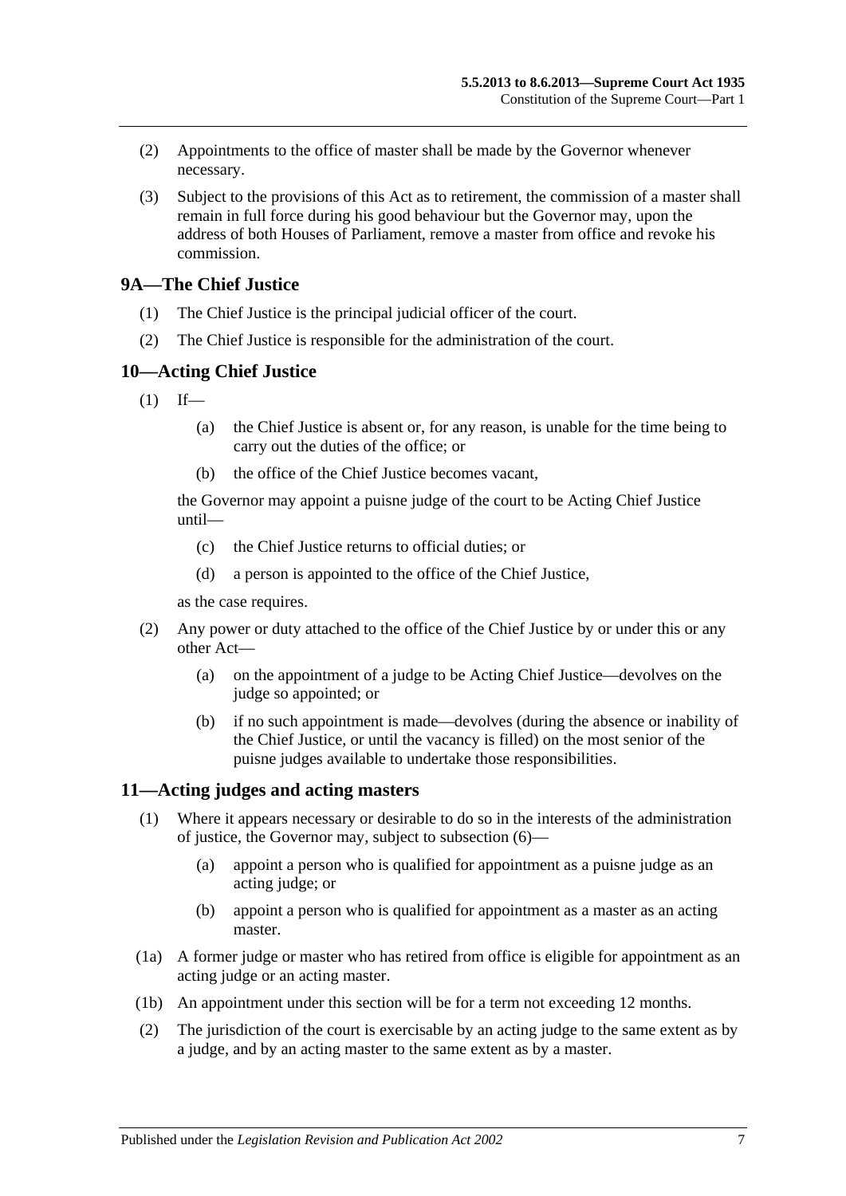(2) Appointments to the office of master shall be made by the Governor whenever necessary.

(3) Subject to the provisions of this Act as to retirement, the commission of a master shall remain in full force during his good behaviour but the Governor may, upon the address of both Houses of Parliament, remove a master from office and revoke his commission.

## 9A—The Chief Justice

(1) The Chief Justice is the principal judicial officer of the court.

(2) The Chief Justice is responsible for the administration of the court.

## 10—Acting Chief Justice

(1) If—

(a) the Chief Justice is absent or, for any reason, is unable for the time being to carry out the duties of the office; or

(b) the office of the Chief Justice becomes vacant,

the Governor may appoint a puisne judge of the court to be Acting Chief Justice until—

(c) the Chief Justice returns to official duties; or

(d) a person is appointed to the office of the Chief Justice,

as the case requires.

(2) Any power or duty attached to the office of the Chief Justice by or under this or any other Act—

(a) on the appointment of a judge to be Acting Chief Justice—devolves on the judge so appointed; or

(b) if no such appointment is made—devolves (during the absence or inability of the Chief Justice, or until the vacancy is filled) on the most senior of the puisne judges available to undertake those responsibilities.

## 11—Acting judges and acting masters

(1) Where it appears necessary or desirable to do so in the interests of the administration of justice, the Governor may, subject to subsection (6)—

(a) appoint a person who is qualified for appointment as a puisne judge as an acting judge; or

(b) appoint a person who is qualified for appointment as a master as an acting master.

(1a) A former judge or master who has retired from office is eligible for appointment as an acting judge or an acting master.

(1b) An appointment under this section will be for a term not exceeding 12 months.

(2) The jurisdiction of the court is exercisable by an acting judge to the same extent as by a judge, and by an acting master to the same extent as by a master.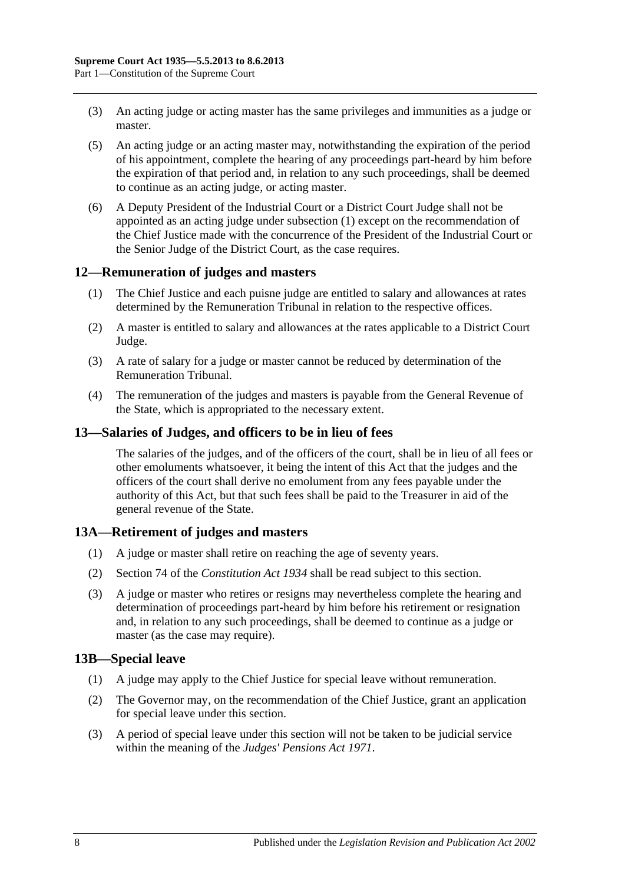(3) An acting judge or acting master has the same privileges and immunities as a judge or master.

(5) An acting judge or an acting master may, notwithstanding the expiration of the period of his appointment, complete the hearing of any proceedings part-heard by him before the expiration of that period and, in relation to any such proceedings, shall be deemed to continue as an acting judge, or acting master.

(6) A Deputy President of the Industrial Court or a District Court Judge shall not be appointed as an acting judge under subsection (1) except on the recommendation of the Chief Justice made with the concurrence of the President of the Industrial Court or the Senior Judge of the District Court, as the case requires.

## 12—Remuneration of judges and masters

(1) The Chief Justice and each puisne judge are entitled to salary and allowances at rates determined by the Remuneration Tribunal in relation to the respective offices.

(2) A master is entitled to salary and allowances at the rates applicable to a District Court Judge.

(3) A rate of salary for a judge or master cannot be reduced by determination of the Remuneration Tribunal.

(4) The remuneration of the judges and masters is payable from the General Revenue of the State, which is appropriated to the necessary extent.

## 13—Salaries of Judges, and officers to be in lieu of fees

The salaries of the judges, and of the officers of the court, shall be in lieu of all fees or other emoluments whatsoever, it being the intent of this Act that the judges and the officers of the court shall derive no emolument from any fees payable under the authority of this Act, but that such fees shall be paid to the Treasurer in aid of the general revenue of the State.

## 13A—Retirement of judges and masters

(1) A judge or master shall retire on reaching the age of seventy years.

(2) Section 74 of the *Constitution Act 1934* shall be read subject to this section.

(3) A judge or master who retires or resigns may nevertheless complete the hearing and determination of proceedings part-heard by him before his retirement or resignation and, in relation to any such proceedings, shall be deemed to continue as a judge or master (as the case may require).

## 13B—Special leave

(1) A judge may apply to the Chief Justice for special leave without remuneration.

(2) The Governor may, on the recommendation of the Chief Justice, grant an application for special leave under this section.

(3) A period of special leave under this section will not be taken to be judicial service within the meaning of the *Judges' Pensions Act 1971*.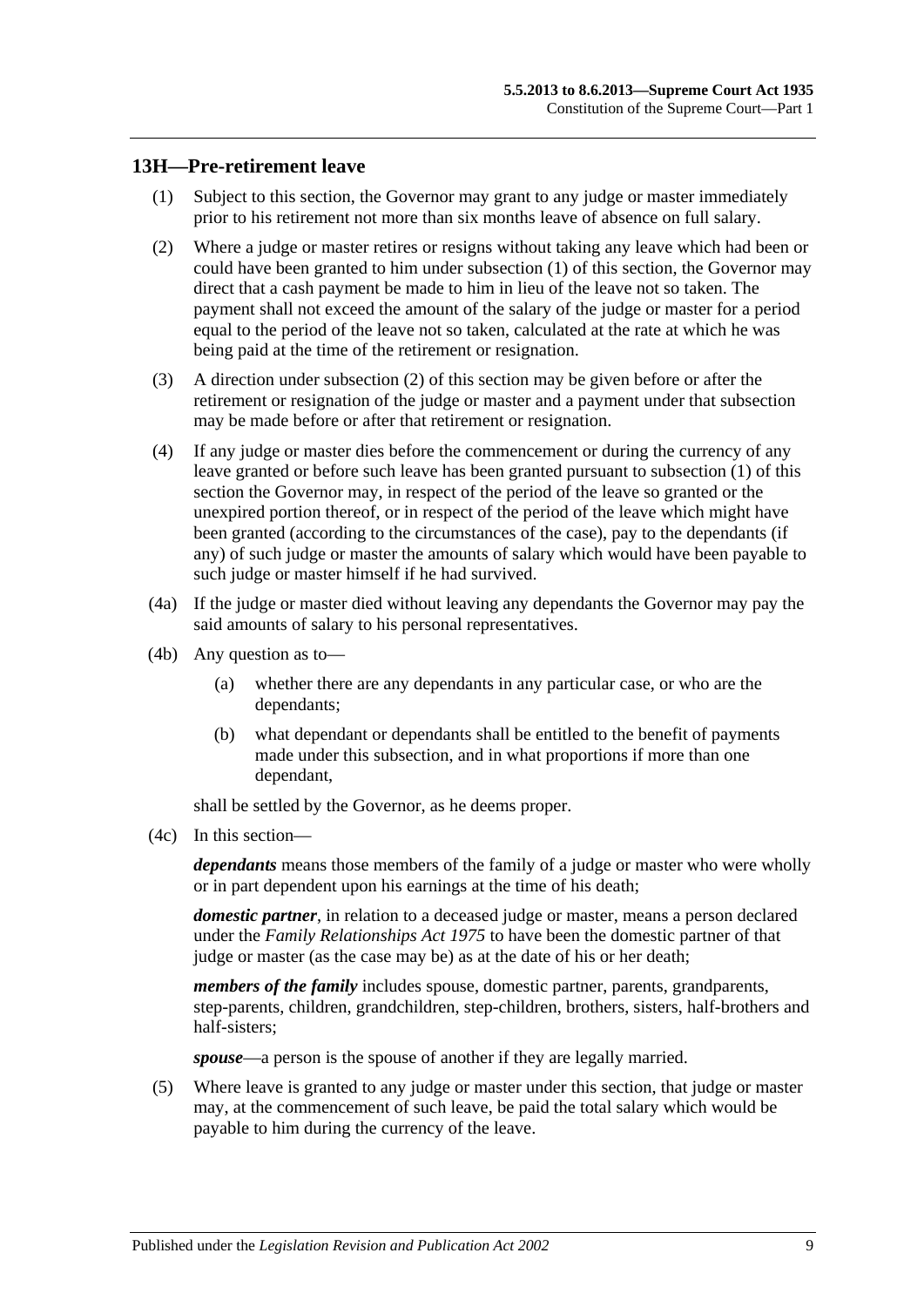## 13H—Pre-retirement leave

(1) Subject to this section, the Governor may grant to any judge or master immediately prior to his retirement not more than six months leave of absence on full salary.

(2) Where a judge or master retires or resigns without taking any leave which had been or could have been granted to him under subsection (1) of this section, the Governor may direct that a cash payment be made to him in lieu of the leave not so taken. The payment shall not exceed the amount of the salary of the judge or master for a period equal to the period of the leave not so taken, calculated at the rate at which he was being paid at the time of the retirement or resignation.

(3) A direction under subsection (2) of this section may be given before or after the retirement or resignation of the judge or master and a payment under that subsection may be made before or after that retirement or resignation.

(4) If any judge or master dies before the commencement or during the currency of any leave granted or before such leave has been granted pursuant to subsection (1) of this section the Governor may, in respect of the period of the leave so granted or the unexpired portion thereof, or in respect of the period of the leave which might have been granted (according to the circumstances of the case), pay to the dependants (if any) of such judge or master the amounts of salary which would have been payable to such judge or master himself if he had survived.

(4a) If the judge or master died without leaving any dependants the Governor may pay the said amounts of salary to his personal representatives.

(4b) Any question as to—

(a) whether there are any dependants in any particular case, or who are the dependants;

(b) what dependant or dependants shall be entitled to the benefit of payments made under this subsection, and in what proportions if more than one dependant,

shall be settled by the Governor, as he deems proper.

(4c) In this section—

***dependants*** means those members of the family of a judge or master who were wholly or in part dependent upon his earnings at the time of his death;

***domestic partner***, in relation to a deceased judge or master, means a person declared under the *Family Relationships Act 1975* to have been the domestic partner of that judge or master (as the case may be) as at the date of his or her death;

***members of the family*** includes spouse, domestic partner, parents, grandparents, step-parents, children, grandchildren, step-children, brothers, sisters, half-brothers and half-sisters;

***spouse***—a person is the spouse of another if they are legally married.

(5) Where leave is granted to any judge or master under this section, that judge or master may, at the commencement of such leave, be paid the total salary which would be payable to him during the currency of the leave.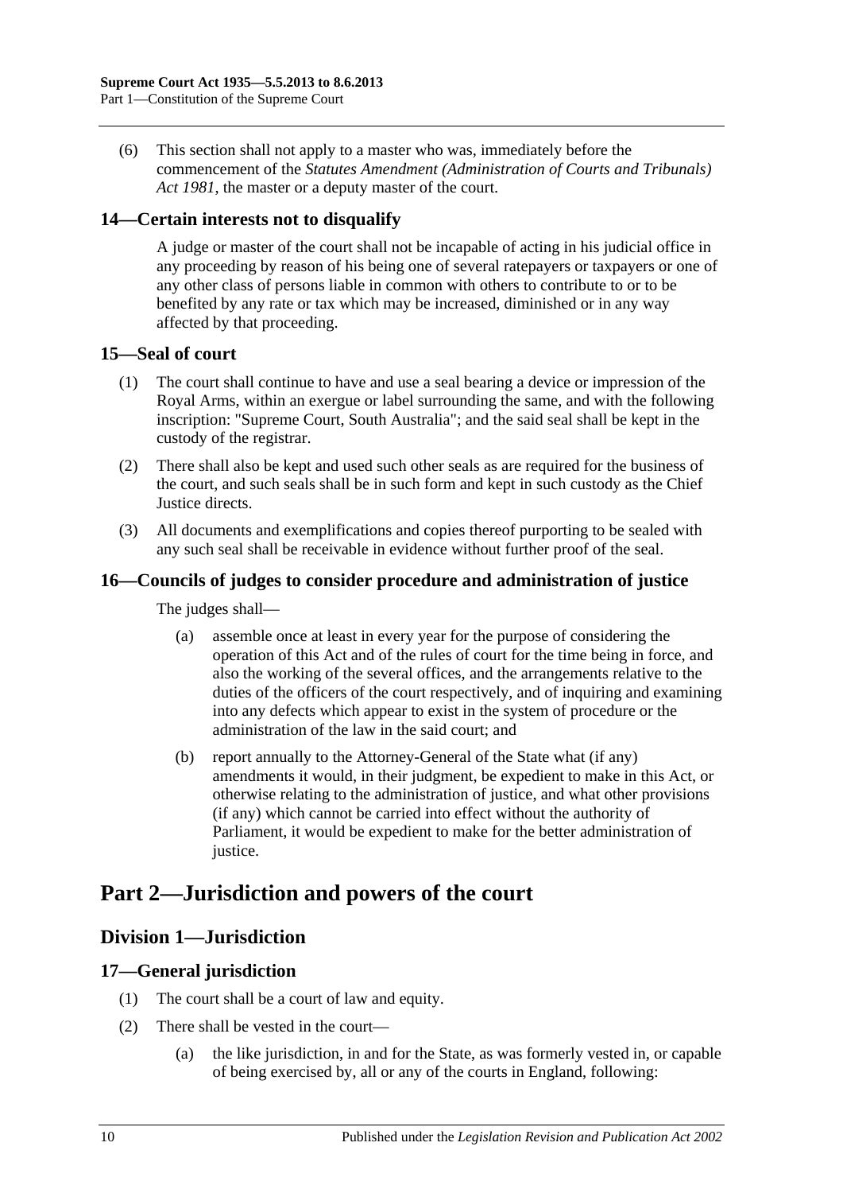(6) This section shall not apply to a master who was, immediately before the commencement of the *Statutes Amendment (Administration of Courts and Tribunals) Act 1981*, the master or a deputy master of the court.

### 14—Certain interests not to disqualify

A judge or master of the court shall not be incapable of acting in his judicial office in any proceeding by reason of his being one of several ratepayers or taxpayers or one of any other class of persons liable in common with others to contribute to or to be benefited by any rate or tax which may be increased, diminished or in any way affected by that proceeding.

### 15—Seal of court

(1) The court shall continue to have and use a seal bearing a device or impression of the Royal Arms, within an exergue or label surrounding the same, and with the following inscription: "Supreme Court, South Australia"; and the said seal shall be kept in the custody of the registrar.

(2) There shall also be kept and used such other seals as are required for the business of the court, and such seals shall be in such form and kept in such custody as the Chief Justice directs.

(3) All documents and exemplifications and copies thereof purporting to be sealed with any such seal shall be receivable in evidence without further proof of the seal.

### 16—Councils of judges to consider procedure and administration of justice

The judges shall—

(a) assemble once at least in every year for the purpose of considering the operation of this Act and of the rules of court for the time being in force, and also the working of the several offices, and the arrangements relative to the duties of the officers of the court respectively, and of inquiring and examining into any defects which appear to exist in the system of procedure or the administration of the law in the said court; and

(b) report annually to the Attorney-General of the State what (if any) amendments it would, in their judgment, be expedient to make in this Act, or otherwise relating to the administration of justice, and what other provisions (if any) which cannot be carried into effect without the authority of Parliament, it would be expedient to make for the better administration of justice.

# Part 2—Jurisdiction and powers of the court

## Division 1—Jurisdiction

### 17—General jurisdiction

(1) The court shall be a court of law and equity.

(2) There shall be vested in the court—

(a) the like jurisdiction, in and for the State, as was formerly vested in, or capable of being exercised by, all or any of the courts in England, following: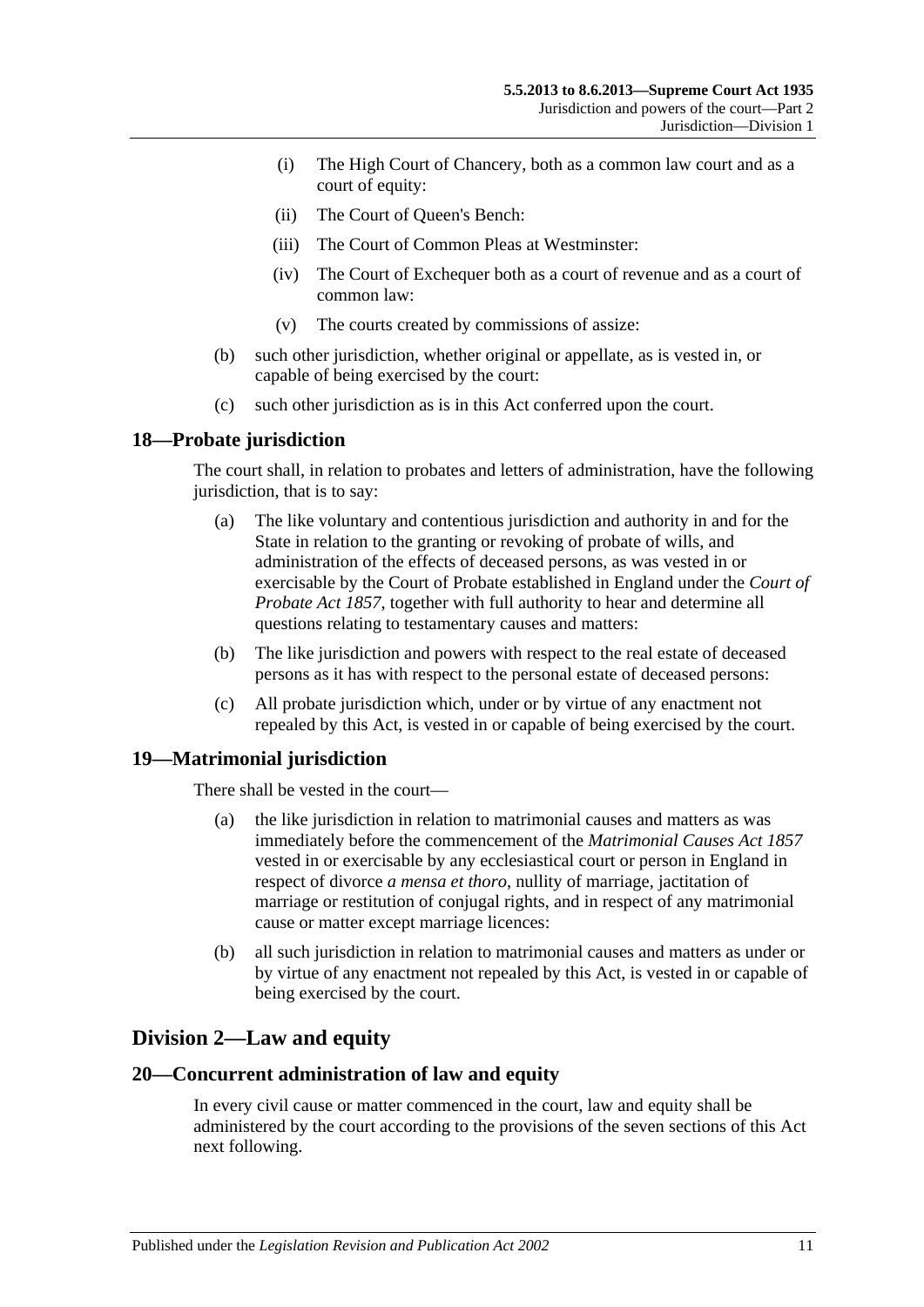(i) The High Court of Chancery, both as a common law court and as a court of equity:

(ii) The Court of Queen's Bench:

(iii) The Court of Common Pleas at Westminster:

(iv) The Court of Exchequer both as a court of revenue and as a court of common law:

(v) The courts created by commissions of assize:

(b) such other jurisdiction, whether original or appellate, as is vested in, or capable of being exercised by the court:

(c) such other jurisdiction as is in this Act conferred upon the court.

## 18—Probate jurisdiction

The court shall, in relation to probates and letters of administration, have the following jurisdiction, that is to say:

(a) The like voluntary and contentious jurisdiction and authority in and for the State in relation to the granting or revoking of probate of wills, and administration of the effects of deceased persons, as was vested in or exercisable by the Court of Probate established in England under the *Court of Probate Act 1857*, together with full authority to hear and determine all questions relating to testamentary causes and matters:

(b) The like jurisdiction and powers with respect to the real estate of deceased persons as it has with respect to the personal estate of deceased persons:

(c) All probate jurisdiction which, under or by virtue of any enactment not repealed by this Act, is vested in or capable of being exercised by the court.

## 19—Matrimonial jurisdiction

There shall be vested in the court—

(a) the like jurisdiction in relation to matrimonial causes and matters as was immediately before the commencement of the *Matrimonial Causes Act 1857* vested in or exercisable by any ecclesiastical court or person in England in respect of divorce *a mensa et thoro*, nullity of marriage, jactitation of marriage or restitution of conjugal rights, and in respect of any matrimonial cause or matter except marriage licences:

(b) all such jurisdiction in relation to matrimonial causes and matters as under or by virtue of any enactment not repealed by this Act, is vested in or capable of being exercised by the court.

# Division 2—Law and equity

## 20—Concurrent administration of law and equity

In every civil cause or matter commenced in the court, law and equity shall be administered by the court according to the provisions of the seven sections of this Act next following.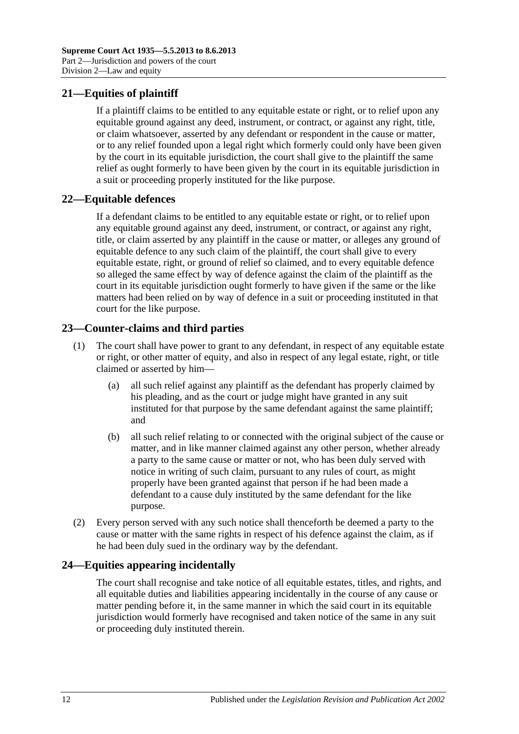## 21—Equities of plaintiff

If a plaintiff claims to be entitled to any equitable estate or right, or to relief upon any equitable ground against any deed, instrument, or contract, or against any right, title, or claim whatsoever, asserted by any defendant or respondent in the cause or matter, or to any relief founded upon a legal right which formerly could only have been given by the court in its equitable jurisdiction, the court shall give to the plaintiff the same relief as ought formerly to have been given by the court in its equitable jurisdiction in a suit or proceeding properly instituted for the like purpose.

## 22—Equitable defences

If a defendant claims to be entitled to any equitable estate or right, or to relief upon any equitable ground against any deed, instrument, or contract, or against any right, title, or claim asserted by any plaintiff in the cause or matter, or alleges any ground of equitable defence to any such claim of the plaintiff, the court shall give to every equitable estate, right, or ground of relief so claimed, and to every equitable defence so alleged the same effect by way of defence against the claim of the plaintiff as the court in its equitable jurisdiction ought formerly to have given if the same or the like matters had been relied on by way of defence in a suit or proceeding instituted in that court for the like purpose.

## 23—Counter-claims and third parties

(1) The court shall have power to grant to any defendant, in respect of any equitable estate or right, or other matter of equity, and also in respect of any legal estate, right, or title claimed or asserted by him—

(a) all such relief against any plaintiff as the defendant has properly claimed by his pleading, and as the court or judge might have granted in any suit instituted for that purpose by the same defendant against the same plaintiff; and

(b) all such relief relating to or connected with the original subject of the cause or matter, and in like manner claimed against any other person, whether already a party to the same cause or matter or not, who has been duly served with notice in writing of such claim, pursuant to any rules of court, as might properly have been granted against that person if he had been made a defendant to a cause duly instituted by the same defendant for the like purpose.

(2) Every person served with any such notice shall thenceforth be deemed a party to the cause or matter with the same rights in respect of his defence against the claim, as if he had been duly sued in the ordinary way by the defendant.

## 24—Equities appearing incidentally

The court shall recognise and take notice of all equitable estates, titles, and rights, and all equitable duties and liabilities appearing incidentally in the course of any cause or matter pending before it, in the same manner in which the said court in its equitable jurisdiction would formerly have recognised and taken notice of the same in any suit or proceeding duly instituted therein.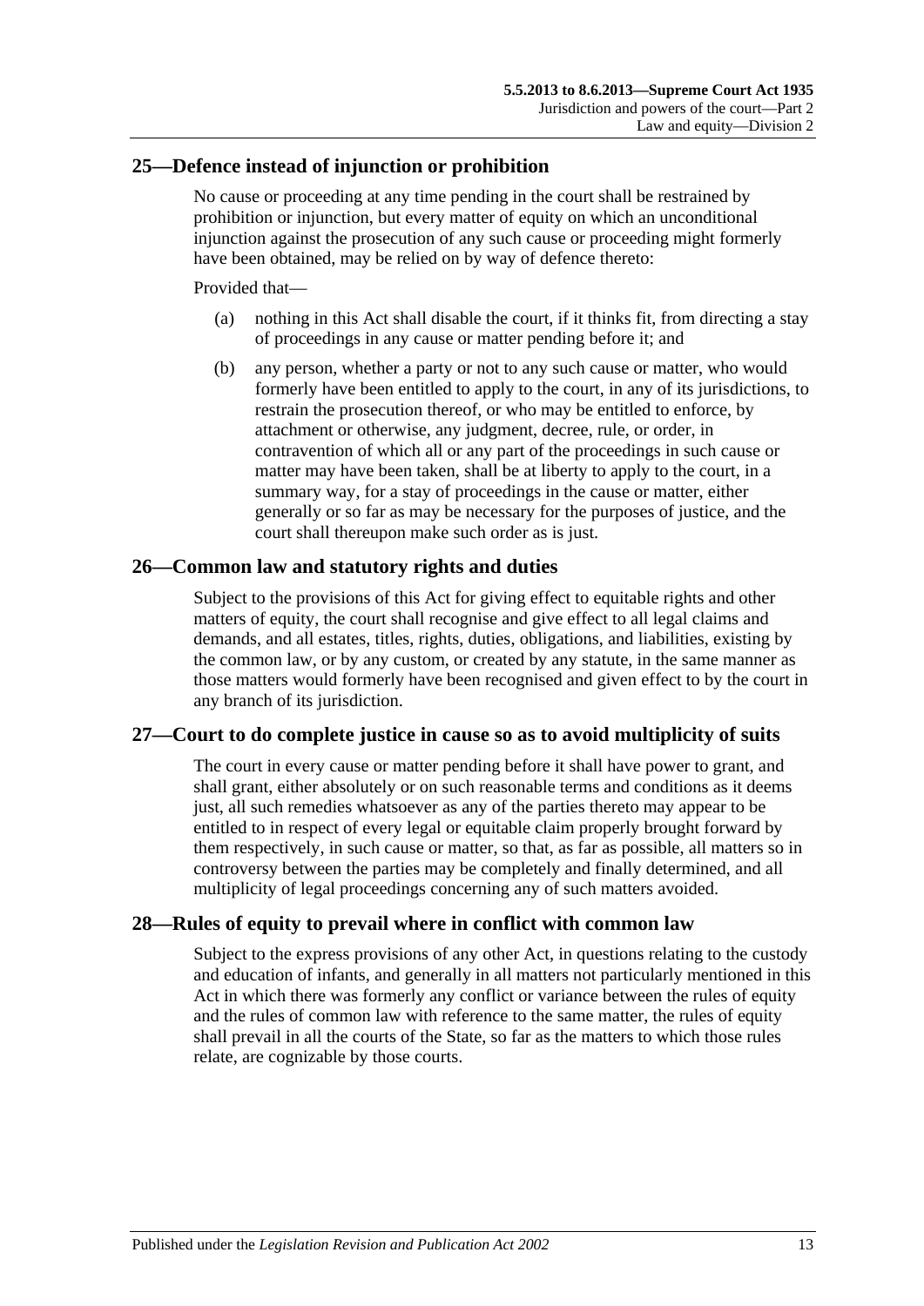## 25—Defence instead of injunction or prohibition

No cause or proceeding at any time pending in the court shall be restrained by prohibition or injunction, but every matter of equity on which an unconditional injunction against the prosecution of any such cause or proceeding might formerly have been obtained, may be relied on by way of defence thereto:

Provided that—

(a) nothing in this Act shall disable the court, if it thinks fit, from directing a stay of proceedings in any cause or matter pending before it; and

(b) any person, whether a party or not to any such cause or matter, who would formerly have been entitled to apply to the court, in any of its jurisdictions, to restrain the prosecution thereof, or who may be entitled to enforce, by attachment or otherwise, any judgment, decree, rule, or order, in contravention of which all or any part of the proceedings in such cause or matter may have been taken, shall be at liberty to apply to the court, in a summary way, for a stay of proceedings in the cause or matter, either generally or so far as may be necessary for the purposes of justice, and the court shall thereupon make such order as is just.

## 26—Common law and statutory rights and duties

Subject to the provisions of this Act for giving effect to equitable rights and other matters of equity, the court shall recognise and give effect to all legal claims and demands, and all estates, titles, rights, duties, obligations, and liabilities, existing by the common law, or by any custom, or created by any statute, in the same manner as those matters would formerly have been recognised and given effect to by the court in any branch of its jurisdiction.

## 27—Court to do complete justice in cause so as to avoid multiplicity of suits

The court in every cause or matter pending before it shall have power to grant, and shall grant, either absolutely or on such reasonable terms and conditions as it deems just, all such remedies whatsoever as any of the parties thereto may appear to be entitled to in respect of every legal or equitable claim properly brought forward by them respectively, in such cause or matter, so that, as far as possible, all matters so in controversy between the parties may be completely and finally determined, and all multiplicity of legal proceedings concerning any of such matters avoided.

## 28—Rules of equity to prevail where in conflict with common law

Subject to the express provisions of any other Act, in questions relating to the custody and education of infants, and generally in all matters not particularly mentioned in this Act in which there was formerly any conflict or variance between the rules of equity and the rules of common law with reference to the same matter, the rules of equity shall prevail in all the courts of the State, so far as the matters to which those rules relate, are cognizable by those courts.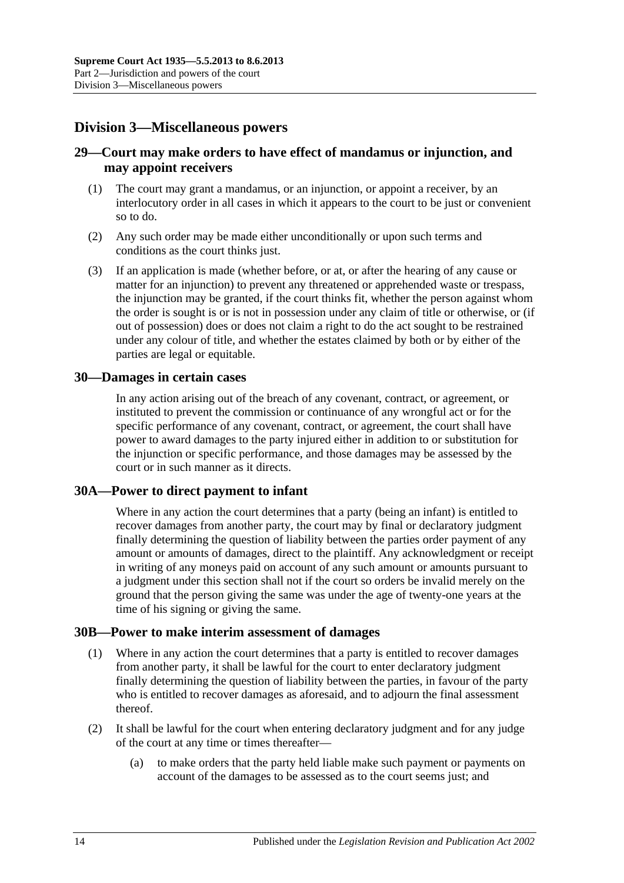## Division 3—Miscellaneous powers

### 29—Court may make orders to have effect of mandamus or injunction, and may appoint receivers

(1) The court may grant a mandamus, or an injunction, or appoint a receiver, by an interlocutory order in all cases in which it appears to the court to be just or convenient so to do.

(2) Any such order may be made either unconditionally or upon such terms and conditions as the court thinks just.

(3) If an application is made (whether before, or at, or after the hearing of any cause or matter for an injunction) to prevent any threatened or apprehended waste or trespass, the injunction may be granted, if the court thinks fit, whether the person against whom the order is sought is or is not in possession under any claim of title or otherwise, or (if out of possession) does or does not claim a right to do the act sought to be restrained under any colour of title, and whether the estates claimed by both or by either of the parties are legal or equitable.

### 30—Damages in certain cases

In any action arising out of the breach of any covenant, contract, or agreement, or instituted to prevent the commission or continuance of any wrongful act or for the specific performance of any covenant, contract, or agreement, the court shall have power to award damages to the party injured either in addition to or substitution for the injunction or specific performance, and those damages may be assessed by the court or in such manner as it directs.

### 30A—Power to direct payment to infant

Where in any action the court determines that a party (being an infant) is entitled to recover damages from another party, the court may by final or declaratory judgment finally determining the question of liability between the parties order payment of any amount or amounts of damages, direct to the plaintiff. Any acknowledgment or receipt in writing of any moneys paid on account of any such amount or amounts pursuant to a judgment under this section shall not if the court so orders be invalid merely on the ground that the person giving the same was under the age of twenty-one years at the time of his signing or giving the same.

### 30B—Power to make interim assessment of damages

(1) Where in any action the court determines that a party is entitled to recover damages from another party, it shall be lawful for the court to enter declaratory judgment finally determining the question of liability between the parties, in favour of the party who is entitled to recover damages as aforesaid, and to adjourn the final assessment thereof.

(2) It shall be lawful for the court when entering declaratory judgment and for any judge of the court at any time or times thereafter—

(a) to make orders that the party held liable make such payment or payments on account of the damages to be assessed as to the court seems just; and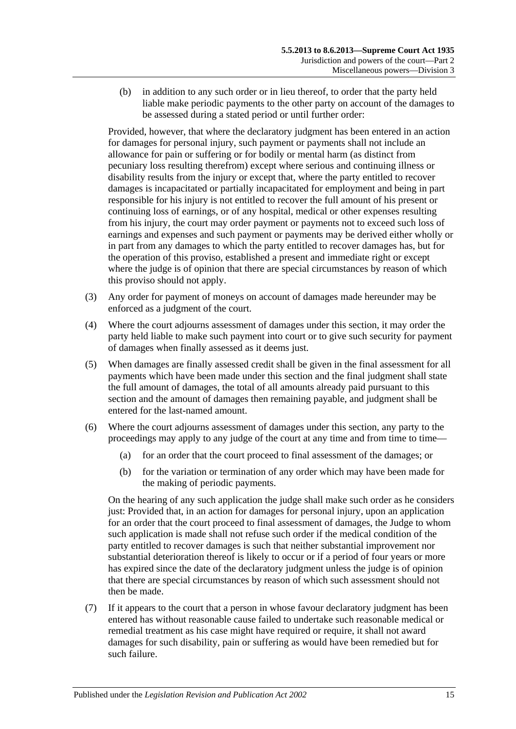(b) in addition to any such order or in lieu thereof, to order that the party held liable make periodic payments to the other party on account of the damages to be assessed during a stated period or until further order:

Provided, however, that where the declaratory judgment has been entered in an action for damages for personal injury, such payment or payments shall not include an allowance for pain or suffering or for bodily or mental harm (as distinct from pecuniary loss resulting therefrom) except where serious and continuing illness or disability results from the injury or except that, where the party entitled to recover damages is incapacitated or partially incapacitated for employment and being in part responsible for his injury is not entitled to recover the full amount of his present or continuing loss of earnings, or of any hospital, medical or other expenses resulting from his injury, the court may order payment or payments not to exceed such loss of earnings and expenses and such payment or payments may be derived either wholly or in part from any damages to which the party entitled to recover damages has, but for the operation of this proviso, established a present and immediate right or except where the judge is of opinion that there are special circumstances by reason of which this proviso should not apply.

(3) Any order for payment of moneys on account of damages made hereunder may be enforced as a judgment of the court.

(4) Where the court adjourns assessment of damages under this section, it may order the party held liable to make such payment into court or to give such security for payment of damages when finally assessed as it deems just.

(5) When damages are finally assessed credit shall be given in the final assessment for all payments which have been made under this section and the final judgment shall state the full amount of damages, the total of all amounts already paid pursuant to this section and the amount of damages then remaining payable, and judgment shall be entered for the last-named amount.

(6) Where the court adjourns assessment of damages under this section, any party to the proceedings may apply to any judge of the court at any time and from time to time—

(a) for an order that the court proceed to final assessment of the damages; or

(b) for the variation or termination of any order which may have been made for the making of periodic payments.

On the hearing of any such application the judge shall make such order as he considers just: Provided that, in an action for damages for personal injury, upon an application for an order that the court proceed to final assessment of damages, the Judge to whom such application is made shall not refuse such order if the medical condition of the party entitled to recover damages is such that neither substantial improvement nor substantial deterioration thereof is likely to occur or if a period of four years or more has expired since the date of the declaratory judgment unless the judge is of opinion that there are special circumstances by reason of which such assessment should not then be made.

(7) If it appears to the court that a person in whose favour declaratory judgment has been entered has without reasonable cause failed to undertake such reasonable medical or remedial treatment as his case might have required or require, it shall not award damages for such disability, pain or suffering as would have been remedied but for such failure.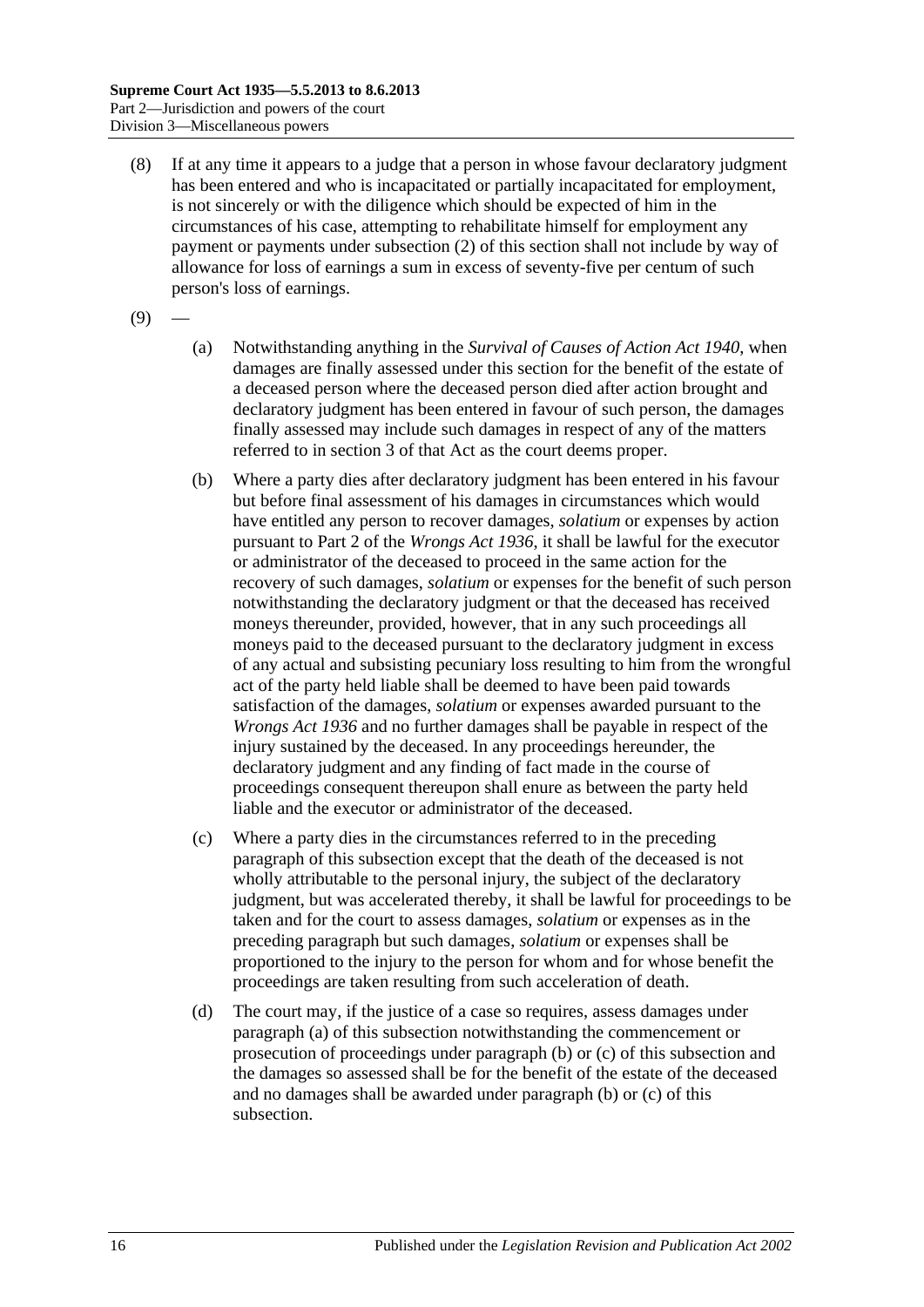(8) If at any time it appears to a judge that a person in whose favour declaratory judgment has been entered and who is incapacitated or partially incapacitated for employment, is not sincerely or with the diligence which should be expected of him in the circumstances of his case, attempting to rehabilitate himself for employment any payment or payments under subsection (2) of this section shall not include by way of allowance for loss of earnings a sum in excess of seventy-five per centum of such person's loss of earnings.

(9) —

(a) Notwithstanding anything in the *Survival of Causes of Action Act 1940*, when damages are finally assessed under this section for the benefit of the estate of a deceased person where the deceased person died after action brought and declaratory judgment has been entered in favour of such person, the damages finally assessed may include such damages in respect of any of the matters referred to in section 3 of that Act as the court deems proper.

(b) Where a party dies after declaratory judgment has been entered in his favour but before final assessment of his damages in circumstances which would have entitled any person to recover damages, *solatium* or expenses by action pursuant to Part 2 of the *Wrongs Act 1936*, it shall be lawful for the executor or administrator of the deceased to proceed in the same action for the recovery of such damages, *solatium* or expenses for the benefit of such person notwithstanding the declaratory judgment or that the deceased has received moneys thereunder, provided, however, that in any such proceedings all moneys paid to the deceased pursuant to the declaratory judgment in excess of any actual and subsisting pecuniary loss resulting to him from the wrongful act of the party held liable shall be deemed to have been paid towards satisfaction of the damages, *solatium* or expenses awarded pursuant to the *Wrongs Act 1936* and no further damages shall be payable in respect of the injury sustained by the deceased. In any proceedings hereunder, the declaratory judgment and any finding of fact made in the course of proceedings consequent thereupon shall enure as between the party held liable and the executor or administrator of the deceased.

(c) Where a party dies in the circumstances referred to in the preceding paragraph of this subsection except that the death of the deceased is not wholly attributable to the personal injury, the subject of the declaratory judgment, but was accelerated thereby, it shall be lawful for proceedings to be taken and for the court to assess damages, *solatium* or expenses as in the preceding paragraph but such damages, *solatium* or expenses shall be proportioned to the injury to the person for whom and for whose benefit the proceedings are taken resulting from such acceleration of death.

(d) The court may, if the justice of a case so requires, assess damages under paragraph (a) of this subsection notwithstanding the commencement or prosecution of proceedings under paragraph (b) or (c) of this subsection and the damages so assessed shall be for the benefit of the estate of the deceased and no damages shall be awarded under paragraph (b) or (c) of this subsection.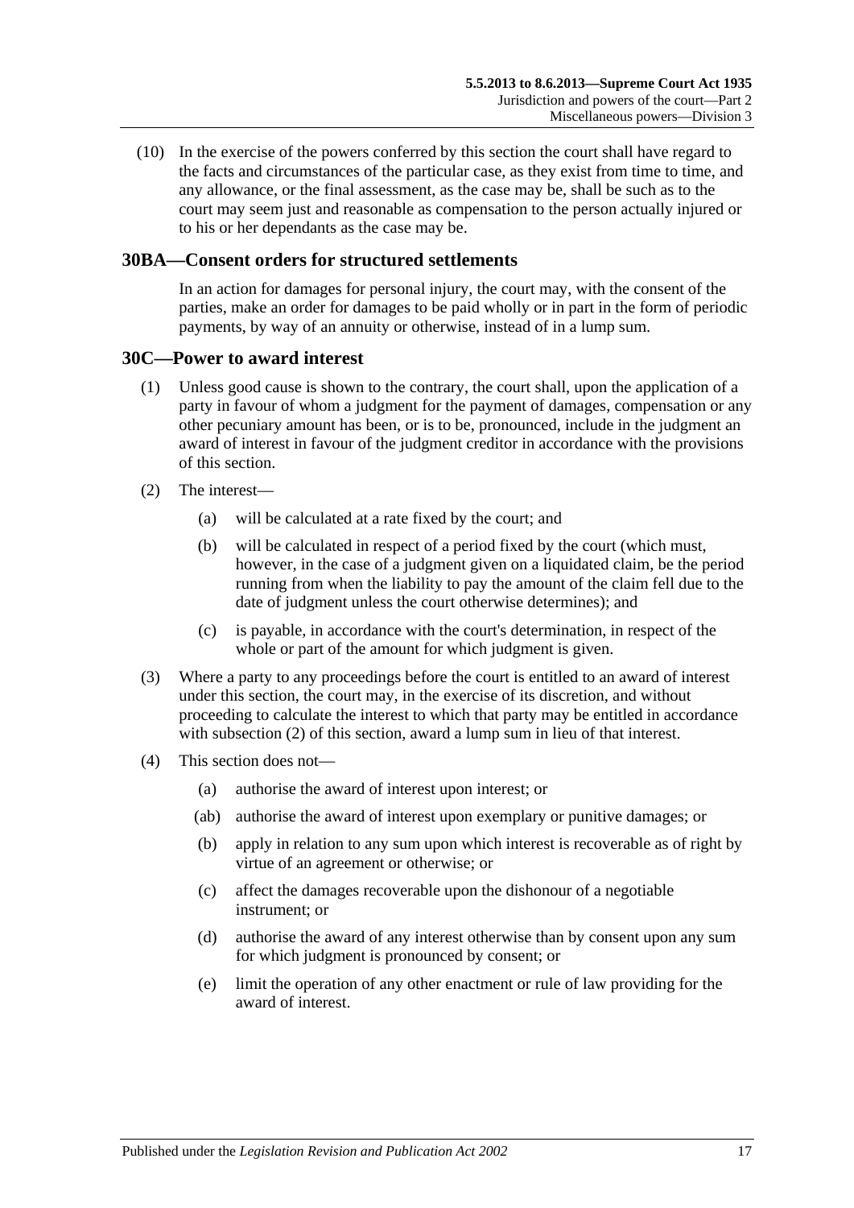(10) In the exercise of the powers conferred by this section the court shall have regard to the facts and circumstances of the particular case, as they exist from time to time, and any allowance, or the final assessment, as the case may be, shall be such as to the court may seem just and reasonable as compensation to the person actually injured or to his or her dependants as the case may be.

## 30BA—Consent orders for structured settlements

In an action for damages for personal injury, the court may, with the consent of the parties, make an order for damages to be paid wholly or in part in the form of periodic payments, by way of an annuity or otherwise, instead of in a lump sum.

## 30C—Power to award interest

(1) Unless good cause is shown to the contrary, the court shall, upon the application of a party in favour of whom a judgment for the payment of damages, compensation or any other pecuniary amount has been, or is to be, pronounced, include in the judgment an award of interest in favour of the judgment creditor in accordance with the provisions of this section.

(2) The interest—

- (a) will be calculated at a rate fixed by the court; and
- (b) will be calculated in respect of a period fixed by the court (which must, however, in the case of a judgment given on a liquidated claim, be the period running from when the liability to pay the amount of the claim fell due to the date of judgment unless the court otherwise determines); and
- (c) is payable, in accordance with the court's determination, in respect of the whole or part of the amount for which judgment is given.

(3) Where a party to any proceedings before the court is entitled to an award of interest under this section, the court may, in the exercise of its discretion, and without proceeding to calculate the interest to which that party may be entitled in accordance with subsection (2) of this section, award a lump sum in lieu of that interest.

(4) This section does not—

- (a) authorise the award of interest upon interest; or
- (ab) authorise the award of interest upon exemplary or punitive damages; or
- (b) apply in relation to any sum upon which interest is recoverable as of right by virtue of an agreement or otherwise; or
- (c) affect the damages recoverable upon the dishonour of a negotiable instrument; or
- (d) authorise the award of any interest otherwise than by consent upon any sum for which judgment is pronounced by consent; or
- (e) limit the operation of any other enactment or rule of law providing for the award of interest.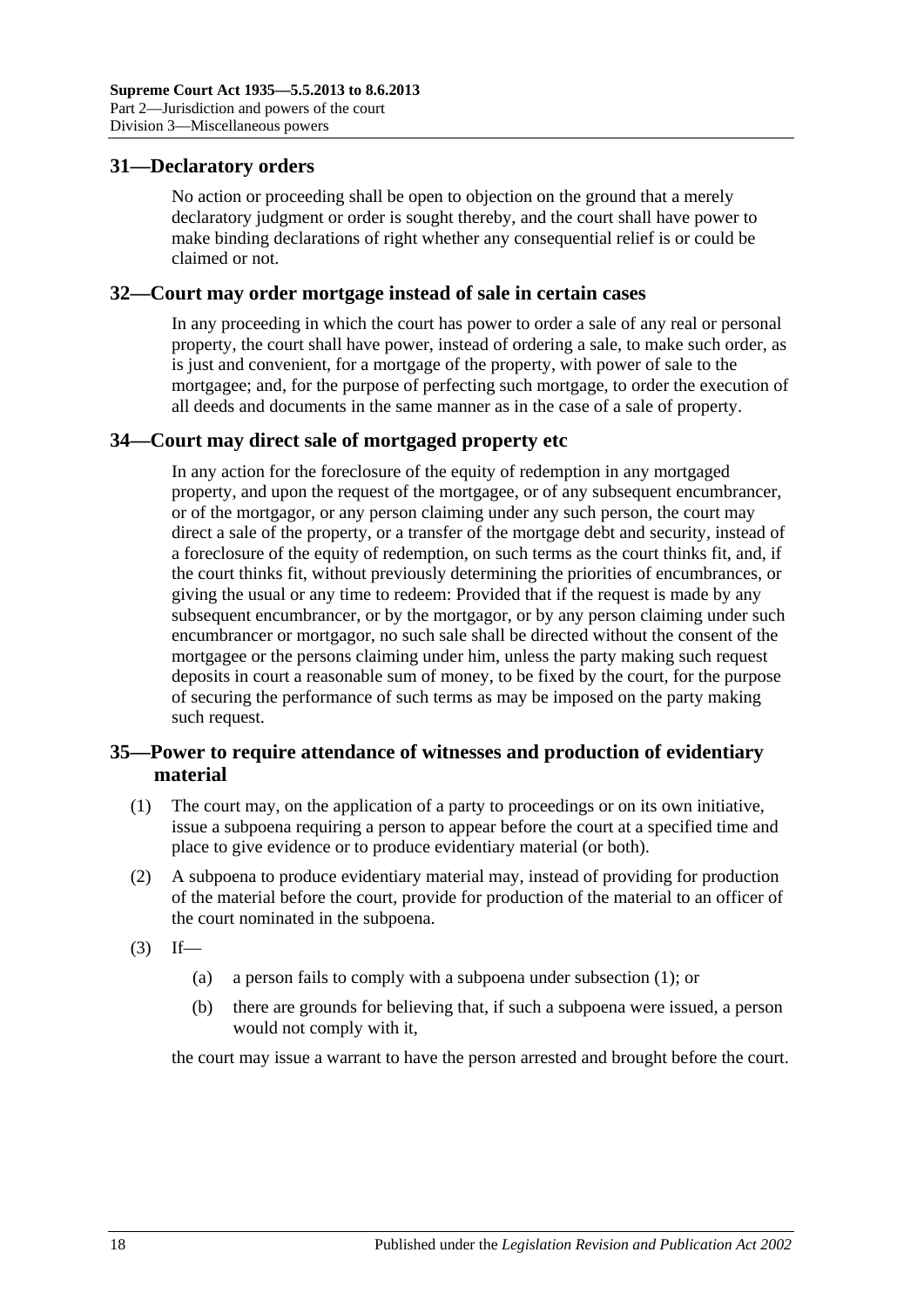## 31—Declaratory orders

No action or proceeding shall be open to objection on the ground that a merely declaratory judgment or order is sought thereby, and the court shall have power to make binding declarations of right whether any consequential relief is or could be claimed or not.

## 32—Court may order mortgage instead of sale in certain cases

In any proceeding in which the court has power to order a sale of any real or personal property, the court shall have power, instead of ordering a sale, to make such order, as is just and convenient, for a mortgage of the property, with power of sale to the mortgagee; and, for the purpose of perfecting such mortgage, to order the execution of all deeds and documents in the same manner as in the case of a sale of property.

## 34—Court may direct sale of mortgaged property etc

In any action for the foreclosure of the equity of redemption in any mortgaged property, and upon the request of the mortgagee, or of any subsequent encumbrancer, or of the mortgagor, or any person claiming under any such person, the court may direct a sale of the property, or a transfer of the mortgage debt and security, instead of a foreclosure of the equity of redemption, on such terms as the court thinks fit, and, if the court thinks fit, without previously determining the priorities of encumbrances, or giving the usual or any time to redeem: Provided that if the request is made by any subsequent encumbrancer, or by the mortgagor, or by any person claiming under such encumbrancer or mortgagor, no such sale shall be directed without the consent of the mortgagee or the persons claiming under him, unless the party making such request deposits in court a reasonable sum of money, to be fixed by the court, for the purpose of securing the performance of such terms as may be imposed on the party making such request.

## 35—Power to require attendance of witnesses and production of evidentiary material

(1) The court may, on the application of a party to proceedings or on its own initiative, issue a subpoena requiring a person to appear before the court at a specified time and place to give evidence or to produce evidentiary material (or both).

(2) A subpoena to produce evidentiary material may, instead of providing for production of the material before the court, provide for production of the material to an officer of the court nominated in the subpoena.

(3) If—

(a) a person fails to comply with a subpoena under subsection (1); or

(b) there are grounds for believing that, if such a subpoena were issued, a person would not comply with it,

the court may issue a warrant to have the person arrested and brought before the court.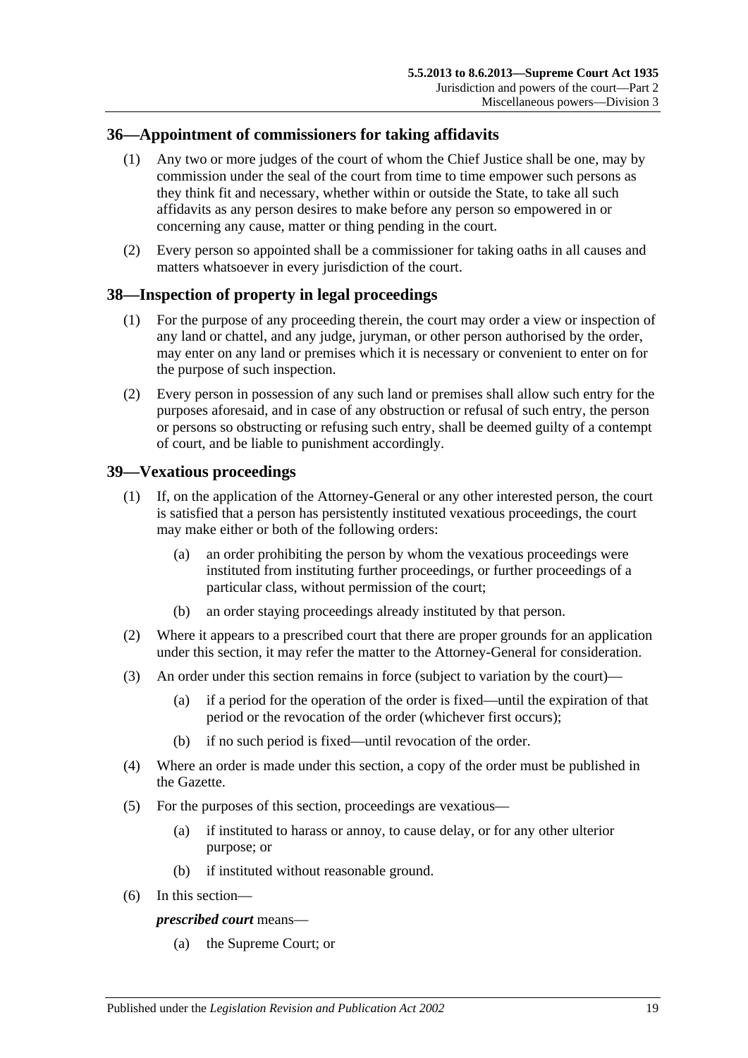## 36—Appointment of commissioners for taking affidavits

(1) Any two or more judges of the court of whom the Chief Justice shall be one, may by commission under the seal of the court from time to time empower such persons as they think fit and necessary, whether within or outside the State, to take all such affidavits as any person desires to make before any person so empowered in or concerning any cause, matter or thing pending in the court.

(2) Every person so appointed shall be a commissioner for taking oaths in all causes and matters whatsoever in every jurisdiction of the court.

## 38—Inspection of property in legal proceedings

(1) For the purpose of any proceeding therein, the court may order a view or inspection of any land or chattel, and any judge, juryman, or other person authorised by the order, may enter on any land or premises which it is necessary or convenient to enter on for the purpose of such inspection.

(2) Every person in possession of any such land or premises shall allow such entry for the purposes aforesaid, and in case of any obstruction or refusal of such entry, the person or persons so obstructing or refusing such entry, shall be deemed guilty of a contempt of court, and be liable to punishment accordingly.

## 39—Vexatious proceedings

(1) If, on the application of the Attorney-General or any other interested person, the court is satisfied that a person has persistently instituted vexatious proceedings, the court may make either or both of the following orders:

- (a) an order prohibiting the person by whom the vexatious proceedings were instituted from instituting further proceedings, or further proceedings of a particular class, without permission of the court;
- (b) an order staying proceedings already instituted by that person.

(2) Where it appears to a prescribed court that there are proper grounds for an application under this section, it may refer the matter to the Attorney-General for consideration.

(3) An order under this section remains in force (subject to variation by the court)—

- (a) if a period for the operation of the order is fixed—until the expiration of that period or the revocation of the order (whichever first occurs);
- (b) if no such period is fixed—until revocation of the order.

(4) Where an order is made under this section, a copy of the order must be published in the Gazette.

(5) For the purposes of this section, proceedings are vexatious—

- (a) if instituted to harass or annoy, to cause delay, or for any other ulterior purpose; or
- (b) if instituted without reasonable ground.

(6) In this section—

***prescribed court*** means—

- (a) the Supreme Court; or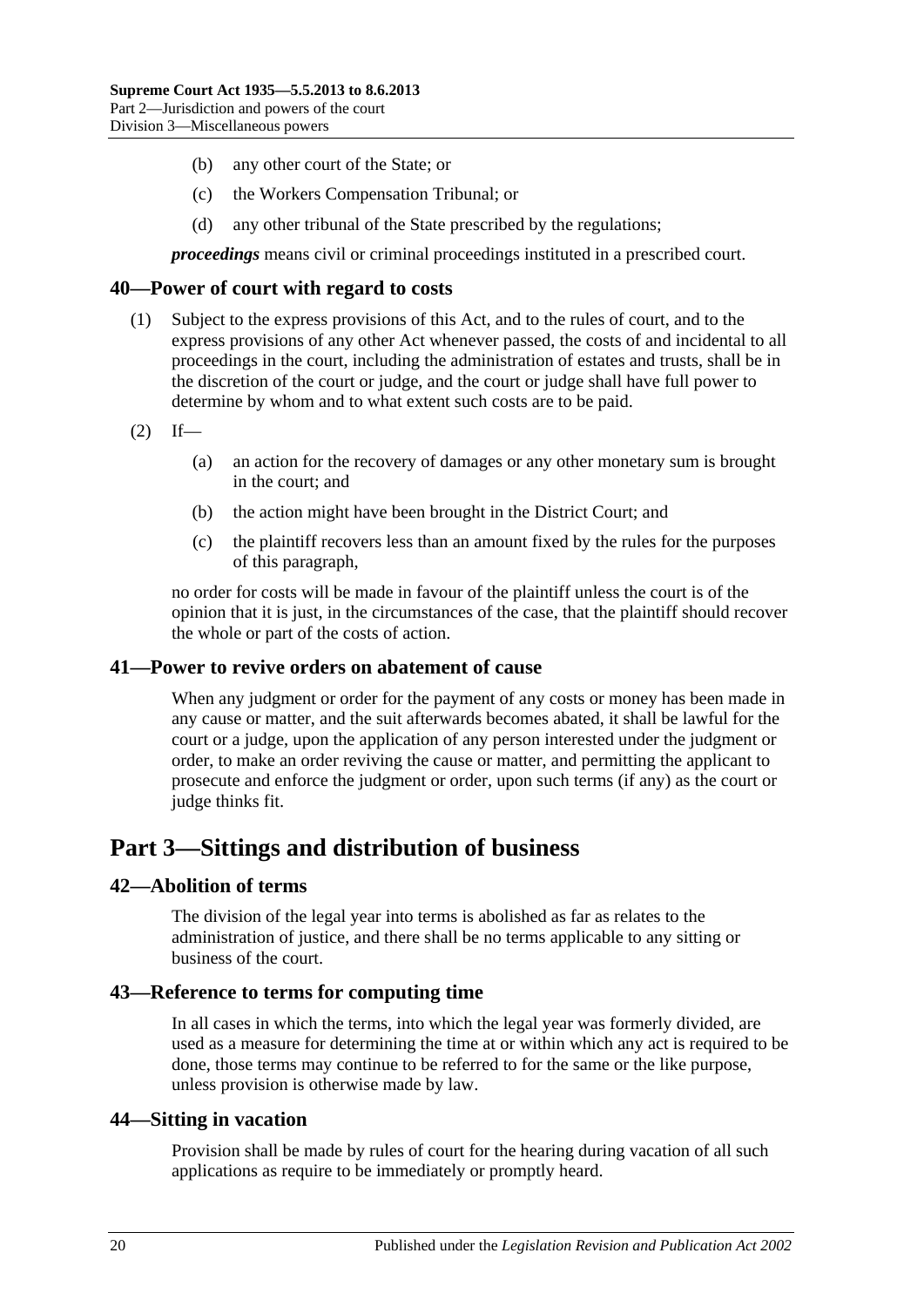(b) any other court of the State; or

(c) the Workers Compensation Tribunal; or

(d) any other tribunal of the State prescribed by the regulations;

***proceedings*** means civil or criminal proceedings instituted in a prescribed court.

### 40—Power of court with regard to costs

(1) Subject to the express provisions of this Act, and to the rules of court, and to the express provisions of any other Act whenever passed, the costs of and incidental to all proceedings in the court, including the administration of estates and trusts, shall be in the discretion of the court or judge, and the court or judge shall have full power to determine by whom and to what extent such costs are to be paid.

(2) If—

(a) an action for the recovery of damages or any other monetary sum is brought in the court; and

(b) the action might have been brought in the District Court; and

(c) the plaintiff recovers less than an amount fixed by the rules for the purposes of this paragraph,

no order for costs will be made in favour of the plaintiff unless the court is of the opinion that it is just, in the circumstances of the case, that the plaintiff should recover the whole or part of the costs of action.

### 41—Power to revive orders on abatement of cause

When any judgment or order for the payment of any costs or money has been made in any cause or matter, and the suit afterwards becomes abated, it shall be lawful for the court or a judge, upon the application of any person interested under the judgment or order, to make an order reviving the cause or matter, and permitting the applicant to prosecute and enforce the judgment or order, upon such terms (if any) as the court or judge thinks fit.

## Part 3—Sittings and distribution of business

### 42—Abolition of terms

The division of the legal year into terms is abolished as far as relates to the administration of justice, and there shall be no terms applicable to any sitting or business of the court.

### 43—Reference to terms for computing time

In all cases in which the terms, into which the legal year was formerly divided, are used as a measure for determining the time at or within which any act is required to be done, those terms may continue to be referred to for the same or the like purpose, unless provision is otherwise made by law.

### 44—Sitting in vacation

Provision shall be made by rules of court for the hearing during vacation of all such applications as require to be immediately or promptly heard.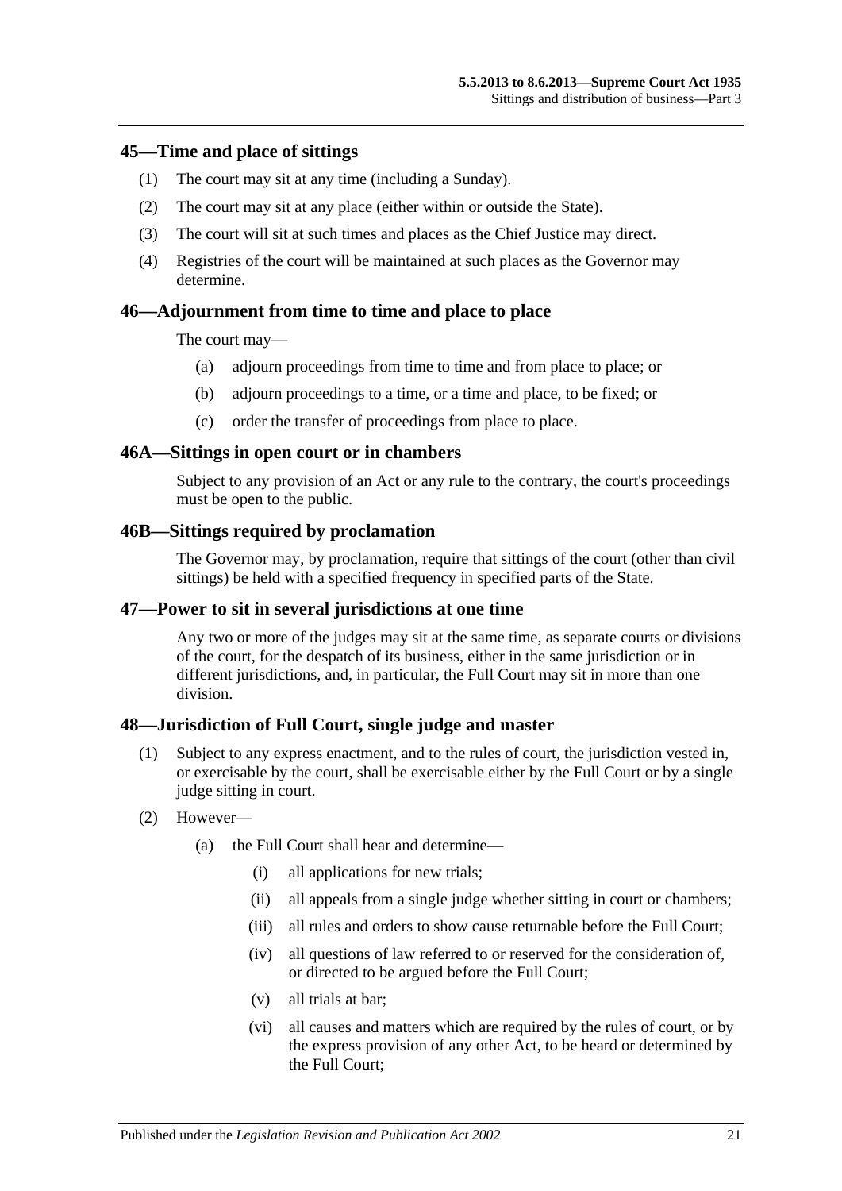## 45—Time and place of sittings

(1) The court may sit at any time (including a Sunday).

(2) The court may sit at any place (either within or outside the State).

(3) The court will sit at such times and places as the Chief Justice may direct.

(4) Registries of the court will be maintained at such places as the Governor may determine.

## 46—Adjournment from time to time and place to place

The court may—

(a) adjourn proceedings from time to time and from place to place; or

(b) adjourn proceedings to a time, or a time and place, to be fixed; or

(c) order the transfer of proceedings from place to place.

## 46A—Sittings in open court or in chambers

Subject to any provision of an Act or any rule to the contrary, the court's proceedings must be open to the public.

## 46B—Sittings required by proclamation

The Governor may, by proclamation, require that sittings of the court (other than civil sittings) be held with a specified frequency in specified parts of the State.

## 47—Power to sit in several jurisdictions at one time

Any two or more of the judges may sit at the same time, as separate courts or divisions of the court, for the despatch of its business, either in the same jurisdiction or in different jurisdictions, and, in particular, the Full Court may sit in more than one division.

## 48—Jurisdiction of Full Court, single judge and master

(1) Subject to any express enactment, and to the rules of court, the jurisdiction vested in, or exercisable by the court, shall be exercisable either by the Full Court or by a single judge sitting in court.

(2) However—

(a) the Full Court shall hear and determine—

(i) all applications for new trials;

(ii) all appeals from a single judge whether sitting in court or chambers;

(iii) all rules and orders to show cause returnable before the Full Court;

(iv) all questions of law referred to or reserved for the consideration of, or directed to be argued before the Full Court;

(v) all trials at bar;

(vi) all causes and matters which are required by the rules of court, or by the express provision of any other Act, to be heard or determined by the Full Court;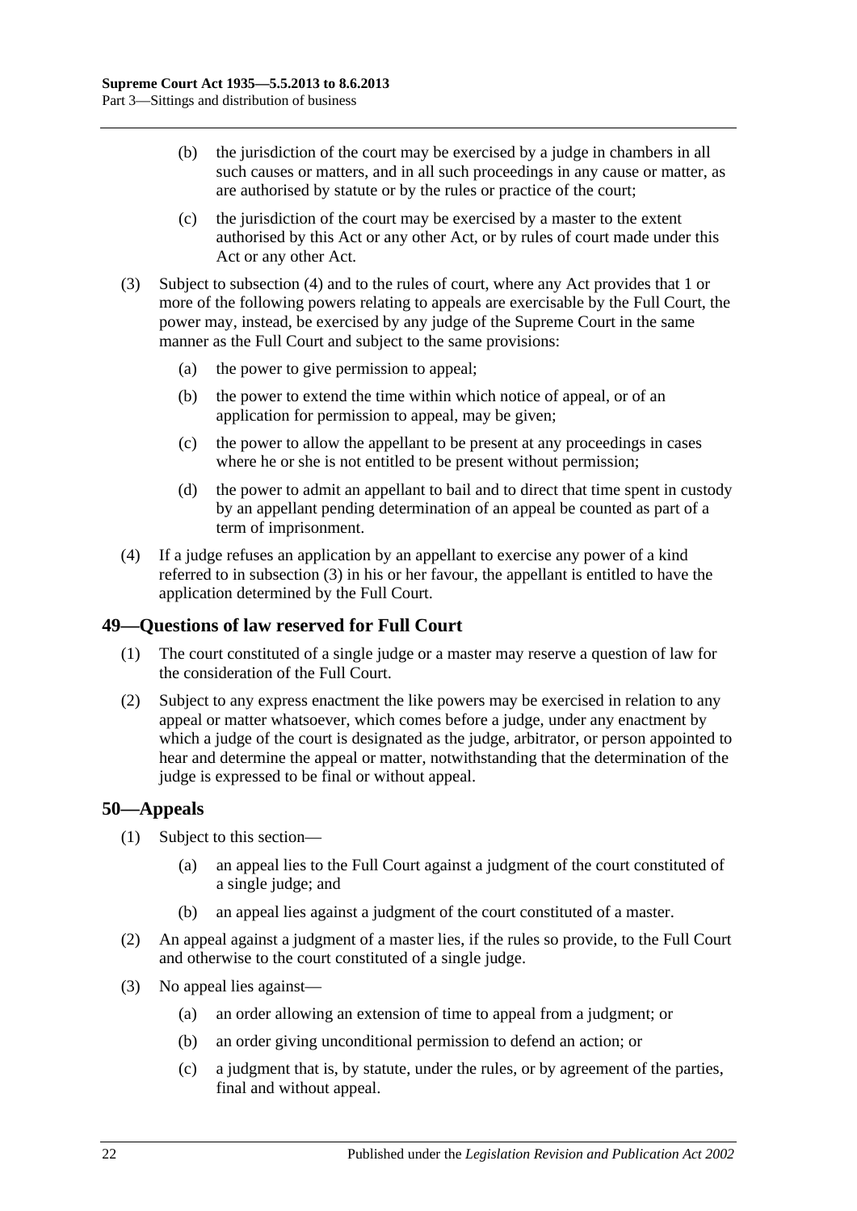(b) the jurisdiction of the court may be exercised by a judge in chambers in all such causes or matters, and in all such proceedings in any cause or matter, as are authorised by statute or by the rules or practice of the court;

(c) the jurisdiction of the court may be exercised by a master to the extent authorised by this Act or any other Act, or by rules of court made under this Act or any other Act.

(3) Subject to subsection (4) and to the rules of court, where any Act provides that 1 or more of the following powers relating to appeals are exercisable by the Full Court, the power may, instead, be exercised by any judge of the Supreme Court in the same manner as the Full Court and subject to the same provisions:

(a) the power to give permission to appeal;

(b) the power to extend the time within which notice of appeal, or of an application for permission to appeal, may be given;

(c) the power to allow the appellant to be present at any proceedings in cases where he or she is not entitled to be present without permission;

(d) the power to admit an appellant to bail and to direct that time spent in custody by an appellant pending determination of an appeal be counted as part of a term of imprisonment.

(4) If a judge refuses an application by an appellant to exercise any power of a kind referred to in subsection (3) in his or her favour, the appellant is entitled to have the application determined by the Full Court.

## 49—Questions of law reserved for Full Court

(1) The court constituted of a single judge or a master may reserve a question of law for the consideration of the Full Court.

(2) Subject to any express enactment the like powers may be exercised in relation to any appeal or matter whatsoever, which comes before a judge, under any enactment by which a judge of the court is designated as the judge, arbitrator, or person appointed to hear and determine the appeal or matter, notwithstanding that the determination of the judge is expressed to be final or without appeal.

## 50—Appeals

(1) Subject to this section—

(a) an appeal lies to the Full Court against a judgment of the court constituted of a single judge; and

(b) an appeal lies against a judgment of the court constituted of a master.

(2) An appeal against a judgment of a master lies, if the rules so provide, to the Full Court and otherwise to the court constituted of a single judge.

(3) No appeal lies against—

(a) an order allowing an extension of time to appeal from a judgment; or

(b) an order giving unconditional permission to defend an action; or

(c) a judgment that is, by statute, under the rules, or by agreement of the parties, final and without appeal.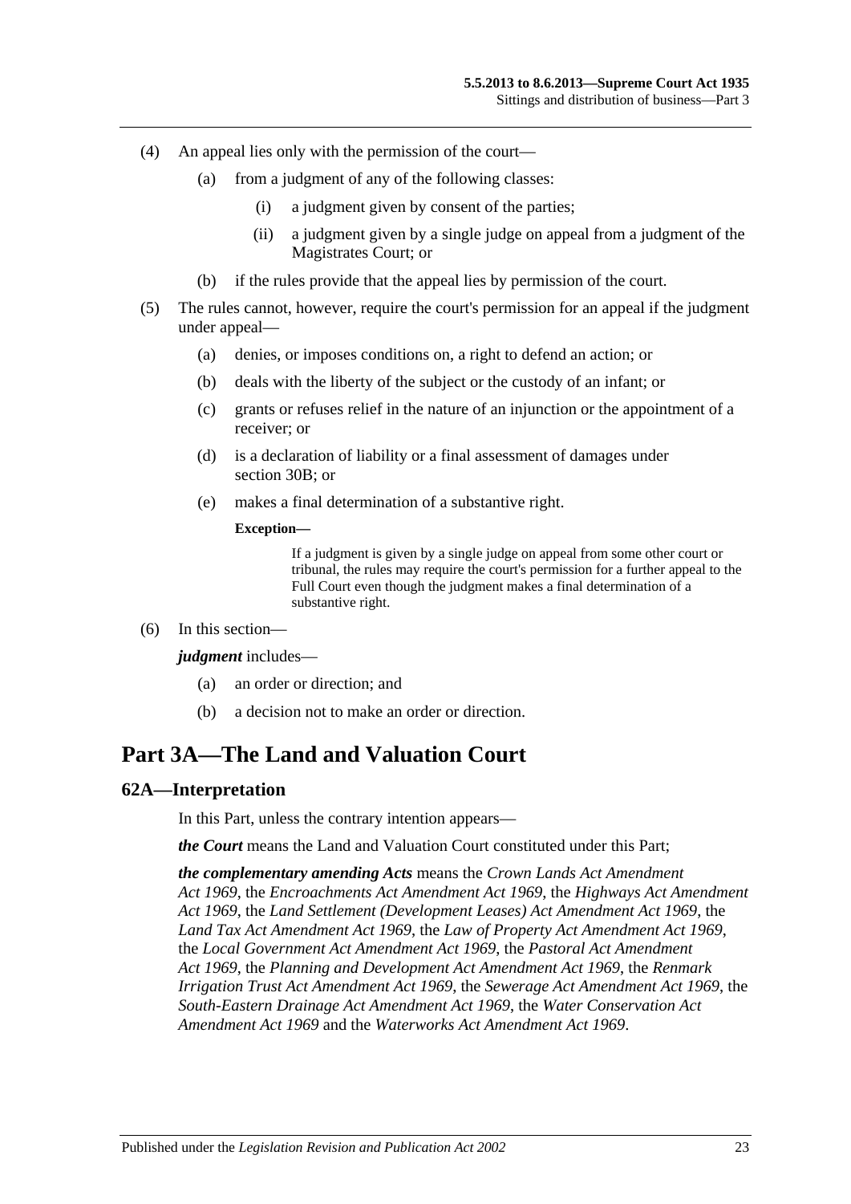(4) An appeal lies only with the permission of the court—

(a) from a judgment of any of the following classes:

(i) a judgment given by consent of the parties;

(ii) a judgment given by a single judge on appeal from a judgment of the Magistrates Court; or

(b) if the rules provide that the appeal lies by permission of the court.

(5) The rules cannot, however, require the court's permission for an appeal if the judgment under appeal—

(a) denies, or imposes conditions on, a right to defend an action; or

(b) deals with the liberty of the subject or the custody of an infant; or

(c) grants or refuses relief in the nature of an injunction or the appointment of a receiver; or

(d) is a declaration of liability or a final assessment of damages under section 30B; or

(e) makes a final determination of a substantive right.

**Exception—**

If a judgment is given by a single judge on appeal from some other court or tribunal, the rules may require the court's permission for a further appeal to the Full Court even though the judgment makes a final determination of a substantive right.

(6) In this section—

***judgment*** includes—

(a) an order or direction; and

(b) a decision not to make an order or direction.

# Part 3A—The Land and Valuation Court

## 62A—Interpretation

In this Part, unless the contrary intention appears—

***the Court*** means the Land and Valuation Court constituted under this Part;

***the complementary amending Acts*** means the *Crown Lands Act Amendment Act 1969*, the *Encroachments Act Amendment Act 1969*, the *Highways Act Amendment Act 1969*, the *Land Settlement (Development Leases) Act Amendment Act 1969*, the *Land Tax Act Amendment Act 1969*, the *Law of Property Act Amendment Act 1969*, the *Local Government Act Amendment Act 1969*, the *Pastoral Act Amendment Act 1969*, the *Planning and Development Act Amendment Act 1969*, the *Renmark Irrigation Trust Act Amendment Act 1969*, the *Sewerage Act Amendment Act 1969*, the *South-Eastern Drainage Act Amendment Act 1969*, the *Water Conservation Act Amendment Act 1969* and the *Waterworks Act Amendment Act 1969*.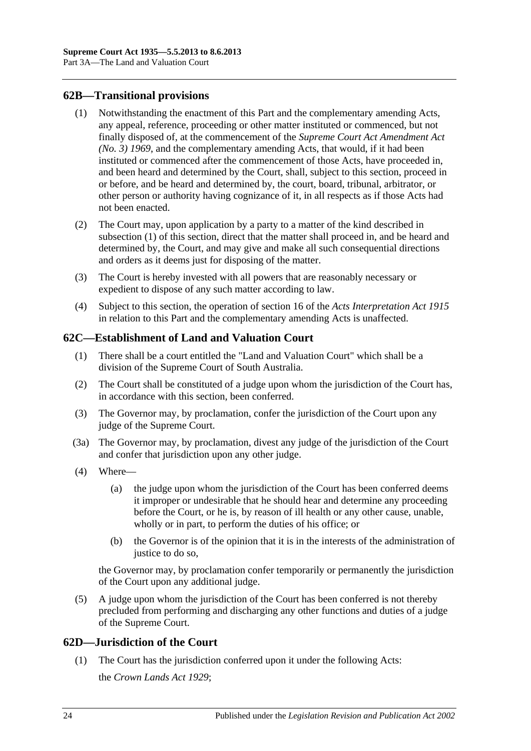## 62B—Transitional provisions

(1) Notwithstanding the enactment of this Part and the complementary amending Acts, any appeal, reference, proceeding or other matter instituted or commenced, but not finally disposed of, at the commencement of the *Supreme Court Act Amendment Act (No. 3) 1969*, and the complementary amending Acts, that would, if it had been instituted or commenced after the commencement of those Acts, have proceeded in, and been heard and determined by the Court, shall, subject to this section, proceed in or before, and be heard and determined by, the court, board, tribunal, arbitrator, or other person or authority having cognizance of it, in all respects as if those Acts had not been enacted.

(2) The Court may, upon application by a party to a matter of the kind described in subsection (1) of this section, direct that the matter shall proceed in, and be heard and determined by, the Court, and may give and make all such consequential directions and orders as it deems just for disposing of the matter.

(3) The Court is hereby invested with all powers that are reasonably necessary or expedient to dispose of any such matter according to law.

(4) Subject to this section, the operation of section 16 of the *Acts Interpretation Act 1915* in relation to this Part and the complementary amending Acts is unaffected.

## 62C—Establishment of Land and Valuation Court

(1) There shall be a court entitled the "Land and Valuation Court" which shall be a division of the Supreme Court of South Australia.

(2) The Court shall be constituted of a judge upon whom the jurisdiction of the Court has, in accordance with this section, been conferred.

(3) The Governor may, by proclamation, confer the jurisdiction of the Court upon any judge of the Supreme Court.

(3a) The Governor may, by proclamation, divest any judge of the jurisdiction of the Court and confer that jurisdiction upon any other judge.

(4) Where—

(a) the judge upon whom the jurisdiction of the Court has been conferred deems it improper or undesirable that he should hear and determine any proceeding before the Court, or he is, by reason of ill health or any other cause, unable, wholly or in part, to perform the duties of his office; or

(b) the Governor is of the opinion that it is in the interests of the administration of justice to do so,

the Governor may, by proclamation confer temporarily or permanently the jurisdiction of the Court upon any additional judge.

(5) A judge upon whom the jurisdiction of the Court has been conferred is not thereby precluded from performing and discharging any other functions and duties of a judge of the Supreme Court.

## 62D—Jurisdiction of the Court

(1) The Court has the jurisdiction conferred upon it under the following Acts:

the *Crown Lands Act 1929*;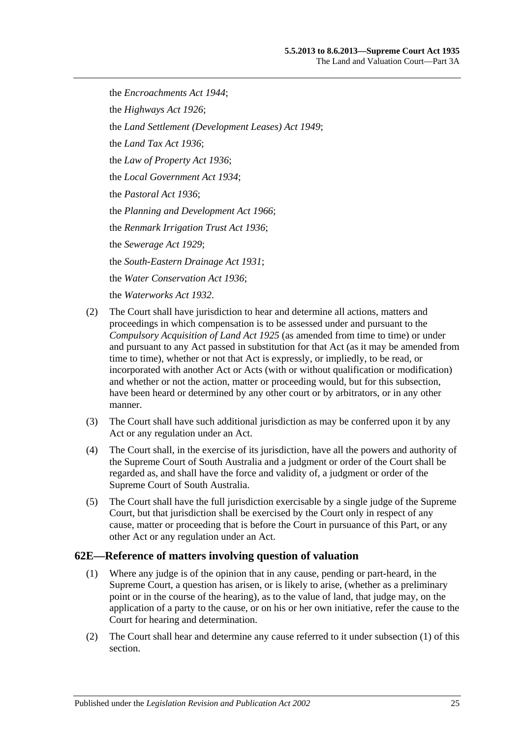the *Encroachments Act 1944*;

the *Highways Act 1926*;

the *Land Settlement (Development Leases) Act 1949*;

the *Land Tax Act 1936*;

the *Law of Property Act 1936*;

the *Local Government Act 1934*;

the *Pastoral Act 1936*;

the *Planning and Development Act 1966*;

the *Renmark Irrigation Trust Act 1936*;

the *Sewerage Act 1929*;

the *South-Eastern Drainage Act 1931*;

the *Water Conservation Act 1936*;

the *Waterworks Act 1932*.

(2) The Court shall have jurisdiction to hear and determine all actions, matters and proceedings in which compensation is to be assessed under and pursuant to the *Compulsory Acquisition of Land Act 1925* (as amended from time to time) or under and pursuant to any Act passed in substitution for that Act (as it may be amended from time to time), whether or not that Act is expressly, or impliedly, to be read, or incorporated with another Act or Acts (with or without qualification or modification) and whether or not the action, matter or proceeding would, but for this subsection, have been heard or determined by any other court or by arbitrators, or in any other manner.

(3) The Court shall have such additional jurisdiction as may be conferred upon it by any Act or any regulation under an Act.

(4) The Court shall, in the exercise of its jurisdiction, have all the powers and authority of the Supreme Court of South Australia and a judgment or order of the Court shall be regarded as, and shall have the force and validity of, a judgment or order of the Supreme Court of South Australia.

(5) The Court shall have the full jurisdiction exercisable by a single judge of the Supreme Court, but that jurisdiction shall be exercised by the Court only in respect of any cause, matter or proceeding that is before the Court in pursuance of this Part, or any other Act or any regulation under an Act.

## 62E—Reference of matters involving question of valuation

(1) Where any judge is of the opinion that in any cause, pending or part-heard, in the Supreme Court, a question has arisen, or is likely to arise, (whether as a preliminary point or in the course of the hearing), as to the value of land, that judge may, on the application of a party to the cause, or on his or her own initiative, refer the cause to the Court for hearing and determination.

(2) The Court shall hear and determine any cause referred to it under subsection (1) of this section.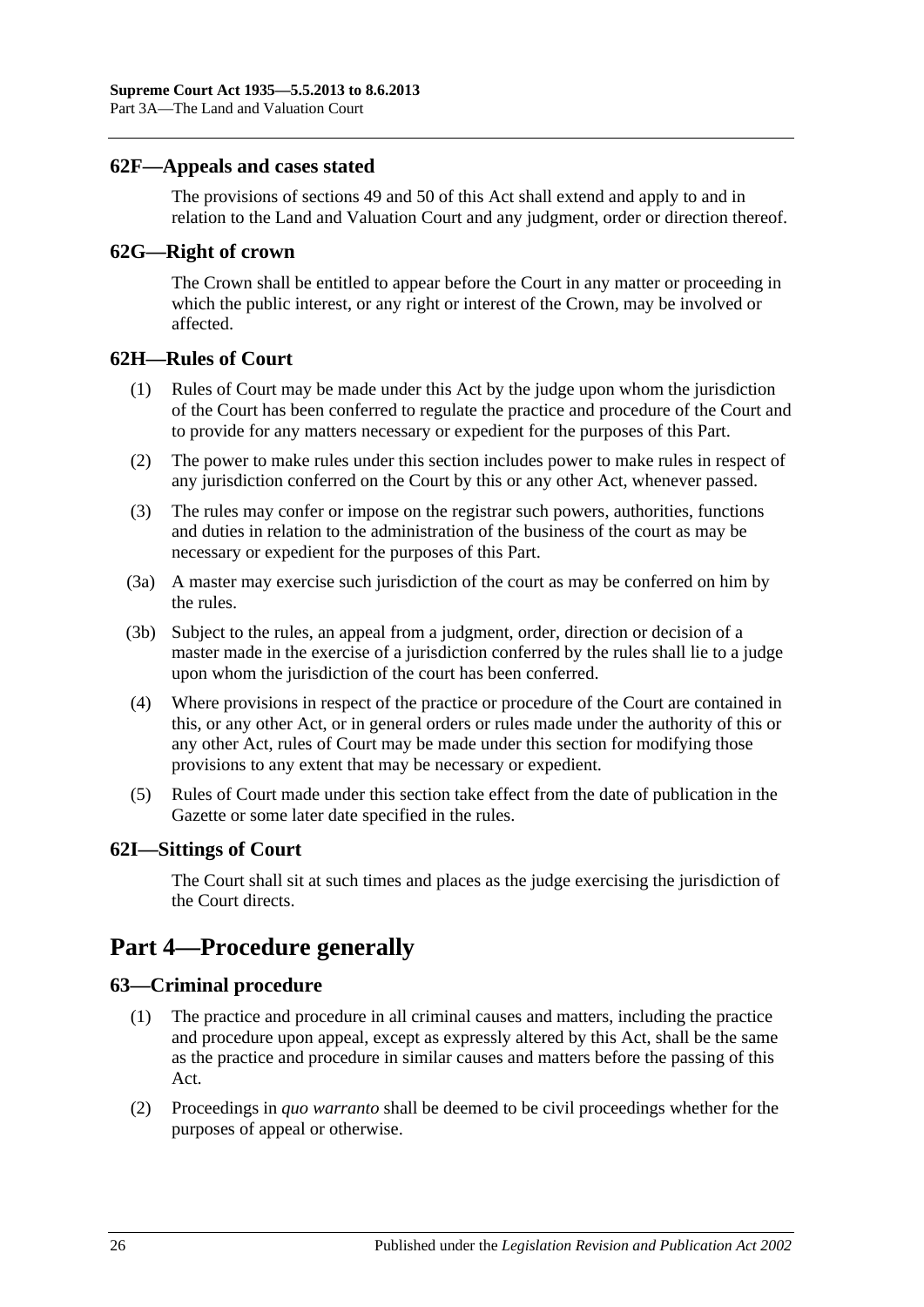## 62F—Appeals and cases stated

The provisions of sections 49 and 50 of this Act shall extend and apply to and in relation to the Land and Valuation Court and any judgment, order or direction thereof.

## 62G—Right of crown

The Crown shall be entitled to appear before the Court in any matter or proceeding in which the public interest, or any right or interest of the Crown, may be involved or affected.

## 62H—Rules of Court

(1) Rules of Court may be made under this Act by the judge upon whom the jurisdiction of the Court has been conferred to regulate the practice and procedure of the Court and to provide for any matters necessary or expedient for the purposes of this Part.

(2) The power to make rules under this section includes power to make rules in respect of any jurisdiction conferred on the Court by this or any other Act, whenever passed.

(3) The rules may confer or impose on the registrar such powers, authorities, functions and duties in relation to the administration of the business of the court as may be necessary or expedient for the purposes of this Part.

(3a) A master may exercise such jurisdiction of the court as may be conferred on him by the rules.

(3b) Subject to the rules, an appeal from a judgment, order, direction or decision of a master made in the exercise of a jurisdiction conferred by the rules shall lie to a judge upon whom the jurisdiction of the court has been conferred.

(4) Where provisions in respect of the practice or procedure of the Court are contained in this, or any other Act, or in general orders or rules made under the authority of this or any other Act, rules of Court may be made under this section for modifying those provisions to any extent that may be necessary or expedient.

(5) Rules of Court made under this section take effect from the date of publication in the Gazette or some later date specified in the rules.

## 62I—Sittings of Court

The Court shall sit at such times and places as the judge exercising the jurisdiction of the Court directs.

# Part 4—Procedure generally

## 63—Criminal procedure

(1) The practice and procedure in all criminal causes and matters, including the practice and procedure upon appeal, except as expressly altered by this Act, shall be the same as the practice and procedure in similar causes and matters before the passing of this Act.

(2) Proceedings in *quo warranto* shall be deemed to be civil proceedings whether for the purposes of appeal or otherwise.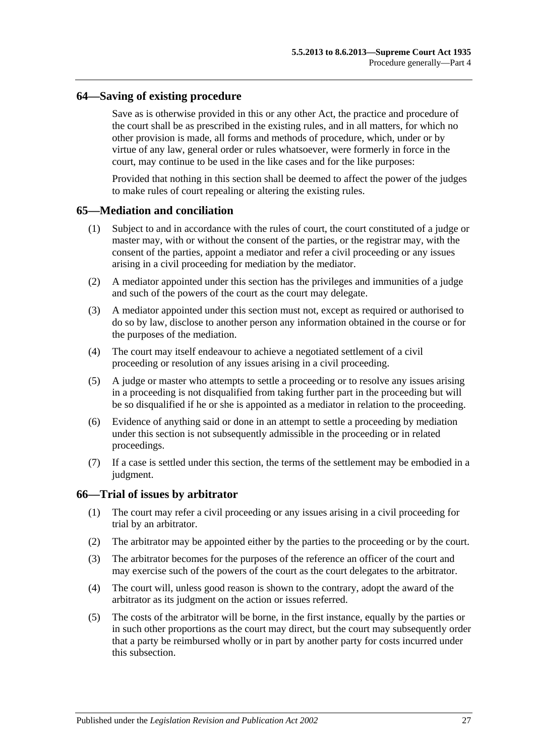## 64—Saving of existing procedure

Save as is otherwise provided in this or any other Act, the practice and procedure of the court shall be as prescribed in the existing rules, and in all matters, for which no other provision is made, all forms and methods of procedure, which, under or by virtue of any law, general order or rules whatsoever, were formerly in force in the court, may continue to be used in the like cases and for the like purposes:

Provided that nothing in this section shall be deemed to affect the power of the judges to make rules of court repealing or altering the existing rules.

## 65—Mediation and conciliation

(1) Subject to and in accordance with the rules of court, the court constituted of a judge or master may, with or without the consent of the parties, or the registrar may, with the consent of the parties, appoint a mediator and refer a civil proceeding or any issues arising in a civil proceeding for mediation by the mediator.

(2) A mediator appointed under this section has the privileges and immunities of a judge and such of the powers of the court as the court may delegate.

(3) A mediator appointed under this section must not, except as required or authorised to do so by law, disclose to another person any information obtained in the course or for the purposes of the mediation.

(4) The court may itself endeavour to achieve a negotiated settlement of a civil proceeding or resolution of any issues arising in a civil proceeding.

(5) A judge or master who attempts to settle a proceeding or to resolve any issues arising in a proceeding is not disqualified from taking further part in the proceeding but will be so disqualified if he or she is appointed as a mediator in relation to the proceeding.

(6) Evidence of anything said or done in an attempt to settle a proceeding by mediation under this section is not subsequently admissible in the proceeding or in related proceedings.

(7) If a case is settled under this section, the terms of the settlement may be embodied in a judgment.

## 66—Trial of issues by arbitrator

(1) The court may refer a civil proceeding or any issues arising in a civil proceeding for trial by an arbitrator.

(2) The arbitrator may be appointed either by the parties to the proceeding or by the court.

(3) The arbitrator becomes for the purposes of the reference an officer of the court and may exercise such of the powers of the court as the court delegates to the arbitrator.

(4) The court will, unless good reason is shown to the contrary, adopt the award of the arbitrator as its judgment on the action or issues referred.

(5) The costs of the arbitrator will be borne, in the first instance, equally by the parties or in such other proportions as the court may direct, but the court may subsequently order that a party be reimbursed wholly or in part by another party for costs incurred under this subsection.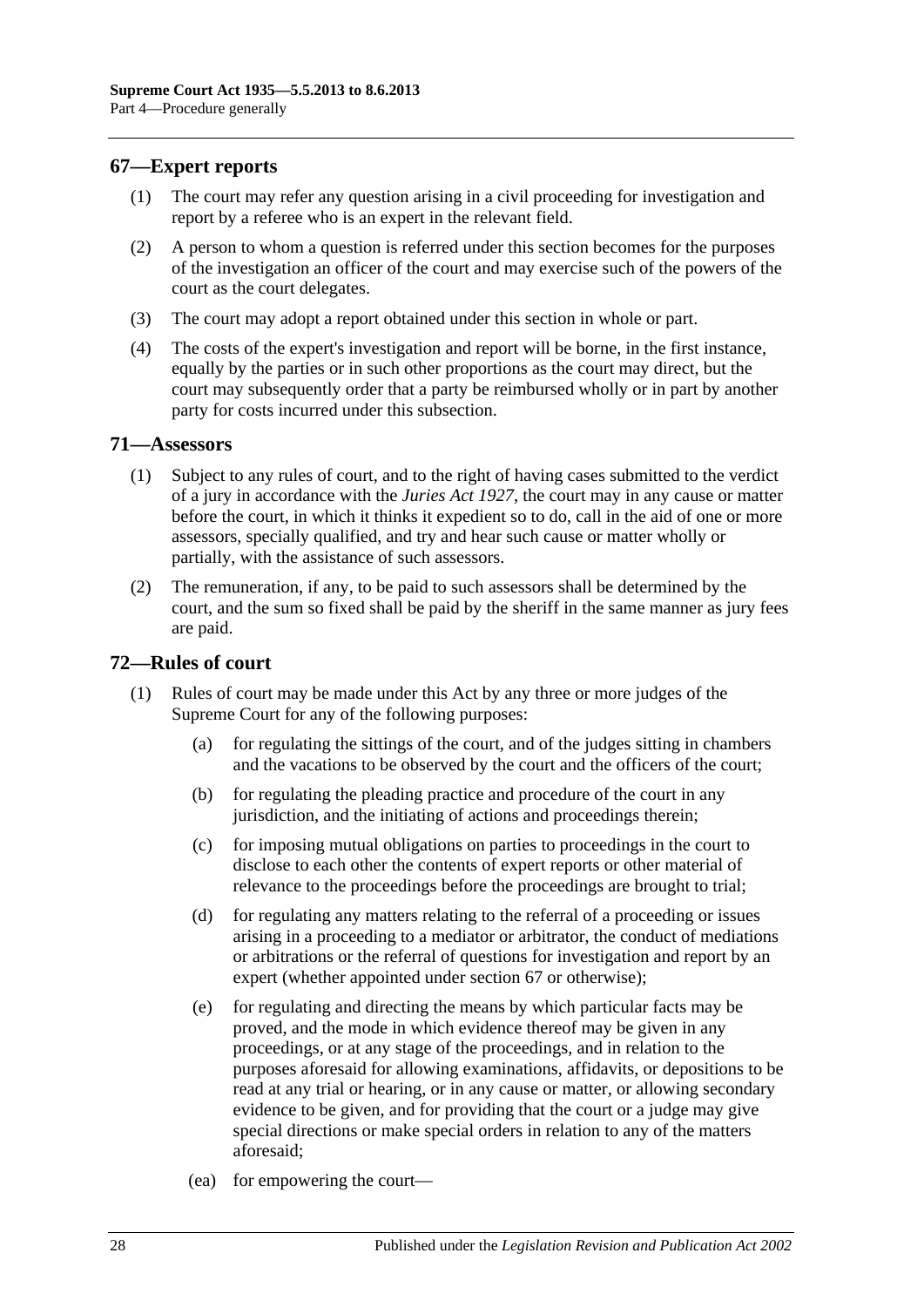## 67—Expert reports

(1) The court may refer any question arising in a civil proceeding for investigation and report by a referee who is an expert in the relevant field.

(2) A person to whom a question is referred under this section becomes for the purposes of the investigation an officer of the court and may exercise such of the powers of the court as the court delegates.

(3) The court may adopt a report obtained under this section in whole or part.

(4) The costs of the expert's investigation and report will be borne, in the first instance, equally by the parties or in such other proportions as the court may direct, but the court may subsequently order that a party be reimbursed wholly or in part by another party for costs incurred under this subsection.

## 71—Assessors

(1) Subject to any rules of court, and to the right of having cases submitted to the verdict of a jury in accordance with the *Juries Act 1927*, the court may in any cause or matter before the court, in which it thinks it expedient so to do, call in the aid of one or more assessors, specially qualified, and try and hear such cause or matter wholly or partially, with the assistance of such assessors.

(2) The remuneration, if any, to be paid to such assessors shall be determined by the court, and the sum so fixed shall be paid by the sheriff in the same manner as jury fees are paid.

## 72—Rules of court

(1) Rules of court may be made under this Act by any three or more judges of the Supreme Court for any of the following purposes:

(a) for regulating the sittings of the court, and of the judges sitting in chambers and the vacations to be observed by the court and the officers of the court;

(b) for regulating the pleading practice and procedure of the court in any jurisdiction, and the initiating of actions and proceedings therein;

(c) for imposing mutual obligations on parties to proceedings in the court to disclose to each other the contents of expert reports or other material of relevance to the proceedings before the proceedings are brought to trial;

(d) for regulating any matters relating to the referral of a proceeding or issues arising in a proceeding to a mediator or arbitrator, the conduct of mediations or arbitrations or the referral of questions for investigation and report by an expert (whether appointed under section 67 or otherwise);

(e) for regulating and directing the means by which particular facts may be proved, and the mode in which evidence thereof may be given in any proceedings, or at any stage of the proceedings, and in relation to the purposes aforesaid for allowing examinations, affidavits, or depositions to be read at any trial or hearing, or in any cause or matter, or allowing secondary evidence to be given, and for providing that the court or a judge may give special directions or make special orders in relation to any of the matters aforesaid;

(ea) for empowering the court—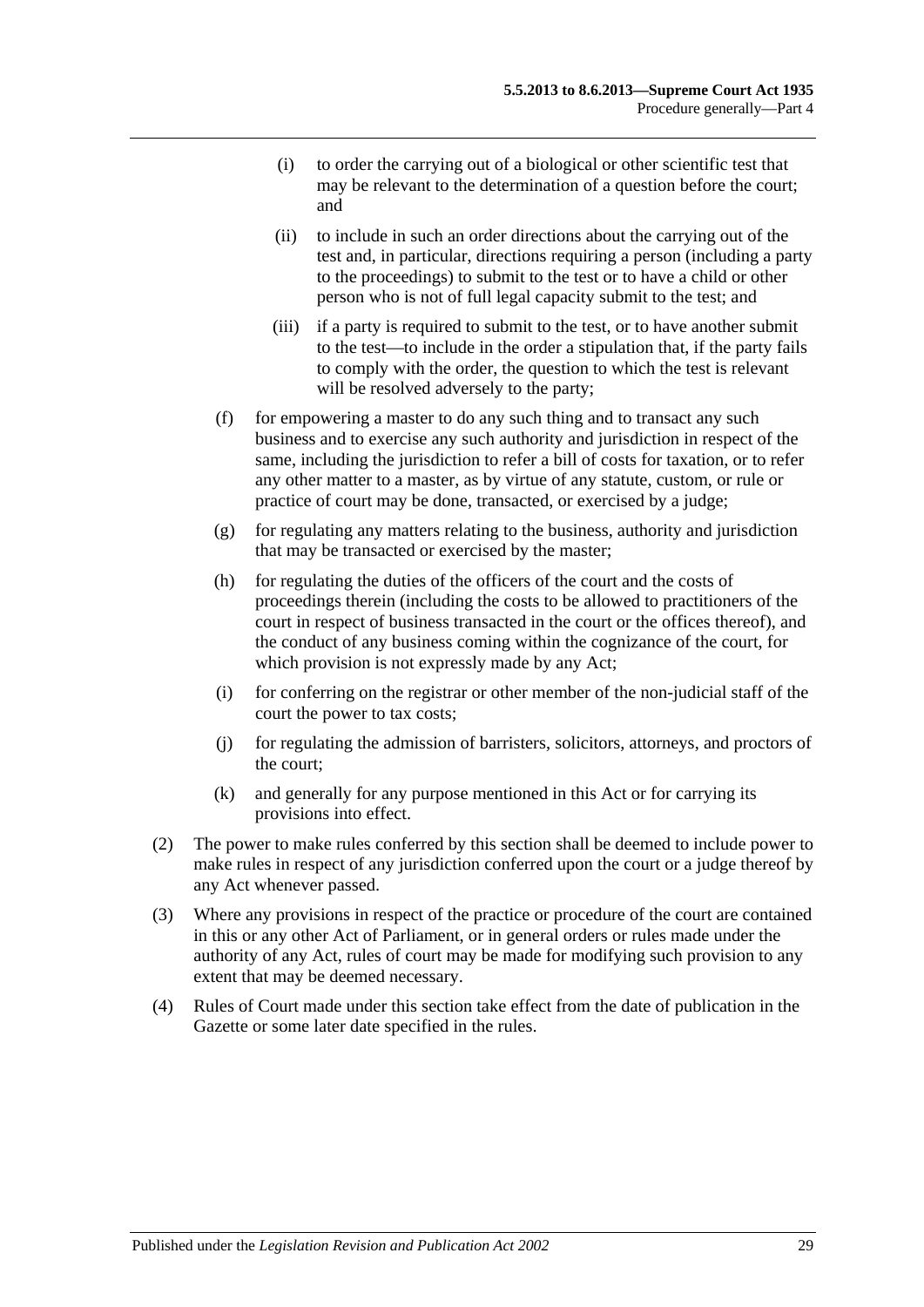(i) to order the carrying out of a biological or other scientific test that may be relevant to the determination of a question before the court; and

(ii) to include in such an order directions about the carrying out of the test and, in particular, directions requiring a person (including a party to the proceedings) to submit to the test or to have a child or other person who is not of full legal capacity submit to the test; and

(iii) if a party is required to submit to the test, or to have another submit to the test—to include in the order a stipulation that, if the party fails to comply with the order, the question to which the test is relevant will be resolved adversely to the party;

(f) for empowering a master to do any such thing and to transact any such business and to exercise any such authority and jurisdiction in respect of the same, including the jurisdiction to refer a bill of costs for taxation, or to refer any other matter to a master, as by virtue of any statute, custom, or rule or practice of court may be done, transacted, or exercised by a judge;

(g) for regulating any matters relating to the business, authority and jurisdiction that may be transacted or exercised by the master;

(h) for regulating the duties of the officers of the court and the costs of proceedings therein (including the costs to be allowed to practitioners of the court in respect of business transacted in the court or the offices thereof), and the conduct of any business coming within the cognizance of the court, for which provision is not expressly made by any Act;

(i) for conferring on the registrar or other member of the non-judicial staff of the court the power to tax costs;

(j) for regulating the admission of barristers, solicitors, attorneys, and proctors of the court;

(k) and generally for any purpose mentioned in this Act or for carrying its provisions into effect.

(2) The power to make rules conferred by this section shall be deemed to include power to make rules in respect of any jurisdiction conferred upon the court or a judge thereof by any Act whenever passed.

(3) Where any provisions in respect of the practice or procedure of the court are contained in this or any other Act of Parliament, or in general orders or rules made under the authority of any Act, rules of court may be made for modifying such provision to any extent that may be deemed necessary.

(4) Rules of Court made under this section take effect from the date of publication in the Gazette or some later date specified in the rules.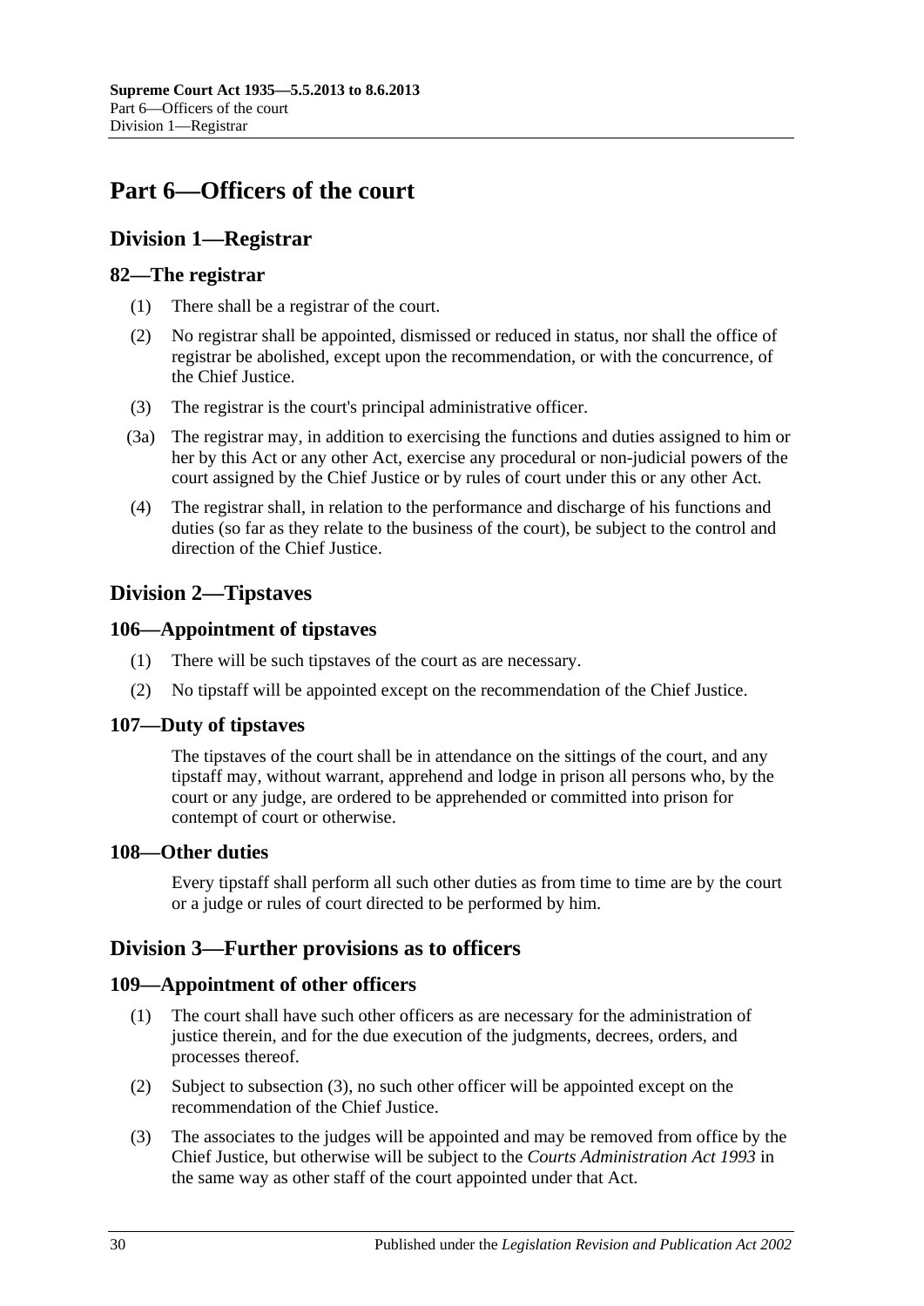# Part 6—Officers of the court

## Division 1—Registrar

### 82—The registrar

(1) There shall be a registrar of the court.

(2) No registrar shall be appointed, dismissed or reduced in status, nor shall the office of registrar be abolished, except upon the recommendation, or with the concurrence, of the Chief Justice.

(3) The registrar is the court's principal administrative officer.

(3a) The registrar may, in addition to exercising the functions and duties assigned to him or her by this Act or any other Act, exercise any procedural or non-judicial powers of the court assigned by the Chief Justice or by rules of court under this or any other Act.

(4) The registrar shall, in relation to the performance and discharge of his functions and duties (so far as they relate to the business of the court), be subject to the control and direction of the Chief Justice.

## Division 2—Tipstaves

### 106—Appointment of tipstaves

(1) There will be such tipstaves of the court as are necessary.

(2) No tipstaff will be appointed except on the recommendation of the Chief Justice.

### 107—Duty of tipstaves

The tipstaves of the court shall be in attendance on the sittings of the court, and any tipstaff may, without warrant, apprehend and lodge in prison all persons who, by the court or any judge, are ordered to be apprehended or committed into prison for contempt of court or otherwise.

### 108—Other duties

Every tipstaff shall perform all such other duties as from time to time are by the court or a judge or rules of court directed to be performed by him.

## Division 3—Further provisions as to officers

### 109—Appointment of other officers

(1) The court shall have such other officers as are necessary for the administration of justice therein, and for the due execution of the judgments, decrees, orders, and processes thereof.

(2) Subject to subsection (3), no such other officer will be appointed except on the recommendation of the Chief Justice.

(3) The associates to the judges will be appointed and may be removed from office by the Chief Justice, but otherwise will be subject to the *Courts Administration Act 1993* in the same way as other staff of the court appointed under that Act.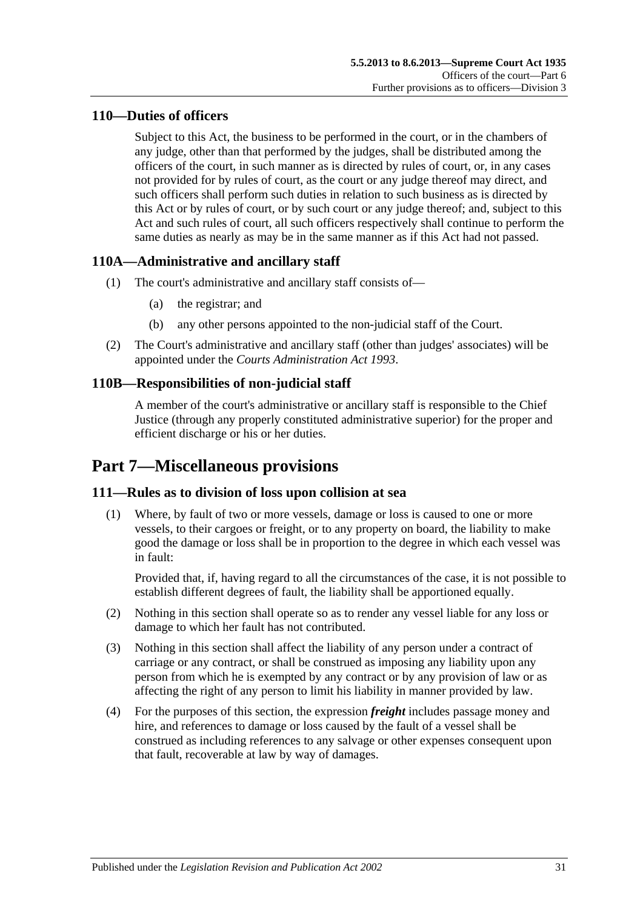## 110—Duties of officers

Subject to this Act, the business to be performed in the court, or in the chambers of any judge, other than that performed by the judges, shall be distributed among the officers of the court, in such manner as is directed by rules of court, or, in any cases not provided for by rules of court, as the court or any judge thereof may direct, and such officers shall perform such duties in relation to such business as is directed by this Act or by rules of court, or by such court or any judge thereof; and, subject to this Act and such rules of court, all such officers respectively shall continue to perform the same duties as nearly as may be in the same manner as if this Act had not passed.

## 110A—Administrative and ancillary staff

(1) The court's administrative and ancillary staff consists of—

(a) the registrar; and

(b) any other persons appointed to the non-judicial staff of the Court.

(2) The Court's administrative and ancillary staff (other than judges' associates) will be appointed under the *Courts Administration Act 1993*.

## 110B—Responsibilities of non-judicial staff

A member of the court's administrative or ancillary staff is responsible to the Chief Justice (through any properly constituted administrative superior) for the proper and efficient discharge or his or her duties.

# Part 7—Miscellaneous provisions

## 111—Rules as to division of loss upon collision at sea

(1) Where, by fault of two or more vessels, damage or loss is caused to one or more vessels, to their cargoes or freight, or to any property on board, the liability to make good the damage or loss shall be in proportion to the degree in which each vessel was in fault:

Provided that, if, having regard to all the circumstances of the case, it is not possible to establish different degrees of fault, the liability shall be apportioned equally.

(2) Nothing in this section shall operate so as to render any vessel liable for any loss or damage to which her fault has not contributed.

(3) Nothing in this section shall affect the liability of any person under a contract of carriage or any contract, or shall be construed as imposing any liability upon any person from which he is exempted by any contract or by any provision of law or as affecting the right of any person to limit his liability in manner provided by law.

(4) For the purposes of this section, the expression ***freight*** includes passage money and hire, and references to damage or loss caused by the fault of a vessel shall be construed as including references to any salvage or other expenses consequent upon that fault, recoverable at law by way of damages.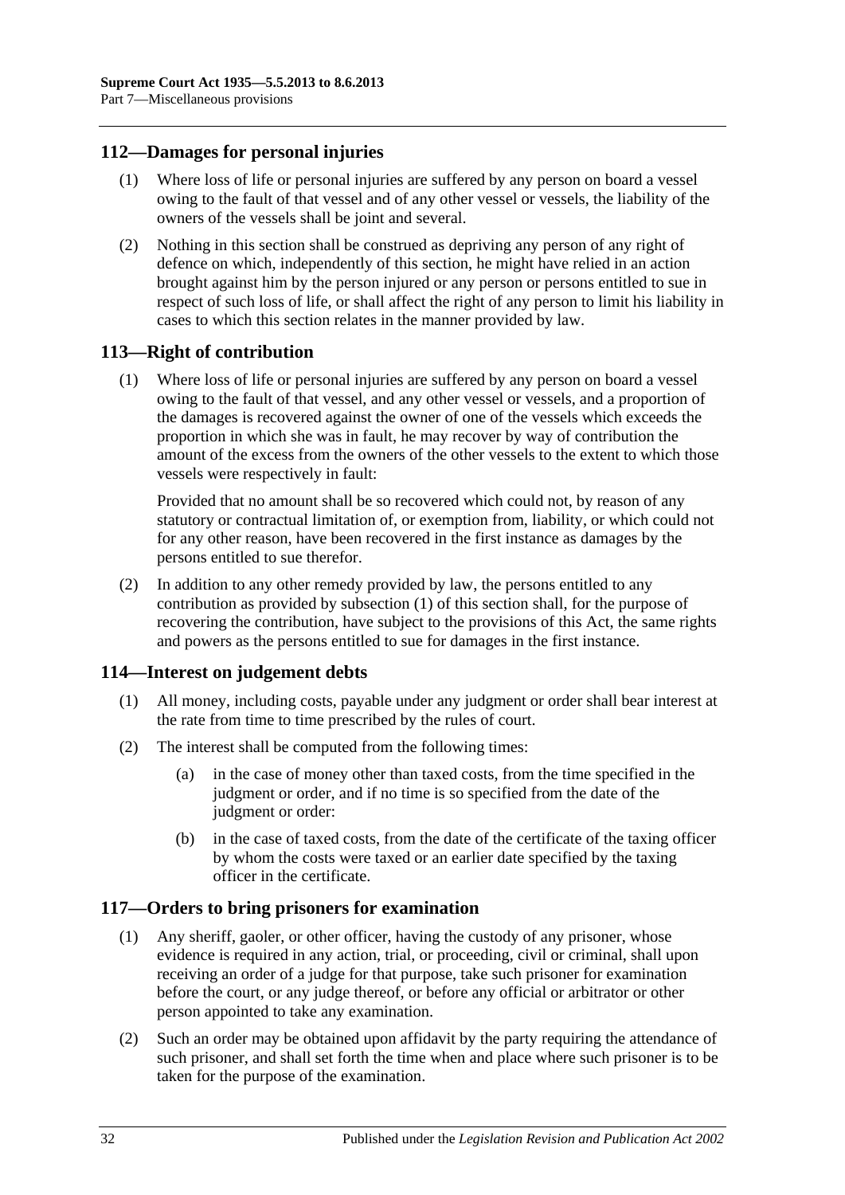## 112—Damages for personal injuries

(1) Where loss of life or personal injuries are suffered by any person on board a vessel owing to the fault of that vessel and of any other vessel or vessels, the liability of the owners of the vessels shall be joint and several.

(2) Nothing in this section shall be construed as depriving any person of any right of defence on which, independently of this section, he might have relied in an action brought against him by the person injured or any person or persons entitled to sue in respect of such loss of life, or shall affect the right of any person to limit his liability in cases to which this section relates in the manner provided by law.

## 113—Right of contribution

(1) Where loss of life or personal injuries are suffered by any person on board a vessel owing to the fault of that vessel, and any other vessel or vessels, and a proportion of the damages is recovered against the owner of one of the vessels which exceeds the proportion in which she was in fault, he may recover by way of contribution the amount of the excess from the owners of the other vessels to the extent to which those vessels were respectively in fault:

Provided that no amount shall be so recovered which could not, by reason of any statutory or contractual limitation of, or exemption from, liability, or which could not for any other reason, have been recovered in the first instance as damages by the persons entitled to sue therefor.

(2) In addition to any other remedy provided by law, the persons entitled to any contribution as provided by subsection (1) of this section shall, for the purpose of recovering the contribution, have subject to the provisions of this Act, the same rights and powers as the persons entitled to sue for damages in the first instance.

## 114—Interest on judgement debts

(1) All money, including costs, payable under any judgment or order shall bear interest at the rate from time to time prescribed by the rules of court.

(2) The interest shall be computed from the following times:

(a) in the case of money other than taxed costs, from the time specified in the judgment or order, and if no time is so specified from the date of the judgment or order:

(b) in the case of taxed costs, from the date of the certificate of the taxing officer by whom the costs were taxed or an earlier date specified by the taxing officer in the certificate.

## 117—Orders to bring prisoners for examination

(1) Any sheriff, gaoler, or other officer, having the custody of any prisoner, whose evidence is required in any action, trial, or proceeding, civil or criminal, shall upon receiving an order of a judge for that purpose, take such prisoner for examination before the court, or any judge thereof, or before any official or arbitrator or other person appointed to take any examination.

(2) Such an order may be obtained upon affidavit by the party requiring the attendance of such prisoner, and shall set forth the time when and place where such prisoner is to be taken for the purpose of the examination.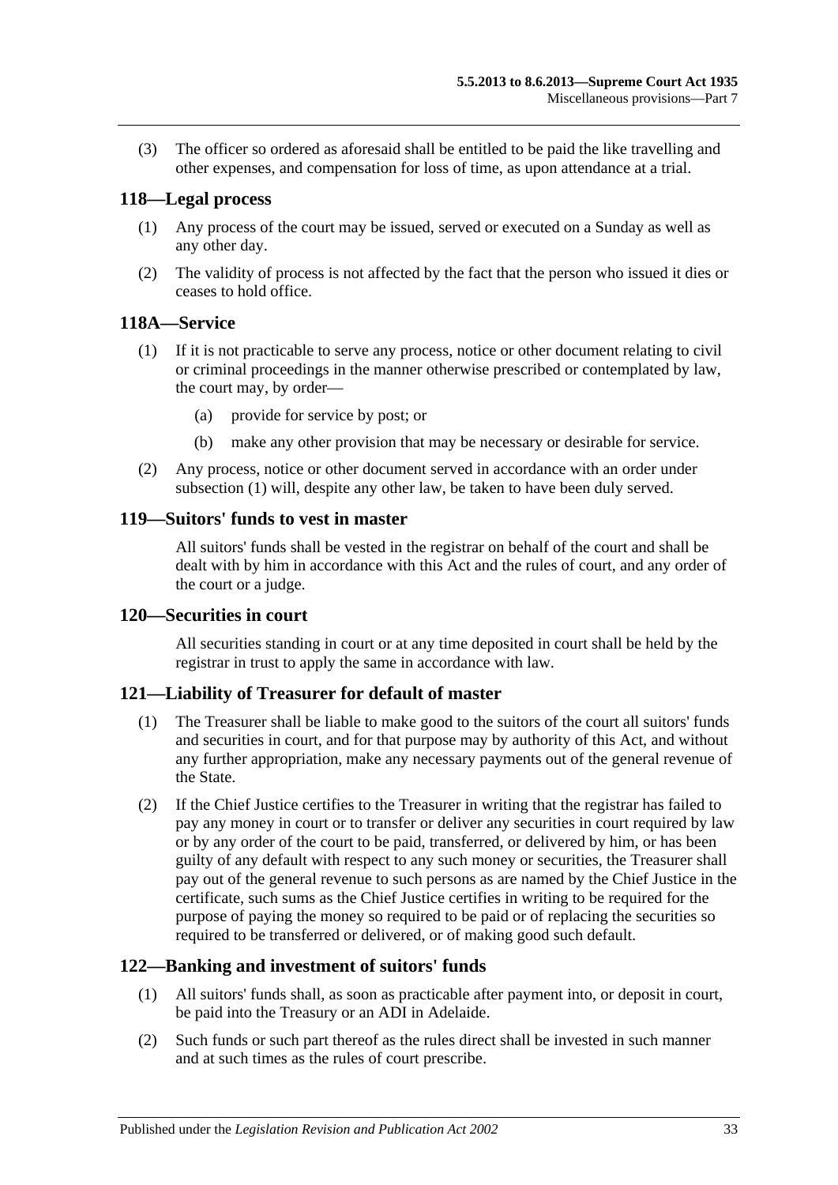(3) The officer so ordered as aforesaid shall be entitled to be paid the like travelling and other expenses, and compensation for loss of time, as upon attendance at a trial.

## 118—Legal process

(1) Any process of the court may be issued, served or executed on a Sunday as well as any other day.

(2) The validity of process is not affected by the fact that the person who issued it dies or ceases to hold office.

## 118A—Service

(1) If it is not practicable to serve any process, notice or other document relating to civil or criminal proceedings in the manner otherwise prescribed or contemplated by law, the court may, by order—

(a) provide for service by post; or

(b) make any other provision that may be necessary or desirable for service.

(2) Any process, notice or other document served in accordance with an order under subsection (1) will, despite any other law, be taken to have been duly served.

## 119—Suitors' funds to vest in master

All suitors' funds shall be vested in the registrar on behalf of the court and shall be dealt with by him in accordance with this Act and the rules of court, and any order of the court or a judge.

## 120—Securities in court

All securities standing in court or at any time deposited in court shall be held by the registrar in trust to apply the same in accordance with law.

## 121—Liability of Treasurer for default of master

(1) The Treasurer shall be liable to make good to the suitors of the court all suitors' funds and securities in court, and for that purpose may by authority of this Act, and without any further appropriation, make any necessary payments out of the general revenue of the State.

(2) If the Chief Justice certifies to the Treasurer in writing that the registrar has failed to pay any money in court or to transfer or deliver any securities in court required by law or by any order of the court to be paid, transferred, or delivered by him, or has been guilty of any default with respect to any such money or securities, the Treasurer shall pay out of the general revenue to such persons as are named by the Chief Justice in the certificate, such sums as the Chief Justice certifies in writing to be required for the purpose of paying the money so required to be paid or of replacing the securities so required to be transferred or delivered, or of making good such default.

## 122—Banking and investment of suitors' funds

(1) All suitors' funds shall, as soon as practicable after payment into, or deposit in court, be paid into the Treasury or an ADI in Adelaide.

(2) Such funds or such part thereof as the rules direct shall be invested in such manner and at such times as the rules of court prescribe.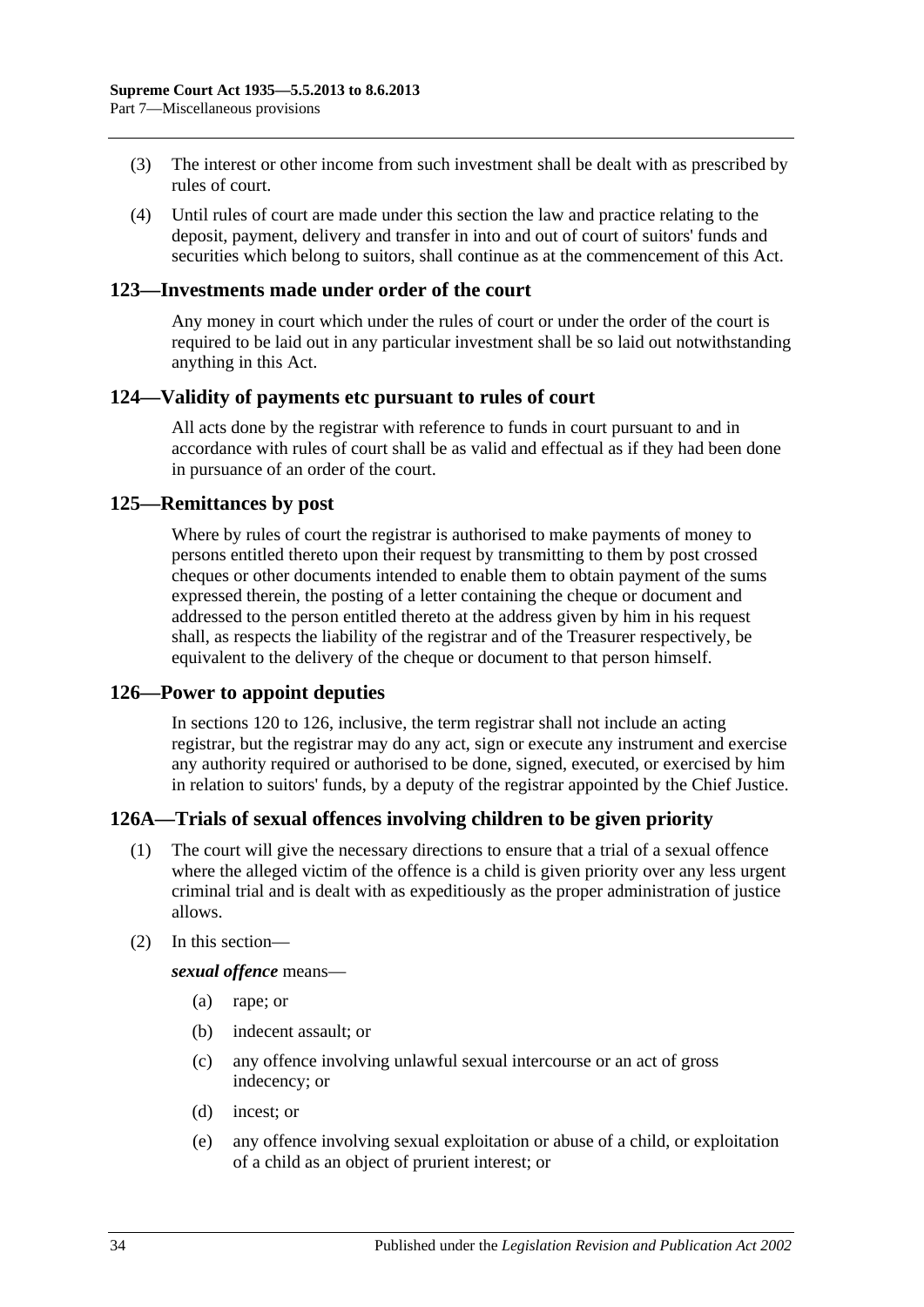(3) The interest or other income from such investment shall be dealt with as prescribed by rules of court.

(4) Until rules of court are made under this section the law and practice relating to the deposit, payment, delivery and transfer in into and out of court of suitors' funds and securities which belong to suitors, shall continue as at the commencement of this Act.

## 123—Investments made under order of the court

Any money in court which under the rules of court or under the order of the court is required to be laid out in any particular investment shall be so laid out notwithstanding anything in this Act.

## 124—Validity of payments etc pursuant to rules of court

All acts done by the registrar with reference to funds in court pursuant to and in accordance with rules of court shall be as valid and effectual as if they had been done in pursuance of an order of the court.

## 125—Remittances by post

Where by rules of court the registrar is authorised to make payments of money to persons entitled thereto upon their request by transmitting to them by post crossed cheques or other documents intended to enable them to obtain payment of the sums expressed therein, the posting of a letter containing the cheque or document and addressed to the person entitled thereto at the address given by him in his request shall, as respects the liability of the registrar and of the Treasurer respectively, be equivalent to the delivery of the cheque or document to that person himself.

## 126—Power to appoint deputies

In sections 120 to 126, inclusive, the term registrar shall not include an acting registrar, but the registrar may do any act, sign or execute any instrument and exercise any authority required or authorised to be done, signed, executed, or exercised by him in relation to suitors' funds, by a deputy of the registrar appointed by the Chief Justice.

## 126A—Trials of sexual offences involving children to be given priority

(1) The court will give the necessary directions to ensure that a trial of a sexual offence where the alleged victim of the offence is a child is given priority over any less urgent criminal trial and is dealt with as expeditiously as the proper administration of justice allows.

(2) In this section—

***sexual offence*** means—

(a) rape; or

(b) indecent assault; or

(c) any offence involving unlawful sexual intercourse or an act of gross indecency; or

(d) incest; or

(e) any offence involving sexual exploitation or abuse of a child, or exploitation of a child as an object of prurient interest; or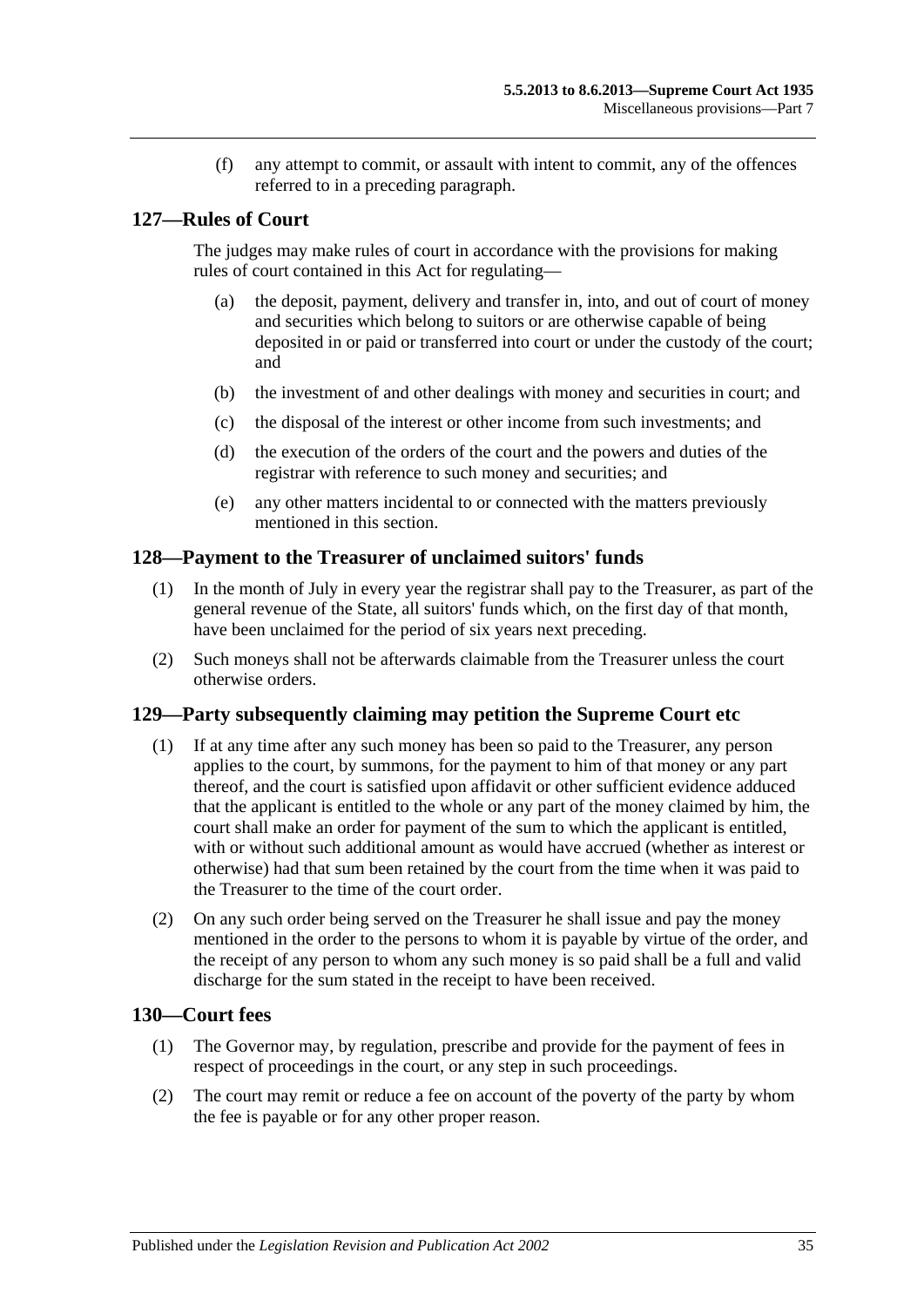(f) any attempt to commit, or assault with intent to commit, any of the offences referred to in a preceding paragraph.

## 127—Rules of Court

The judges may make rules of court in accordance with the provisions for making rules of court contained in this Act for regulating—

(a) the deposit, payment, delivery and transfer in, into, and out of court of money and securities which belong to suitors or are otherwise capable of being deposited in or paid or transferred into court or under the custody of the court; and

(b) the investment of and other dealings with money and securities in court; and

(c) the disposal of the interest or other income from such investments; and

(d) the execution of the orders of the court and the powers and duties of the registrar with reference to such money and securities; and

(e) any other matters incidental to or connected with the matters previously mentioned in this section.

## 128—Payment to the Treasurer of unclaimed suitors' funds

(1) In the month of July in every year the registrar shall pay to the Treasurer, as part of the general revenue of the State, all suitors' funds which, on the first day of that month, have been unclaimed for the period of six years next preceding.

(2) Such moneys shall not be afterwards claimable from the Treasurer unless the court otherwise orders.

## 129—Party subsequently claiming may petition the Supreme Court etc

(1) If at any time after any such money has been so paid to the Treasurer, any person applies to the court, by summons, for the payment to him of that money or any part thereof, and the court is satisfied upon affidavit or other sufficient evidence adduced that the applicant is entitled to the whole or any part of the money claimed by him, the court shall make an order for payment of the sum to which the applicant is entitled, with or without such additional amount as would have accrued (whether as interest or otherwise) had that sum been retained by the court from the time when it was paid to the Treasurer to the time of the court order.

(2) On any such order being served on the Treasurer he shall issue and pay the money mentioned in the order to the persons to whom it is payable by virtue of the order, and the receipt of any person to whom any such money is so paid shall be a full and valid discharge for the sum stated in the receipt to have been received.

## 130—Court fees

(1) The Governor may, by regulation, prescribe and provide for the payment of fees in respect of proceedings in the court, or any step in such proceedings.

(2) The court may remit or reduce a fee on account of the poverty of the party by whom the fee is payable or for any other proper reason.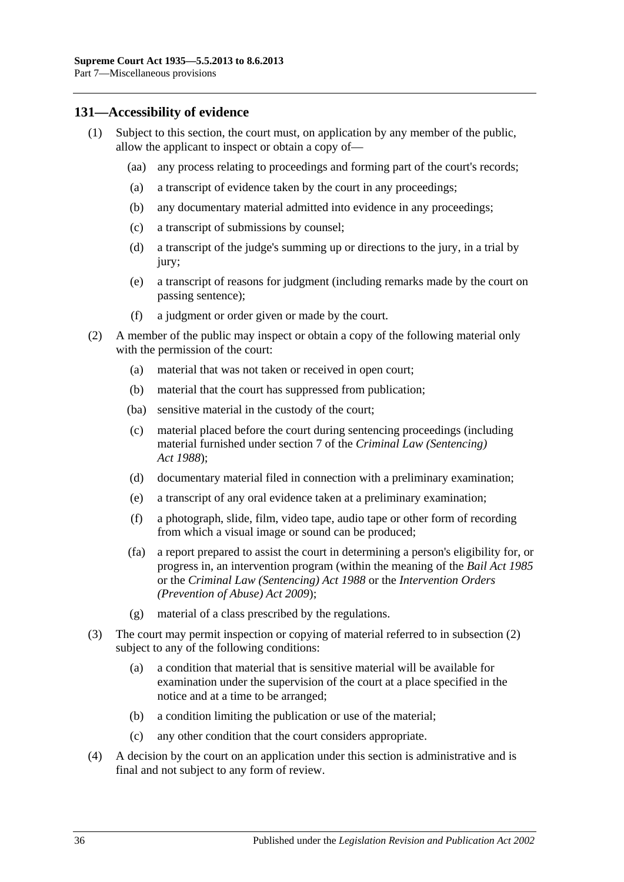## 131—Accessibility of evidence

(1) Subject to this section, the court must, on application by any member of the public, allow the applicant to inspect or obtain a copy of—

(aa) any process relating to proceedings and forming part of the court's records;

(a) a transcript of evidence taken by the court in any proceedings;

(b) any documentary material admitted into evidence in any proceedings;

(c) a transcript of submissions by counsel;

(d) a transcript of the judge's summing up or directions to the jury, in a trial by jury;

(e) a transcript of reasons for judgment (including remarks made by the court on passing sentence);

(f) a judgment or order given or made by the court.

(2) A member of the public may inspect or obtain a copy of the following material only with the permission of the court:

(a) material that was not taken or received in open court;

(b) material that the court has suppressed from publication;

(ba) sensitive material in the custody of the court;

(c) material placed before the court during sentencing proceedings (including material furnished under section 7 of the *Criminal Law (Sentencing) Act 1988*);

(d) documentary material filed in connection with a preliminary examination;

(e) a transcript of any oral evidence taken at a preliminary examination;

(f) a photograph, slide, film, video tape, audio tape or other form of recording from which a visual image or sound can be produced;

(fa) a report prepared to assist the court in determining a person's eligibility for, or progress in, an intervention program (within the meaning of the *Bail Act 1985* or the *Criminal Law (Sentencing) Act 1988* or the *Intervention Orders (Prevention of Abuse) Act 2009*);

(g) material of a class prescribed by the regulations.

(3) The court may permit inspection or copying of material referred to in subsection (2) subject to any of the following conditions:

(a) a condition that material that is sensitive material will be available for examination under the supervision of the court at a place specified in the notice and at a time to be arranged;

(b) a condition limiting the publication or use of the material;

(c) any other condition that the court considers appropriate.

(4) A decision by the court on an application under this section is administrative and is final and not subject to any form of review.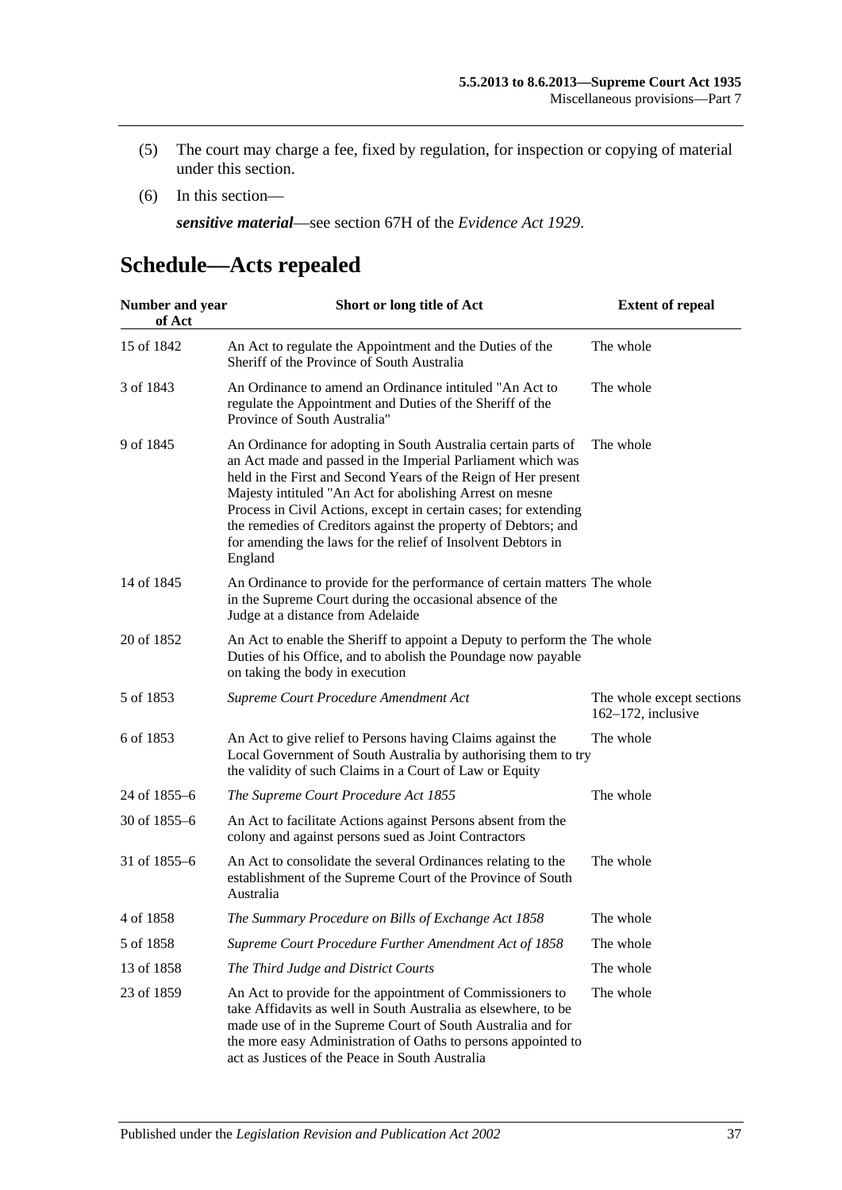(5) The court may charge a fee, fixed by regulation, for inspection or copying of material under this section.

(6) In this section—

***sensitive material***—see section 67H of the *Evidence Act 1929*.

# Schedule—Acts repealed

| Number and year of Act | Short or long title of Act | Extent of repeal |
|---|---|---|
| 15 of 1842 | An Act to regulate the Appointment and the Duties of the Sheriff of the Province of South Australia | The whole |
| 3 of 1843 | An Ordinance to amend an Ordinance intituled "An Act to regulate the Appointment and Duties of the Sheriff of the Province of South Australia" | The whole |
| 9 of 1845 | An Ordinance for adopting in South Australia certain parts of an Act made and passed in the Imperial Parliament which was held in the First and Second Years of the Reign of Her present Majesty intituled "An Act for abolishing Arrest on mesne Process in Civil Actions, except in certain cases; for extending the remedies of Creditors against the property of Debtors; and for amending the laws for the relief of Insolvent Debtors in England | The whole |
| 14 of 1845 | An Ordinance to provide for the performance of certain matters in the Supreme Court during the occasional absence of the Judge at a distance from Adelaide | The whole |
| 20 of 1852 | An Act to enable the Sheriff to appoint a Deputy to perform the Duties of his Office, and to abolish the Poundage now payable on taking the body in execution | The whole |
| 5 of 1853 | *Supreme Court Procedure Amendment Act* | The whole except sections 162–172, inclusive |
| 6 of 1853 | An Act to give relief to Persons having Claims against the Local Government of South Australia by authorising them to try the validity of such Claims in a Court of Law or Equity | The whole |
| 24 of 1855–6 | *The Supreme Court Procedure Act 1855* | The whole |
| 30 of 1855–6 | An Act to facilitate Actions against Persons absent from the colony and against persons sued as Joint Contractors | |
| 31 of 1855–6 | An Act to consolidate the several Ordinances relating to the establishment of the Supreme Court of the Province of South Australia | The whole |
| 4 of 1858 | *The Summary Procedure on Bills of Exchange Act 1858* | The whole |
| 5 of 1858 | *Supreme Court Procedure Further Amendment Act of 1858* | The whole |
| 13 of 1858 | *The Third Judge and District Courts* | The whole |
| 23 of 1859 | An Act to provide for the appointment of Commissioners to take Affidavits as well in South Australia as elsewhere, to be made use of in the Supreme Court of South Australia and for the more easy Administration of Oaths to persons appointed to act as Justices of the Peace in South Australia | The whole |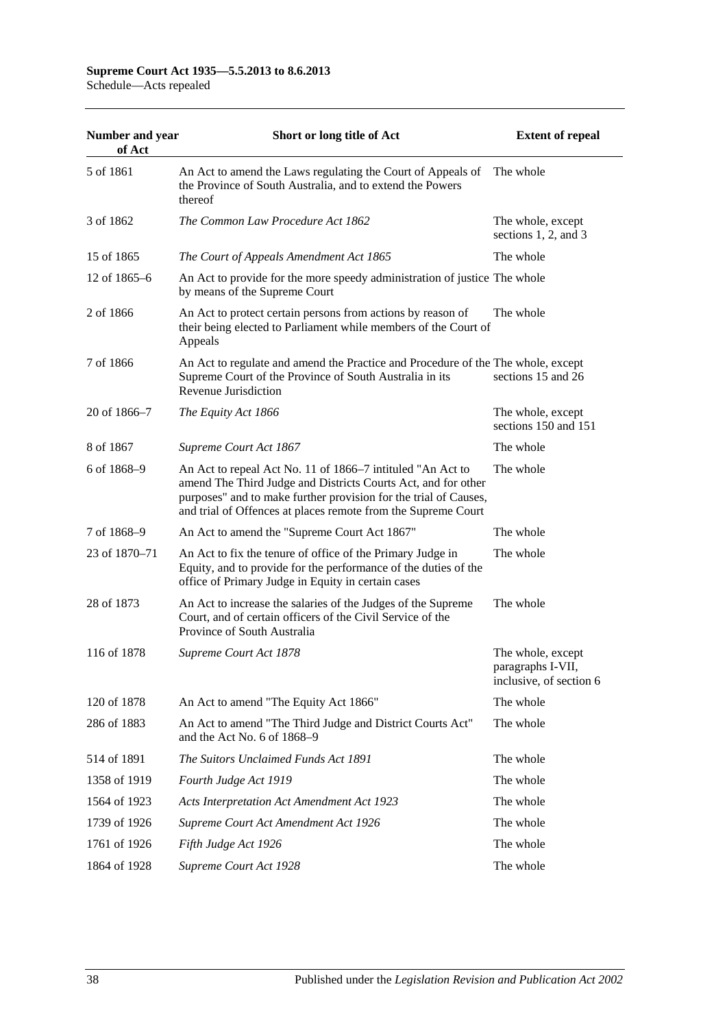| Number and year of Act | Short or long title of Act | Extent of repeal |
|---|---|---|
| 5 of 1861 | An Act to amend the Laws regulating the Court of Appeals of the Province of South Australia, and to extend the Powers thereof | The whole |
| 3 of 1862 | *The Common Law Procedure Act 1862* | The whole, except sections 1, 2, and 3 |
| 15 of 1865 | *The Court of Appeals Amendment Act 1865* | The whole |
| 12 of 1865–6 | An Act to provide for the more speedy administration of justice by means of the Supreme Court | The whole |
| 2 of 1866 | An Act to protect certain persons from actions by reason of their being elected to Parliament while members of the Court of Appeals | The whole |
| 7 of 1866 | An Act to regulate and amend the Practice and Procedure of the Supreme Court of the Province of South Australia in its Revenue Jurisdiction | The whole, except sections 15 and 26 |
| 20 of 1866–7 | *The Equity Act 1866* | The whole, except sections 150 and 151 |
| 8 of 1867 | *Supreme Court Act 1867* | The whole |
| 6 of 1868–9 | An Act to repeal Act No. 11 of 1866–7 intituled "An Act to amend The Third Judge and Districts Courts Act, and for other purposes" and to make further provision for the trial of Causes, and trial of Offences at places remote from the Supreme Court | The whole |
| 7 of 1868–9 | An Act to amend the "Supreme Court Act 1867" | The whole |
| 23 of 1870–71 | An Act to fix the tenure of office of the Primary Judge in Equity, and to provide for the performance of the duties of the office of Primary Judge in Equity in certain cases | The whole |
| 28 of 1873 | An Act to increase the salaries of the Judges of the Supreme Court, and of certain officers of the Civil Service of the Province of South Australia | The whole |
| 116 of 1878 | *Supreme Court Act 1878* | The whole, except paragraphs I-VII, inclusive, of section 6 |
| 120 of 1878 | An Act to amend "The Equity Act 1866" | The whole |
| 286 of 1883 | An Act to amend "The Third Judge and District Courts Act" and the Act No. 6 of 1868–9 | The whole |
| 514 of 1891 | *The Suitors Unclaimed Funds Act 1891* | The whole |
| 1358 of 1919 | *Fourth Judge Act 1919* | The whole |
| 1564 of 1923 | *Acts Interpretation Act Amendment Act 1923* | The whole |
| 1739 of 1926 | *Supreme Court Act Amendment Act 1926* | The whole |
| 1761 of 1926 | *Fifth Judge Act 1926* | The whole |
| 1864 of 1928 | *Supreme Court Act 1928* | The whole |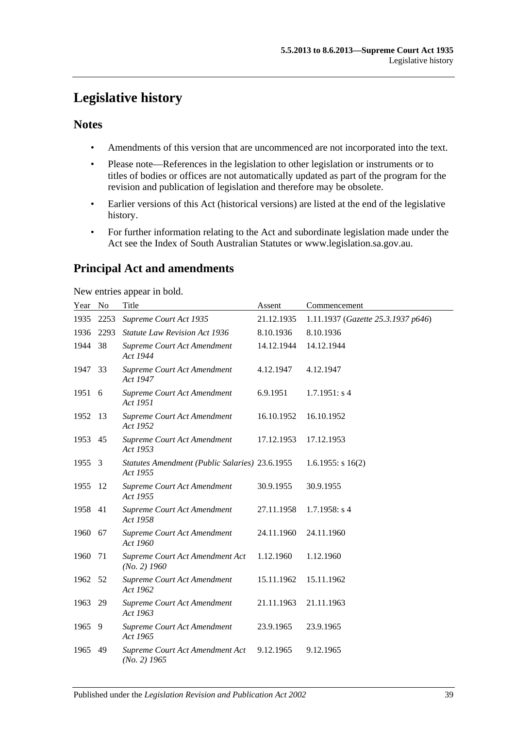# Legislative history

## Notes

- Amendments of this version that are uncommenced are not incorporated into the text.
- Please note—References in the legislation to other legislation or instruments or to titles of bodies or offices are not automatically updated as part of the program for the revision and publication of legislation and therefore may be obsolete.
- Earlier versions of this Act (historical versions) are listed at the end of the legislative history.
- For further information relating to the Act and subordinate legislation made under the Act see the Index of South Australian Statutes or www.legislation.sa.gov.au.

## Principal Act and amendments

New entries appear in bold.

| Year | No | Title | Assent | Commencement |
|---|---|---|---|---|
| 1935 | 2253 | *Supreme Court Act 1935* | 21.12.1935 | 1.11.1937 (*Gazette 25.3.1937 p646*) |
| 1936 | 2293 | *Statute Law Revision Act 1936* | 8.10.1936 | 8.10.1936 |
| 1944 | 38 | *Supreme Court Act Amendment Act 1944* | 14.12.1944 | 14.12.1944 |
| 1947 | 33 | *Supreme Court Act Amendment Act 1947* | 4.12.1947 | 4.12.1947 |
| 1951 | 6 | *Supreme Court Act Amendment Act 1951* | 6.9.1951 | 1.7.1951: s 4 |
| 1952 | 13 | *Supreme Court Act Amendment Act 1952* | 16.10.1952 | 16.10.1952 |
| 1953 | 45 | *Supreme Court Act Amendment Act 1953* | 17.12.1953 | 17.12.1953 |
| 1955 | 3 | *Statutes Amendment (Public Salaries) Act 1955* | 23.6.1955 | 1.6.1955: s 16(2) |
| 1955 | 12 | *Supreme Court Act Amendment Act 1955* | 30.9.1955 | 30.9.1955 |
| 1958 | 41 | *Supreme Court Act Amendment Act 1958* | 27.11.1958 | 1.7.1958: s 4 |
| 1960 | 67 | *Supreme Court Act Amendment Act 1960* | 24.11.1960 | 24.11.1960 |
| 1960 | 71 | *Supreme Court Act Amendment Act (No. 2) 1960* | 1.12.1960 | 1.12.1960 |
| 1962 | 52 | *Supreme Court Act Amendment Act 1962* | 15.11.1962 | 15.11.1962 |
| 1963 | 29 | *Supreme Court Act Amendment Act 1963* | 21.11.1963 | 21.11.1963 |
| 1965 | 9 | *Supreme Court Act Amendment Act 1965* | 23.9.1965 | 23.9.1965 |
| 1965 | 49 | *Supreme Court Act Amendment Act (No. 2) 1965* | 9.12.1965 | 9.12.1965 |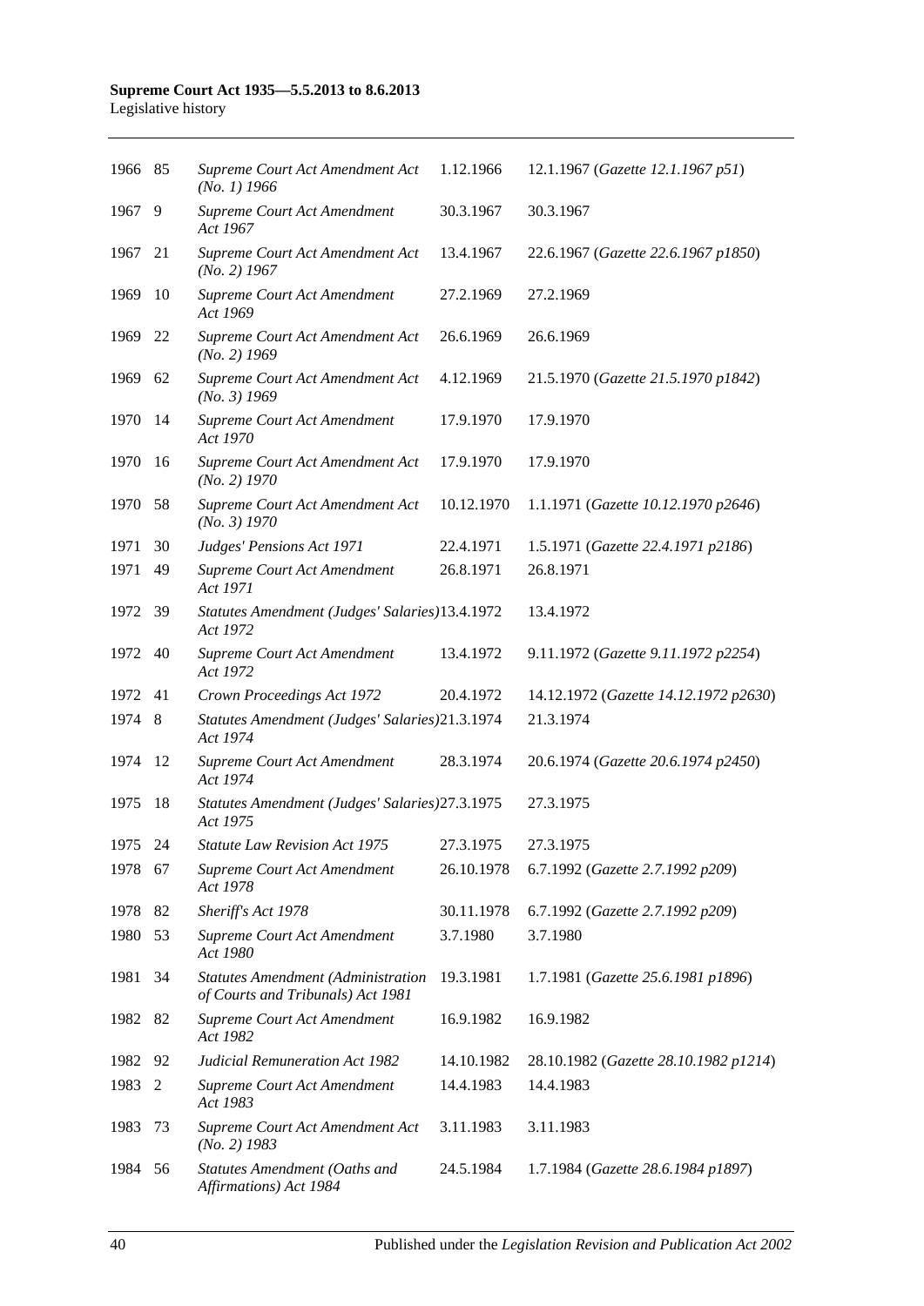| | | | | |
|---|---|---|---|---|
| 1966 | 85 | *Supreme Court Act Amendment Act (No. 1) 1966* | 1.12.1966 | 12.1.1967 (*Gazette 12.1.1967 p51*) |
| 1967 | 9 | *Supreme Court Act Amendment Act 1967* | 30.3.1967 | 30.3.1967 |
| 1967 | 21 | *Supreme Court Act Amendment Act (No. 2) 1967* | 13.4.1967 | 22.6.1967 (*Gazette 22.6.1967 p1850*) |
| 1969 | 10 | *Supreme Court Act Amendment Act 1969* | 27.2.1969 | 27.2.1969 |
| 1969 | 22 | *Supreme Court Act Amendment Act (No. 2) 1969* | 26.6.1969 | 26.6.1969 |
| 1969 | 62 | *Supreme Court Act Amendment Act (No. 3) 1969* | 4.12.1969 | 21.5.1970 (*Gazette 21.5.1970 p1842*) |
| 1970 | 14 | *Supreme Court Act Amendment Act 1970* | 17.9.1970 | 17.9.1970 |
| 1970 | 16 | *Supreme Court Act Amendment Act (No. 2) 1970* | 17.9.1970 | 17.9.1970 |
| 1970 | 58 | *Supreme Court Act Amendment Act (No. 3) 1970* | 10.12.1970 | 1.1.1971 (*Gazette 10.12.1970 p2646*) |
| 1971 | 30 | *Judges' Pensions Act 1971* | 22.4.1971 | 1.5.1971 (*Gazette 22.4.1971 p2186*) |
| 1971 | 49 | *Supreme Court Act Amendment Act 1971* | 26.8.1971 | 26.8.1971 |
| 1972 | 39 | *Statutes Amendment (Judges' Salaries) Act 1972* | 13.4.1972 | 13.4.1972 |
| 1972 | 40 | *Supreme Court Act Amendment Act 1972* | 13.4.1972 | 9.11.1972 (*Gazette 9.11.1972 p2254*) |
| 1972 | 41 | *Crown Proceedings Act 1972* | 20.4.1972 | 14.12.1972 (*Gazette 14.12.1972 p2630*) |
| 1974 | 8 | *Statutes Amendment (Judges' Salaries) Act 1974* | 21.3.1974 | 21.3.1974 |
| 1974 | 12 | *Supreme Court Act Amendment Act 1974* | 28.3.1974 | 20.6.1974 (*Gazette 20.6.1974 p2450*) |
| 1975 | 18 | *Statutes Amendment (Judges' Salaries) Act 1975* | 27.3.1975 | 27.3.1975 |
| 1975 | 24 | *Statute Law Revision Act 1975* | 27.3.1975 | 27.3.1975 |
| 1978 | 67 | *Supreme Court Act Amendment Act 1978* | 26.10.1978 | 6.7.1992 (*Gazette 2.7.1992 p209*) |
| 1978 | 82 | *Sheriff's Act 1978* | 30.11.1978 | 6.7.1992 (*Gazette 2.7.1992 p209*) |
| 1980 | 53 | *Supreme Court Act Amendment Act 1980* | 3.7.1980 | 3.7.1980 |
| 1981 | 34 | *Statutes Amendment (Administration of Courts and Tribunals) Act 1981* | 19.3.1981 | 1.7.1981 (*Gazette 25.6.1981 p1896*) |
| 1982 | 82 | *Supreme Court Act Amendment Act 1982* | 16.9.1982 | 16.9.1982 |
| 1982 | 92 | *Judicial Remuneration Act 1982* | 14.10.1982 | 28.10.1982 (*Gazette 28.10.1982 p1214*) |
| 1983 | 2 | *Supreme Court Act Amendment Act 1983* | 14.4.1983 | 14.4.1983 |
| 1983 | 73 | *Supreme Court Act Amendment Act (No. 2) 1983* | 3.11.1983 | 3.11.1983 |
| 1984 | 56 | *Statutes Amendment (Oaths and Affirmations) Act 1984* | 24.5.1984 | 1.7.1984 (*Gazette 28.6.1984 p1897*) |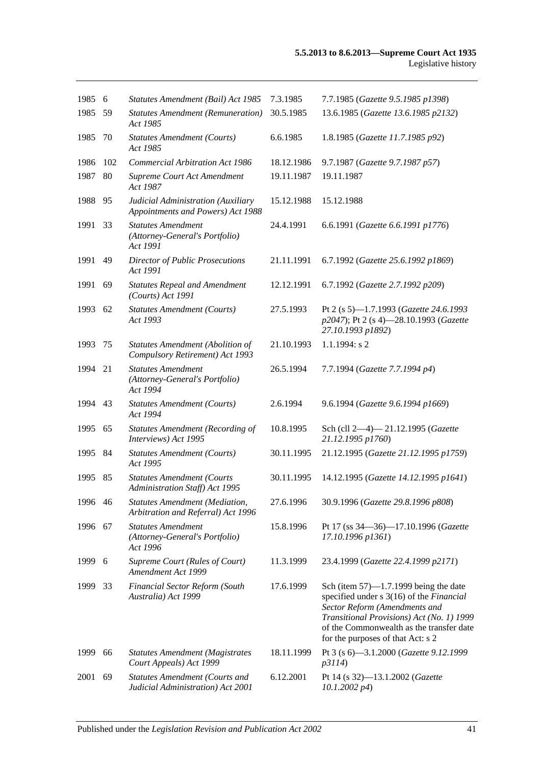| | | | | |
|---|---|---|---|---|
| 1985 | 6 | *Statutes Amendment (Bail) Act 1985* | 7.3.1985 | 7.7.1985 (*Gazette 9.5.1985 p1398*) |
| 1985 | 59 | *Statutes Amendment (Remuneration) Act 1985* | 30.5.1985 | 13.6.1985 (*Gazette 13.6.1985 p2132*) |
| 1985 | 70 | *Statutes Amendment (Courts) Act 1985* | 6.6.1985 | 1.8.1985 (*Gazette 11.7.1985 p92*) |
| 1986 | 102 | *Commercial Arbitration Act 1986* | 18.12.1986 | 9.7.1987 (*Gazette 9.7.1987 p57*) |
| 1987 | 80 | *Supreme Court Act Amendment Act 1987* | 19.11.1987 | 19.11.1987 |
| 1988 | 95 | *Judicial Administration (Auxiliary Appointments and Powers) Act 1988* | 15.12.1988 | 15.12.1988 |
| 1991 | 33 | *Statutes Amendment (Attorney-General's Portfolio) Act 1991* | 24.4.1991 | 6.6.1991 (*Gazette 6.6.1991 p1776*) |
| 1991 | 49 | *Director of Public Prosecutions Act 1991* | 21.11.1991 | 6.7.1992 (*Gazette 25.6.1992 p1869*) |
| 1991 | 69 | *Statutes Repeal and Amendment (Courts) Act 1991* | 12.12.1991 | 6.7.1992 (*Gazette 2.7.1992 p209*) |
| 1993 | 62 | *Statutes Amendment (Courts) Act 1993* | 27.5.1993 | Pt 2 (s 5)—1.7.1993 (*Gazette 24.6.1993 p2047*); Pt 2 (s 4)—28.10.1993 (*Gazette 27.10.1993 p1892*) |
| 1993 | 75 | *Statutes Amendment (Abolition of Compulsory Retirement) Act 1993* | 21.10.1993 | 1.1.1994: s 2 |
| 1994 | 21 | *Statutes Amendment (Attorney-General's Portfolio) Act 1994* | 26.5.1994 | 7.7.1994 (*Gazette 7.7.1994 p4*) |
| 1994 | 43 | *Statutes Amendment (Courts) Act 1994* | 2.6.1994 | 9.6.1994 (*Gazette 9.6.1994 p1669*) |
| 1995 | 65 | *Statutes Amendment (Recording of Interviews) Act 1995* | 10.8.1995 | Sch (cll 2—4)— 21.12.1995 (*Gazette 21.12.1995 p1760*) |
| 1995 | 84 | *Statutes Amendment (Courts) Act 1995* | 30.11.1995 | 21.12.1995 (*Gazette 21.12.1995 p1759*) |
| 1995 | 85 | *Statutes Amendment (Courts Administration Staff) Act 1995* | 30.11.1995 | 14.12.1995 (*Gazette 14.12.1995 p1641*) |
| 1996 | 46 | *Statutes Amendment (Mediation, Arbitration and Referral) Act 1996* | 27.6.1996 | 30.9.1996 (*Gazette 29.8.1996 p808*) |
| 1996 | 67 | *Statutes Amendment (Attorney-General's Portfolio) Act 1996* | 15.8.1996 | Pt 17 (ss 34—36)—17.10.1996 (*Gazette 17.10.1996 p1361*) |
| 1999 | 6 | *Supreme Court (Rules of Court) Amendment Act 1999* | 11.3.1999 | 23.4.1999 (*Gazette 22.4.1999 p2171*) |
| 1999 | 33 | *Financial Sector Reform (South Australia) Act 1999* | 17.6.1999 | Sch (item 57)—1.7.1999 being the date specified under s 3(16) of the *Financial Sector Reform (Amendments and Transitional Provisions) Act (No. 1) 1999* of the Commonwealth as the transfer date for the purposes of that Act: s 2 |
| 1999 | 66 | *Statutes Amendment (Magistrates Court Appeals) Act 1999* | 18.11.1999 | Pt 3 (s 6)—3.1.2000 (*Gazette 9.12.1999 p3114*) |
| 2001 | 69 | *Statutes Amendment (Courts and Judicial Administration) Act 2001* | 6.12.2001 | Pt 14 (s 32)—13.1.2002 (*Gazette 10.1.2002 p4*) |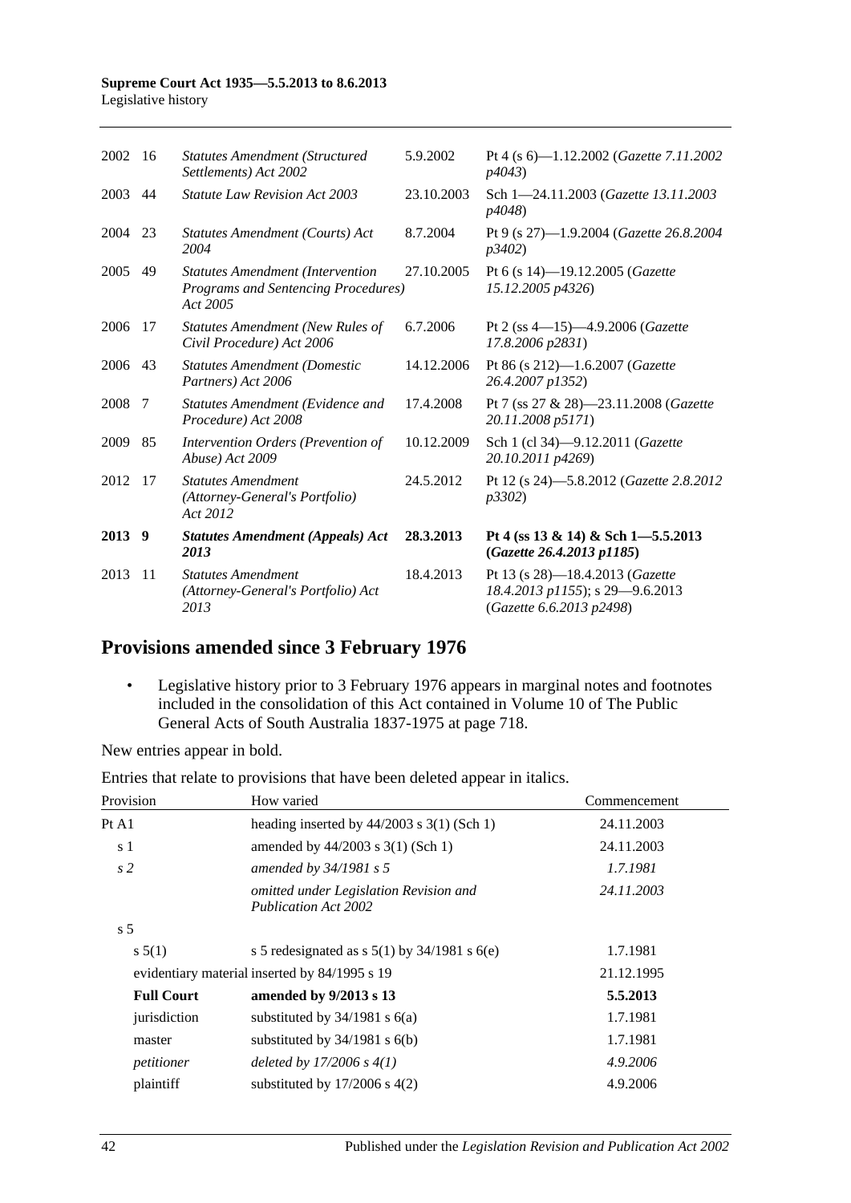| | | | | |
|---|---|---|---|---|
| 2002 | 16 | *Statutes Amendment (Structured Settlements) Act 2002* | 5.9.2002 | Pt 4 (s 6)—1.12.2002 (*Gazette 7.11.2002 p4043*) |
| 2003 | 44 | *Statute Law Revision Act 2003* | 23.10.2003 | Sch 1—24.11.2003 (*Gazette 13.11.2003 p4048*) |
| 2004 | 23 | *Statutes Amendment (Courts) Act 2004* | 8.7.2004 | Pt 9 (s 27)—1.9.2004 (*Gazette 26.8.2004 p3402*) |
| 2005 | 49 | *Statutes Amendment (Intervention Programs and Sentencing Procedures) Act 2005* | 27.10.2005 | Pt 6 (s 14)—19.12.2005 (*Gazette 15.12.2005 p4326*) |
| 2006 | 17 | *Statutes Amendment (New Rules of Civil Procedure) Act 2006* | 6.7.2006 | Pt 2 (ss 4—15)—4.9.2006 (*Gazette 17.8.2006 p2831*) |
| 2006 | 43 | *Statutes Amendment (Domestic Partners) Act 2006* | 14.12.2006 | Pt 86 (s 212)—1.6.2007 (*Gazette 26.4.2007 p1352*) |
| 2008 | 7 | *Statutes Amendment (Evidence and Procedure) Act 2008* | 17.4.2008 | Pt 7 (ss 27 & 28)—23.11.2008 (*Gazette 20.11.2008 p5171*) |
| 2009 | 85 | *Intervention Orders (Prevention of Abuse) Act 2009* | 10.12.2009 | Sch 1 (cl 34)—9.12.2011 (*Gazette 20.10.2011 p4269*) |
| 2012 | 17 | *Statutes Amendment (Attorney-General's Portfolio) Act 2012* | 24.5.2012 | Pt 12 (s 24)—5.8.2012 (*Gazette 2.8.2012 p3302*) |
| **2013** | **9** | ***Statutes Amendment (Appeals) Act 2013*** | **28.3.2013** | **Pt 4 (ss 13 & 14) & Sch 1—5.5.2013 (*Gazette 26.4.2013 p1185*)** |
| 2013 | 11 | *Statutes Amendment (Attorney-General's Portfolio) Act 2013* | 18.4.2013 | Pt 13 (s 28)—18.4.2013 (*Gazette 18.4.2013 p1155*); s 29—9.6.2013 (*Gazette 6.6.2013 p2498*) |

## Provisions amended since 3 February 1976

- Legislative history prior to 3 February 1976 appears in marginal notes and footnotes included in the consolidation of this Act contained in Volume 10 of The Public General Acts of South Australia 1837-1975 at page 718.

New entries appear in bold.

Entries that relate to provisions that have been deleted appear in italics.

| Provision | How varied | Commencement |
|---|---|---|
| Pt A1 | heading inserted by 44/2003 s 3(1) (Sch 1) | 24.11.2003 |
| s 1 | amended by 44/2003 s 3(1) (Sch 1) | 24.11.2003 |
| *s 2* | *amended by 34/1981 s 5* | *1.7.1981* |
| | *omitted under Legislation Revision and Publication Act 2002* | *24.11.2003* |
| s 5 | | |
| s 5(1) | s 5 redesignated as s 5(1) by 34/1981 s 6(e) | 1.7.1981 |
| evidentiary material inserted by 84/1995 s 19 | | 21.12.1995 |
| **Full Court** | **amended by 9/2013 s 13** | **5.5.2013** |
| jurisdiction | substituted by 34/1981 s 6(a) | 1.7.1981 |
| master | substituted by 34/1981 s 6(b) | 1.7.1981 |
| *petitioner* | *deleted by 17/2006 s 4(1)* | *4.9.2006* |
| plaintiff | substituted by 17/2006 s 4(2) | 4.9.2006 |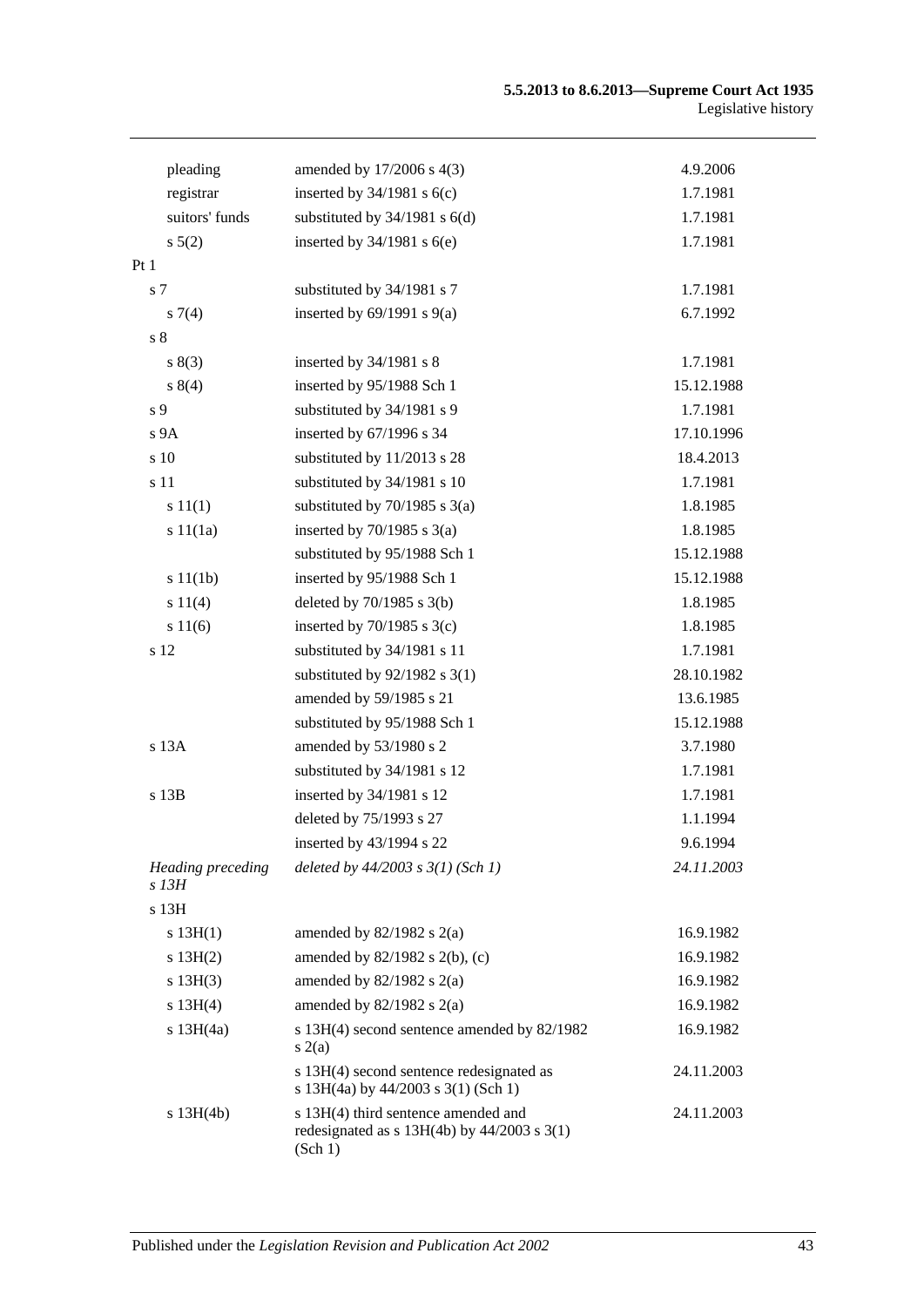| | | |
|---|---|---|
| pleading | amended by 17/2006 s 4(3) | 4.9.2006 |
| registrar | inserted by 34/1981 s 6(c) | 1.7.1981 |
| suitors' funds | substituted by 34/1981 s 6(d) | 1.7.1981 |
| s 5(2) | inserted by 34/1981 s 6(e) | 1.7.1981 |
| Pt 1 | | |
| s 7 | substituted by 34/1981 s 7 | 1.7.1981 |
| s 7(4) | inserted by 69/1991 s 9(a) | 6.7.1992 |
| s 8 | | |
| s 8(3) | inserted by 34/1981 s 8 | 1.7.1981 |
| s 8(4) | inserted by 95/1988 Sch 1 | 15.12.1988 |
| s 9 | substituted by 34/1981 s 9 | 1.7.1981 |
| s 9A | inserted by 67/1996 s 34 | 17.10.1996 |
| s 10 | substituted by 11/2013 s 28 | 18.4.2013 |
| s 11 | substituted by 34/1981 s 10 | 1.7.1981 |
| s 11(1) | substituted by 70/1985 s 3(a) | 1.8.1985 |
| s 11(1a) | inserted by 70/1985 s 3(a) | 1.8.1985 |
| | substituted by 95/1988 Sch 1 | 15.12.1988 |
| s 11(1b) | inserted by 95/1988 Sch 1 | 15.12.1988 |
| s 11(4) | deleted by 70/1985 s 3(b) | 1.8.1985 |
| s 11(6) | inserted by 70/1985 s 3(c) | 1.8.1985 |
| s 12 | substituted by 34/1981 s 11 | 1.7.1981 |
| | substituted by 92/1982 s 3(1) | 28.10.1982 |
| | amended by 59/1985 s 21 | 13.6.1985 |
| | substituted by 95/1988 Sch 1 | 15.12.1988 |
| s 13A | amended by 53/1980 s 2 | 3.7.1980 |
| | substituted by 34/1981 s 12 | 1.7.1981 |
| s 13B | inserted by 34/1981 s 12 | 1.7.1981 |
| | deleted by 75/1993 s 27 | 1.1.1994 |
| | inserted by 43/1994 s 22 | 9.6.1994 |
| *Heading preceding s 13H* | *deleted by 44/2003 s 3(1) (Sch 1)* | *24.11.2003* |
| s 13H | | |
| s 13H(1) | amended by 82/1982 s 2(a) | 16.9.1982 |
| s 13H(2) | amended by 82/1982 s 2(b), (c) | 16.9.1982 |
| s 13H(3) | amended by 82/1982 s 2(a) | 16.9.1982 |
| s 13H(4) | amended by 82/1982 s 2(a) | 16.9.1982 |
| s 13H(4a) | s 13H(4) second sentence amended by 82/1982 s 2(a) | 16.9.1982 |
| | s 13H(4) second sentence redesignated as s 13H(4a) by 44/2003 s 3(1) (Sch 1) | 24.11.2003 |
| s 13H(4b) | s 13H(4) third sentence amended and redesignated as s 13H(4b) by 44/2003 s 3(1) (Sch 1) | 24.11.2003 |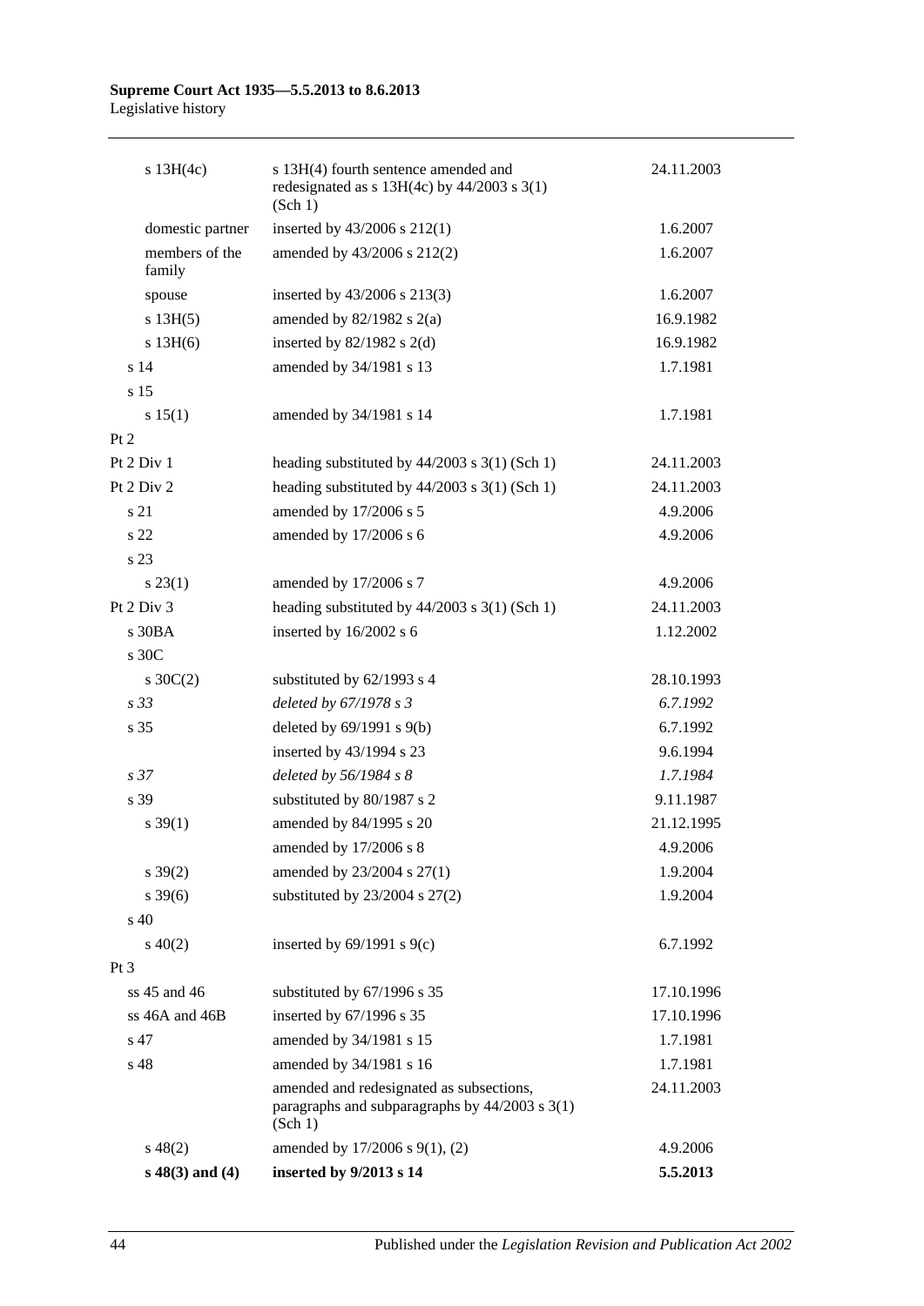| | | |
|---|---|---|
| s 13H(4c) | s 13H(4) fourth sentence amended and redesignated as s 13H(4c) by 44/2003 s 3(1) (Sch 1) | 24.11.2003 |
| domestic partner | inserted by 43/2006 s 212(1) | 1.6.2007 |
| members of the family | amended by 43/2006 s 212(2) | 1.6.2007 |
| spouse | inserted by 43/2006 s 213(3) | 1.6.2007 |
| s 13H(5) | amended by 82/1982 s 2(a) | 16.9.1982 |
| s 13H(6) | inserted by 82/1982 s 2(d) | 16.9.1982 |
| s 14 | amended by 34/1981 s 13 | 1.7.1981 |
| s 15 | | |
| s 15(1) | amended by 34/1981 s 14 | 1.7.1981 |
| Pt 2 | | |
| Pt 2 Div 1 | heading substituted by 44/2003 s 3(1) (Sch 1) | 24.11.2003 |
| Pt 2 Div 2 | heading substituted by 44/2003 s 3(1) (Sch 1) | 24.11.2003 |
| s 21 | amended by 17/2006 s 5 | 4.9.2006 |
| s 22 | amended by 17/2006 s 6 | 4.9.2006 |
| s 23 | | |
| s 23(1) | amended by 17/2006 s 7 | 4.9.2006 |
| Pt 2 Div 3 | heading substituted by 44/2003 s 3(1) (Sch 1) | 24.11.2003 |
| s 30BA | inserted by 16/2002 s 6 | 1.12.2002 |
| s 30C | | |
| s 30C(2) | substituted by 62/1993 s 4 | 28.10.1993 |
| *s 33* | *deleted by 67/1978 s 3* | *6.7.1992* |
| s 35 | deleted by 69/1991 s 9(b) | 6.7.1992 |
| | inserted by 43/1994 s 23 | 9.6.1994 |
| *s 37* | *deleted by 56/1984 s 8* | *1.7.1984* |
| s 39 | substituted by 80/1987 s 2 | 9.11.1987 |
| s 39(1) | amended by 84/1995 s 20 | 21.12.1995 |
| | amended by 17/2006 s 8 | 4.9.2006 |
| s 39(2) | amended by 23/2004 s 27(1) | 1.9.2004 |
| s 39(6) | substituted by 23/2004 s 27(2) | 1.9.2004 |
| s 40 | | |
| s 40(2) | inserted by 69/1991 s 9(c) | 6.7.1992 |
| Pt 3 | | |
| ss 45 and 46 | substituted by 67/1996 s 35 | 17.10.1996 |
| ss 46A and 46B | inserted by 67/1996 s 35 | 17.10.1996 |
| s 47 | amended by 34/1981 s 15 | 1.7.1981 |
| s 48 | amended by 34/1981 s 16 | 1.7.1981 |
| | amended and redesignated as subsections, paragraphs and subparagraphs by 44/2003 s 3(1) (Sch 1) | 24.11.2003 |
| s 48(2) | amended by 17/2006 s 9(1), (2) | 4.9.2006 |
| **s 48(3) and (4)** | **inserted by 9/2013 s 14** | **5.5.2013** |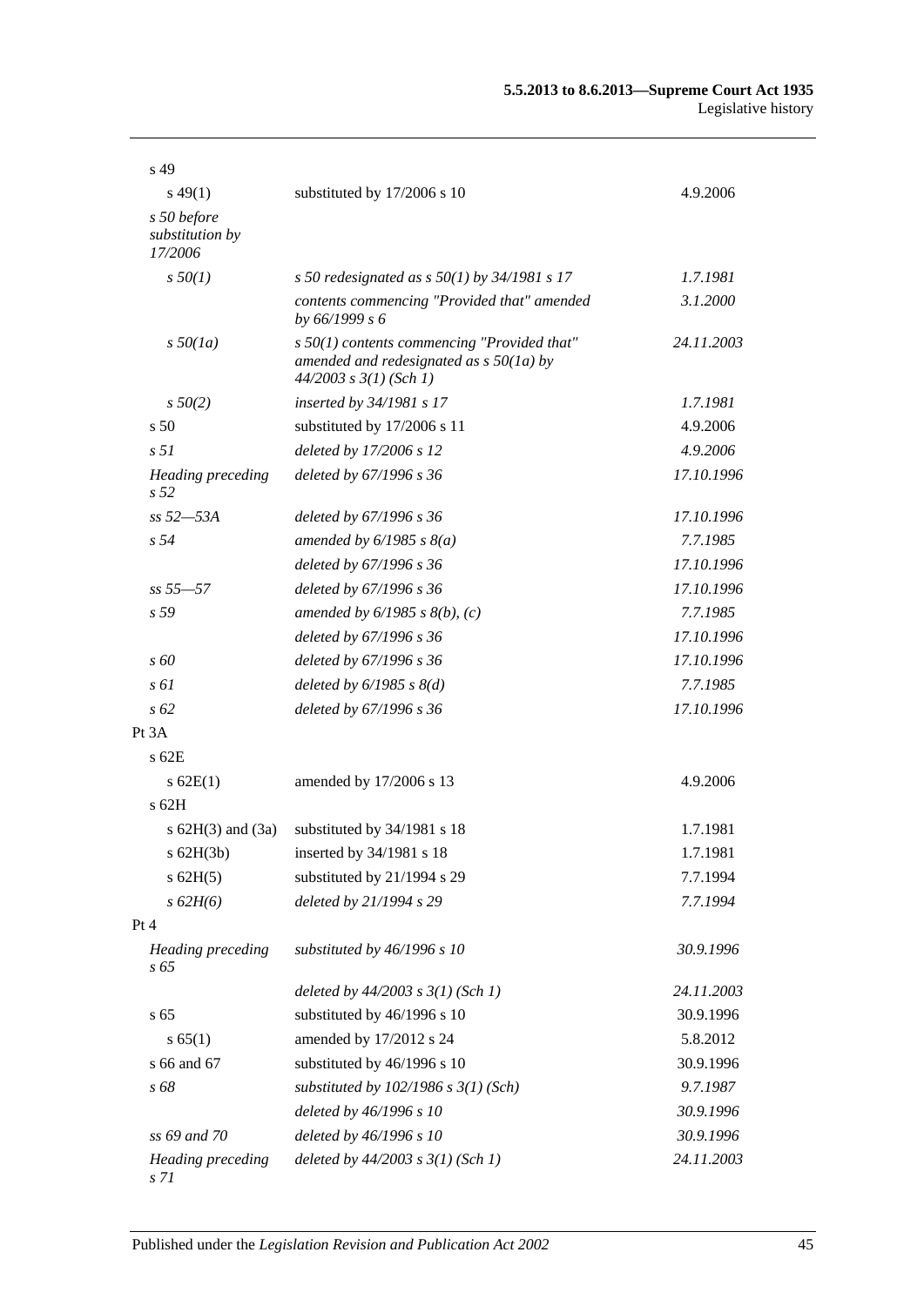| | | |
|---|---|---|
| s 49 | | |
| s 49(1) | substituted by 17/2006 s 10 | 4.9.2006 |
| *s 50 before substitution by 17/2006* | | |
| *s 50(1)* | *s 50 redesignated as s 50(1) by 34/1981 s 17* | *1.7.1981* |
| | *contents commencing "Provided that" amended by 66/1999 s 6* | *3.1.2000* |
| *s 50(1a)* | *s 50(1) contents commencing "Provided that" amended and redesignated as s 50(1a) by 44/2003 s 3(1) (Sch 1)* | *24.11.2003* |
| *s 50(2)* | *inserted by 34/1981 s 17* | *1.7.1981* |
| s 50 | substituted by 17/2006 s 11 | 4.9.2006 |
| *s 51* | *deleted by 17/2006 s 12* | *4.9.2006* |
| *Heading preceding s 52* | *deleted by 67/1996 s 36* | *17.10.1996* |
| *ss 52—53A* | *deleted by 67/1996 s 36* | *17.10.1996* |
| *s 54* | *amended by 6/1985 s 8(a)* | *7.7.1985* |
| | *deleted by 67/1996 s 36* | *17.10.1996* |
| *ss 55—57* | *deleted by 67/1996 s 36* | *17.10.1996* |
| *s 59* | *amended by 6/1985 s 8(b), (c)* | *7.7.1985* |
| | *deleted by 67/1996 s 36* | *17.10.1996* |
| *s 60* | *deleted by 67/1996 s 36* | *17.10.1996* |
| *s 61* | *deleted by 6/1985 s 8(d)* | *7.7.1985* |
| *s 62* | *deleted by 67/1996 s 36* | *17.10.1996* |
| Pt 3A | | |
| s 62E | | |
| s 62E(1) | amended by 17/2006 s 13 | 4.9.2006 |
| s 62H | | |
| s 62H(3) and (3a) | substituted by 34/1981 s 18 | 1.7.1981 |
| s 62H(3b) | inserted by 34/1981 s 18 | 1.7.1981 |
| s 62H(5) | substituted by 21/1994 s 29 | 7.7.1994 |
| *s 62H(6)* | *deleted by 21/1994 s 29* | *7.7.1994* |
| Pt 4 | | |
| *Heading preceding s 65* | *substituted by 46/1996 s 10* | *30.9.1996* |
| | *deleted by 44/2003 s 3(1) (Sch 1)* | *24.11.2003* |
| s 65 | substituted by 46/1996 s 10 | 30.9.1996 |
| s 65(1) | amended by 17/2012 s 24 | 5.8.2012 |
| s 66 and 67 | substituted by 46/1996 s 10 | 30.9.1996 |
| *s 68* | *substituted by 102/1986 s 3(1) (Sch)* | *9.7.1987* |
| | *deleted by 46/1996 s 10* | *30.9.1996* |
| *ss 69 and 70* | *deleted by 46/1996 s 10* | *30.9.1996* |
| *Heading preceding s 71* | *deleted by 44/2003 s 3(1) (Sch 1)* | *24.11.2003* |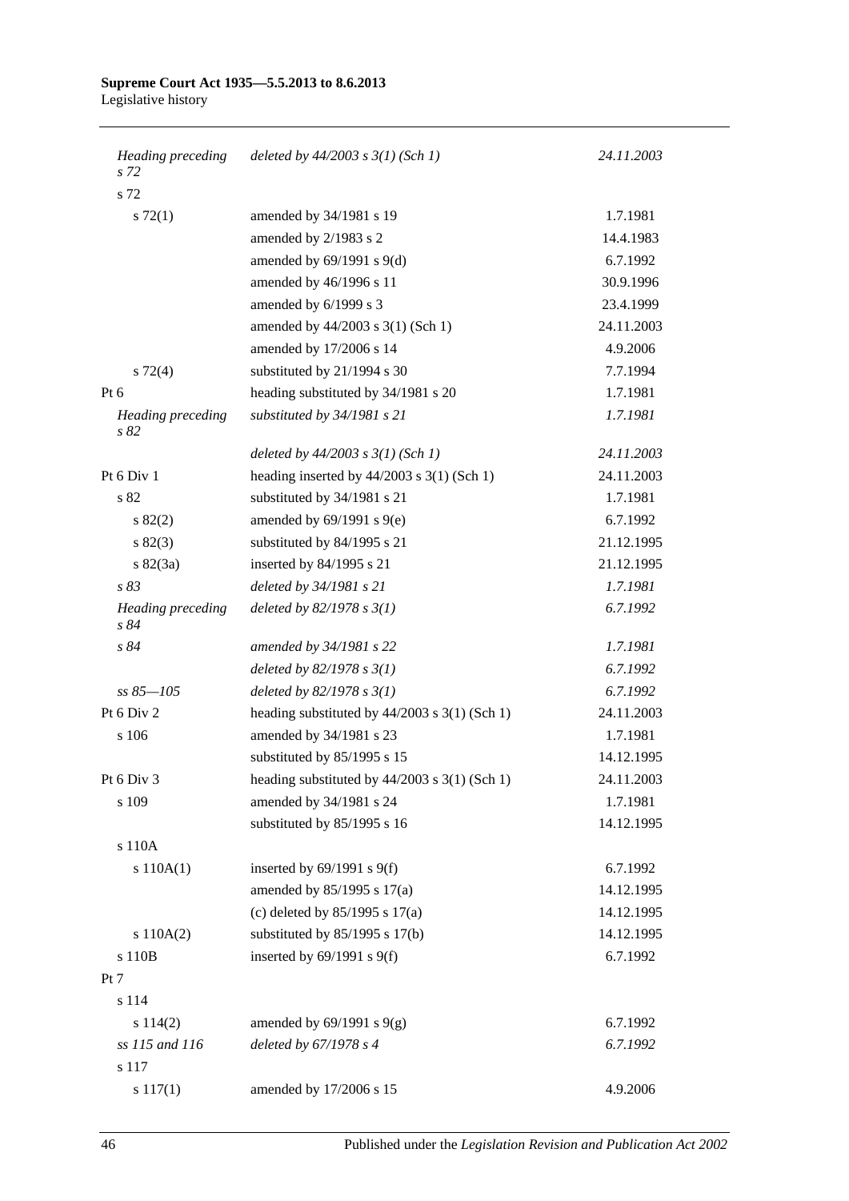| | | |
|---|---|---|
| *Heading preceding s 72* | *deleted by 44/2003 s 3(1) (Sch 1)* | *24.11.2003* |
| s 72 | | |
| s 72(1) | amended by 34/1981 s 19 | 1.7.1981 |
| | amended by 2/1983 s 2 | 14.4.1983 |
| | amended by 69/1991 s 9(d) | 6.7.1992 |
| | amended by 46/1996 s 11 | 30.9.1996 |
| | amended by 6/1999 s 3 | 23.4.1999 |
| | amended by 44/2003 s 3(1) (Sch 1) | 24.11.2003 |
| | amended by 17/2006 s 14 | 4.9.2006 |
| s 72(4) | substituted by 21/1994 s 30 | 7.7.1994 |
| Pt 6 | heading substituted by 34/1981 s 20 | 1.7.1981 |
| *Heading preceding s 82* | *substituted by 34/1981 s 21* | *1.7.1981* |
| | *deleted by 44/2003 s 3(1) (Sch 1)* | *24.11.2003* |
| Pt 6 Div 1 | heading inserted by 44/2003 s 3(1) (Sch 1) | 24.11.2003 |
| s 82 | substituted by 34/1981 s 21 | 1.7.1981 |
| s 82(2) | amended by 69/1991 s 9(e) | 6.7.1992 |
| s 82(3) | substituted by 84/1995 s 21 | 21.12.1995 |
| s 82(3a) | inserted by 84/1995 s 21 | 21.12.1995 |
| *s 83* | *deleted by 34/1981 s 21* | *1.7.1981* |
| *Heading preceding s 84* | *deleted by 82/1978 s 3(1)* | *6.7.1992* |
| *s 84* | *amended by 34/1981 s 22* | *1.7.1981* |
| | *deleted by 82/1978 s 3(1)* | *6.7.1992* |
| *ss 85—105* | *deleted by 82/1978 s 3(1)* | *6.7.1992* |
| Pt 6 Div 2 | heading substituted by 44/2003 s 3(1) (Sch 1) | 24.11.2003 |
| s 106 | amended by 34/1981 s 23 | 1.7.1981 |
| | substituted by 85/1995 s 15 | 14.12.1995 |
| Pt 6 Div 3 | heading substituted by 44/2003 s 3(1) (Sch 1) | 24.11.2003 |
| s 109 | amended by 34/1981 s 24 | 1.7.1981 |
| | substituted by 85/1995 s 16 | 14.12.1995 |
| s 110A | | |
| s 110A(1) | inserted by 69/1991 s 9(f) | 6.7.1992 |
| | amended by 85/1995 s 17(a) | 14.12.1995 |
| | (c) deleted by 85/1995 s 17(a) | 14.12.1995 |
| s 110A(2) | substituted by 85/1995 s 17(b) | 14.12.1995 |
| s 110B | inserted by 69/1991 s 9(f) | 6.7.1992 |
| Pt 7 | | |
| s 114 | | |
| s 114(2) | amended by 69/1991 s 9(g) | 6.7.1992 |
| *ss 115 and 116* | *deleted by 67/1978 s 4* | *6.7.1992* |
| s 117 | | |
| s 117(1) | amended by 17/2006 s 15 | 4.9.2006 |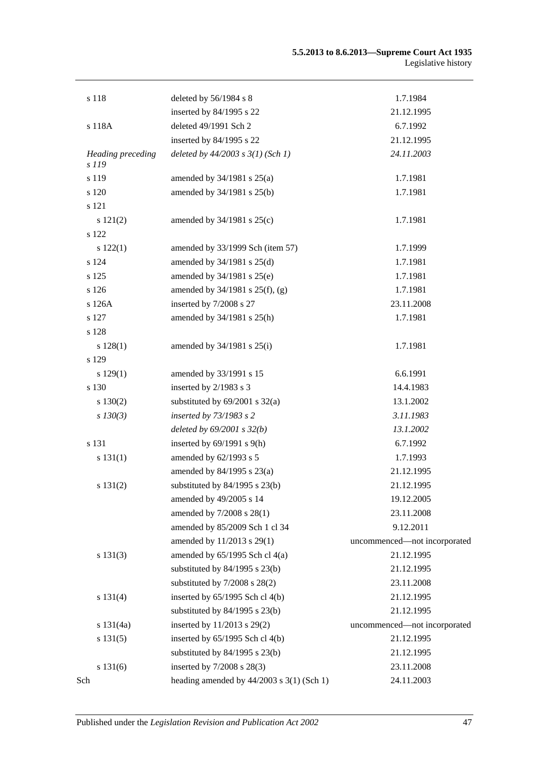| | | |
|---|---|---|
| s 118 | deleted by 56/1984 s 8 | 1.7.1984 |
| | inserted by 84/1995 s 22 | 21.12.1995 |
| s 118A | deleted 49/1991 Sch 2 | 6.7.1992 |
| | inserted by 84/1995 s 22 | 21.12.1995 |
| *Heading preceding s 119* | *deleted by 44/2003 s 3(1) (Sch 1)* | *24.11.2003* |
| s 119 | amended by 34/1981 s 25(a) | 1.7.1981 |
| s 120 | amended by 34/1981 s 25(b) | 1.7.1981 |
| s 121 | | |
| s 121(2) | amended by 34/1981 s 25(c) | 1.7.1981 |
| s 122 | | |
| s 122(1) | amended by 33/1999 Sch (item 57) | 1.7.1999 |
| s 124 | amended by 34/1981 s 25(d) | 1.7.1981 |
| s 125 | amended by 34/1981 s 25(e) | 1.7.1981 |
| s 126 | amended by 34/1981 s 25(f), (g) | 1.7.1981 |
| s 126A | inserted by 7/2008 s 27 | 23.11.2008 |
| s 127 | amended by 34/1981 s 25(h) | 1.7.1981 |
| s 128 | | |
| s 128(1) | amended by 34/1981 s 25(i) | 1.7.1981 |
| s 129 | | |
| s 129(1) | amended by 33/1991 s 15 | 6.6.1991 |
| s 130 | inserted by 2/1983 s 3 | 14.4.1983 |
| s 130(2) | substituted by 69/2001 s 32(a) | 13.1.2002 |
| *s 130(3)* | *inserted by 73/1983 s 2* | *3.11.1983* |
| | *deleted by 69/2001 s 32(b)* | *13.1.2002* |
| s 131 | inserted by 69/1991 s 9(h) | 6.7.1992 |
| s 131(1) | amended by 62/1993 s 5 | 1.7.1993 |
| | amended by 84/1995 s 23(a) | 21.12.1995 |
| s 131(2) | substituted by 84/1995 s 23(b) | 21.12.1995 |
| | amended by 49/2005 s 14 | 19.12.2005 |
| | amended by 7/2008 s 28(1) | 23.11.2008 |
| | amended by 85/2009 Sch 1 cl 34 | 9.12.2011 |
| | amended by 11/2013 s 29(1) | uncommenced—not incorporated |
| s 131(3) | amended by 65/1995 Sch cl 4(a) | 21.12.1995 |
| | substituted by 84/1995 s 23(b) | 21.12.1995 |
| | substituted by 7/2008 s 28(2) | 23.11.2008 |
| s 131(4) | inserted by 65/1995 Sch cl 4(b) | 21.12.1995 |
| | substituted by 84/1995 s 23(b) | 21.12.1995 |
| s 131(4a) | inserted by 11/2013 s 29(2) | uncommenced—not incorporated |
| s 131(5) | inserted by 65/1995 Sch cl 4(b) | 21.12.1995 |
| | substituted by 84/1995 s 23(b) | 21.12.1995 |
| s 131(6) | inserted by 7/2008 s 28(3) | 23.11.2008 |
| Sch | heading amended by 44/2003 s 3(1) (Sch 1) | 24.11.2003 |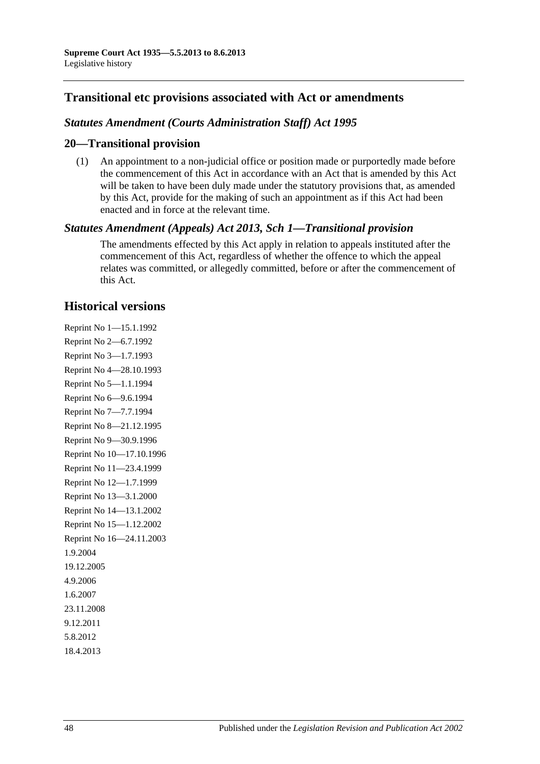## Transitional etc provisions associated with Act or amendments

### *Statutes Amendment (Courts Administration Staff) Act 1995*

### 20—Transitional provision

(1) An appointment to a non-judicial office or position made or purportedly made before the commencement of this Act in accordance with an Act that is amended by this Act will be taken to have been duly made under the statutory provisions that, as amended by this Act, provide for the making of such an appointment as if this Act had been enacted and in force at the relevant time.

### *Statutes Amendment (Appeals) Act 2013, Sch 1—Transitional provision*

The amendments effected by this Act apply in relation to appeals instituted after the commencement of this Act, regardless of whether the offence to which the appeal relates was committed, or allegedly committed, before or after the commencement of this Act.

## Historical versions

Reprint No 1—15.1.1992

Reprint No 2—6.7.1992

Reprint No 3—1.7.1993

Reprint No 4—28.10.1993

Reprint No 5—1.1.1994

Reprint No 6—9.6.1994

Reprint No 7—7.7.1994

Reprint No 8—21.12.1995

Reprint No 9—30.9.1996

Reprint No 10—17.10.1996

Reprint No 11—23.4.1999

Reprint No 12—1.7.1999

Reprint No 13—3.1.2000

Reprint No 14—13.1.2002

Reprint No 15—1.12.2002

Reprint No 16—24.11.2003

1.9.2004

19.12.2005

4.9.2006

1.6.2007

23.11.2008

9.12.2011

5.8.2012

18.4.2013